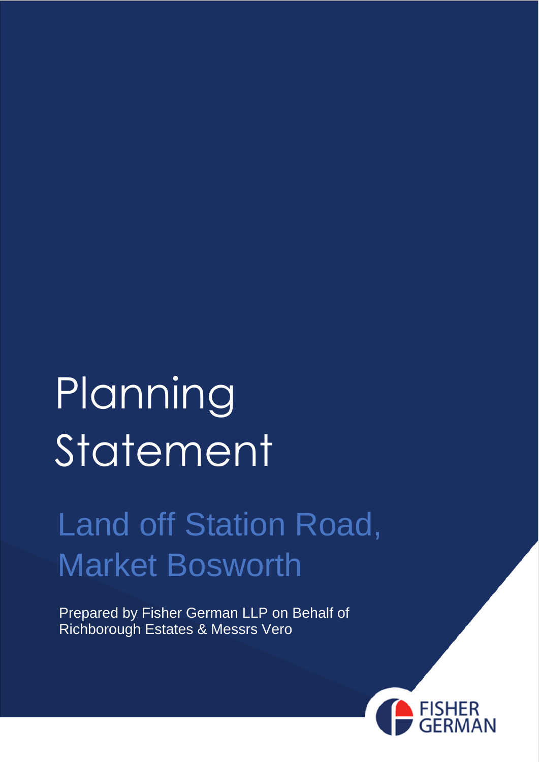# Planning Statement

## Land off Station Road, Market Bosworth

Prepared by Fisher German LLP on Behalf of Richborough Estates & Messrs Vero

FISHER GERMAN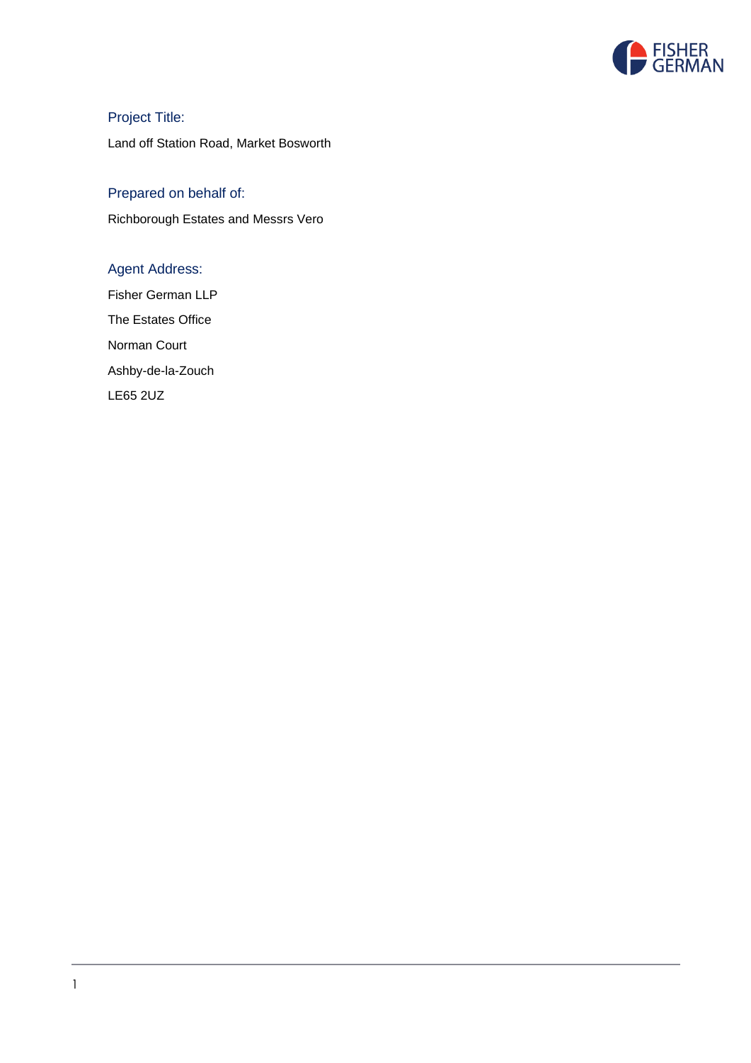## Project Title:

Land off Station Road, Market Bosworth

## Prepared on behalf of:

Richborough Estates and Messrs Vero

## Agent Address:

Fisher German LLP

The Estates Office

Norman Court

Ashby-de-la-Zouch

LE65 2UZ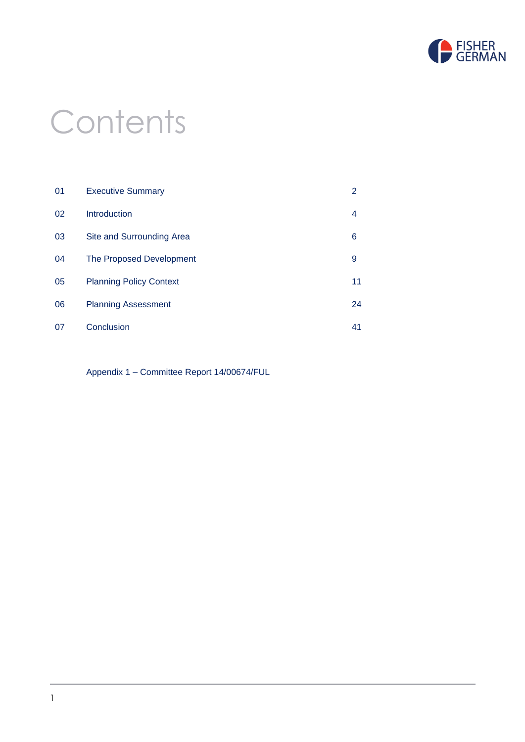# Contents

| | | |
|---|---|---|
| 01 | Executive Summary | 2 |
| 02 | Introduction | 4 |
| 03 | Site and Surrounding Area | 6 |
| 04 | The Proposed Development | 9 |
| 05 | Planning Policy Context | 11 |
| 06 | Planning Assessment | 24 |
| 07 | Conclusion | 41 |

Appendix 1 – Committee Report 14/00674/FUL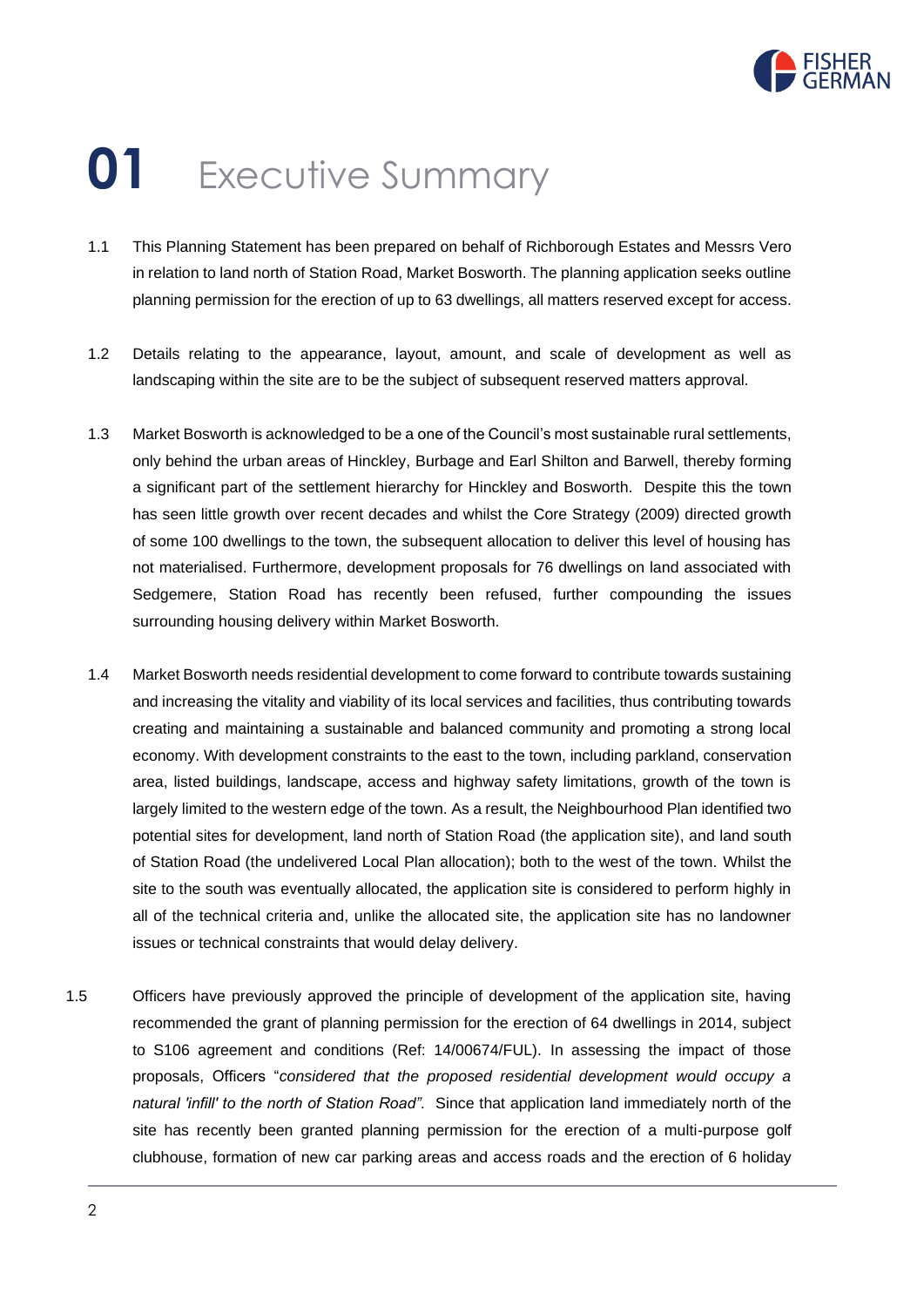# 01 Executive Summary

1.1 This Planning Statement has been prepared on behalf of Richborough Estates and Messrs Vero in relation to land north of Station Road, Market Bosworth. The planning application seeks outline planning permission for the erection of up to 63 dwellings, all matters reserved except for access.

1.2 Details relating to the appearance, layout, amount, and scale of development as well as landscaping within the site are to be the subject of subsequent reserved matters approval.

1.3 Market Bosworth is acknowledged to be a one of the Council's most sustainable rural settlements, only behind the urban areas of Hinckley, Burbage and Earl Shilton and Barwell, thereby forming a significant part of the settlement hierarchy for Hinckley and Bosworth. Despite this the town has seen little growth over recent decades and whilst the Core Strategy (2009) directed growth of some 100 dwellings to the town, the subsequent allocation to deliver this level of housing has not materialised. Furthermore, development proposals for 76 dwellings on land associated with Sedgemere, Station Road has recently been refused, further compounding the issues surrounding housing delivery within Market Bosworth.

1.4 Market Bosworth needs residential development to come forward to contribute towards sustaining and increasing the vitality and viability of its local services and facilities, thus contributing towards creating and maintaining a sustainable and balanced community and promoting a strong local economy. With development constraints to the east to the town, including parkland, conservation area, listed buildings, landscape, access and highway safety limitations, growth of the town is largely limited to the western edge of the town. As a result, the Neighbourhood Plan identified two potential sites for development, land north of Station Road (the application site), and land south of Station Road (the undelivered Local Plan allocation); both to the west of the town. Whilst the site to the south was eventually allocated, the application site is considered to perform highly in all of the technical criteria and, unlike the allocated site, the application site has no landowner issues or technical constraints that would delay delivery.

1.5 Officers have previously approved the principle of development of the application site, having recommended the grant of planning permission for the erection of 64 dwellings in 2014, subject to S106 agreement and conditions (Ref: 14/00674/FUL). In assessing the impact of those proposals, Officers "*considered that the proposed residential development would occupy a natural 'infill' to the north of Station Road".* Since that application land immediately north of the site has recently been granted planning permission for the erection of a multi-purpose golf clubhouse, formation of new car parking areas and access roads and the erection of 6 holiday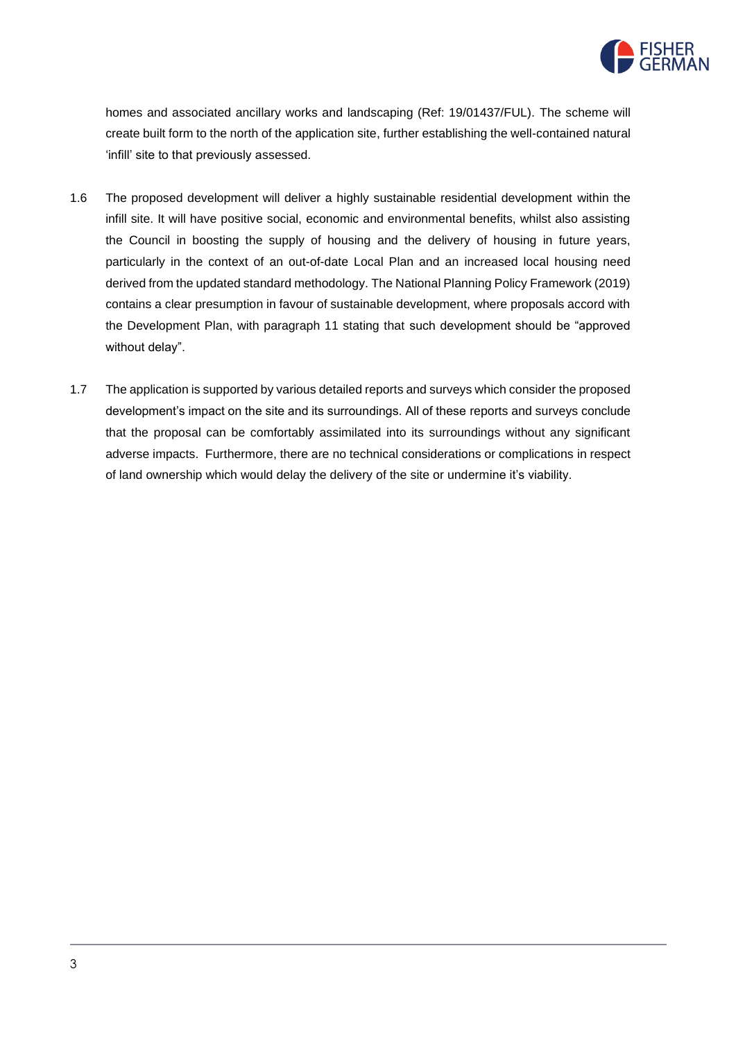homes and associated ancillary works and landscaping (Ref: 19/01437/FUL). The scheme will create built form to the north of the application site, further establishing the well-contained natural 'infill' site to that previously assessed.

1.6 The proposed development will deliver a highly sustainable residential development within the infill site. It will have positive social, economic and environmental benefits, whilst also assisting the Council in boosting the supply of housing and the delivery of housing in future years, particularly in the context of an out-of-date Local Plan and an increased local housing need derived from the updated standard methodology. The National Planning Policy Framework (2019) contains a clear presumption in favour of sustainable development, where proposals accord with the Development Plan, with paragraph 11 stating that such development should be "approved without delay".

1.7 The application is supported by various detailed reports and surveys which consider the proposed development's impact on the site and its surroundings. All of these reports and surveys conclude that the proposal can be comfortably assimilated into its surroundings without any significant adverse impacts. Furthermore, there are no technical considerations or complications in respect of land ownership which would delay the delivery of the site or undermine it's viability.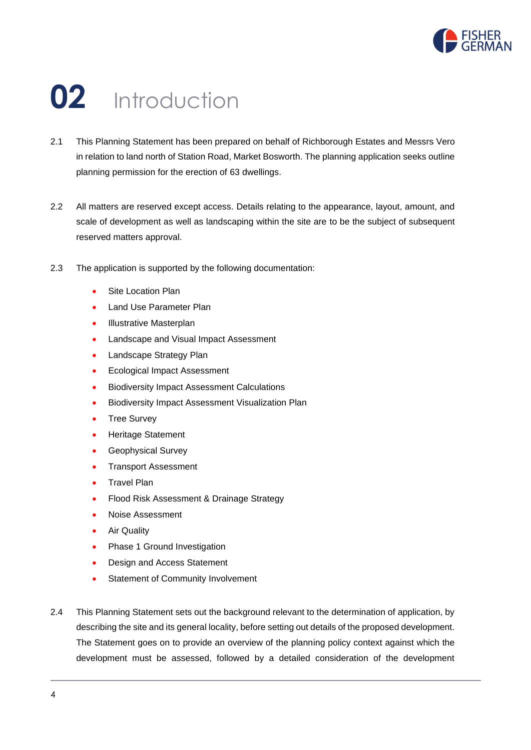# 02 Introduction

2.1 This Planning Statement has been prepared on behalf of Richborough Estates and Messrs Vero in relation to land north of Station Road, Market Bosworth. The planning application seeks outline planning permission for the erection of 63 dwellings.

2.2 All matters are reserved except access. Details relating to the appearance, layout, amount, and scale of development as well as landscaping within the site are to be the subject of subsequent reserved matters approval.

2.3 The application is supported by the following documentation:

- Site Location Plan
- Land Use Parameter Plan
- Illustrative Masterplan
- Landscape and Visual Impact Assessment
- Landscape Strategy Plan
- Ecological Impact Assessment
- Biodiversity Impact Assessment Calculations
- Biodiversity Impact Assessment Visualization Plan
- Tree Survey
- Heritage Statement
- Geophysical Survey
- Transport Assessment
- Travel Plan
- Flood Risk Assessment & Drainage Strategy
- Noise Assessment
- Air Quality
- Phase 1 Ground Investigation
- Design and Access Statement
- Statement of Community Involvement

2.4 This Planning Statement sets out the background relevant to the determination of application, by describing the site and its general locality, before setting out details of the proposed development. The Statement goes on to provide an overview of the planning policy context against which the development must be assessed, followed by a detailed consideration of the development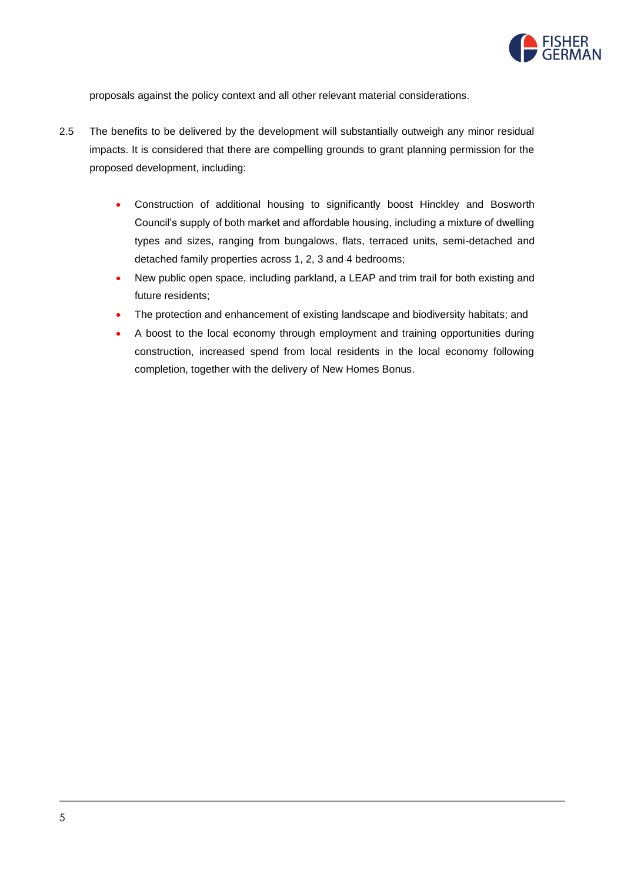proposals against the policy context and all other relevant material considerations.

2.5 The benefits to be delivered by the development will substantially outweigh any minor residual impacts. It is considered that there are compelling grounds to grant planning permission for the proposed development, including:

- Construction of additional housing to significantly boost Hinckley and Bosworth Council's supply of both market and affordable housing, including a mixture of dwelling types and sizes, ranging from bungalows, flats, terraced units, semi-detached and detached family properties across 1, 2, 3 and 4 bedrooms;
- New public open space, including parkland, a LEAP and trim trail for both existing and future residents;
- The protection and enhancement of existing landscape and biodiversity habitats; and
- A boost to the local economy through employment and training opportunities during construction, increased spend from local residents in the local economy following completion, together with the delivery of New Homes Bonus.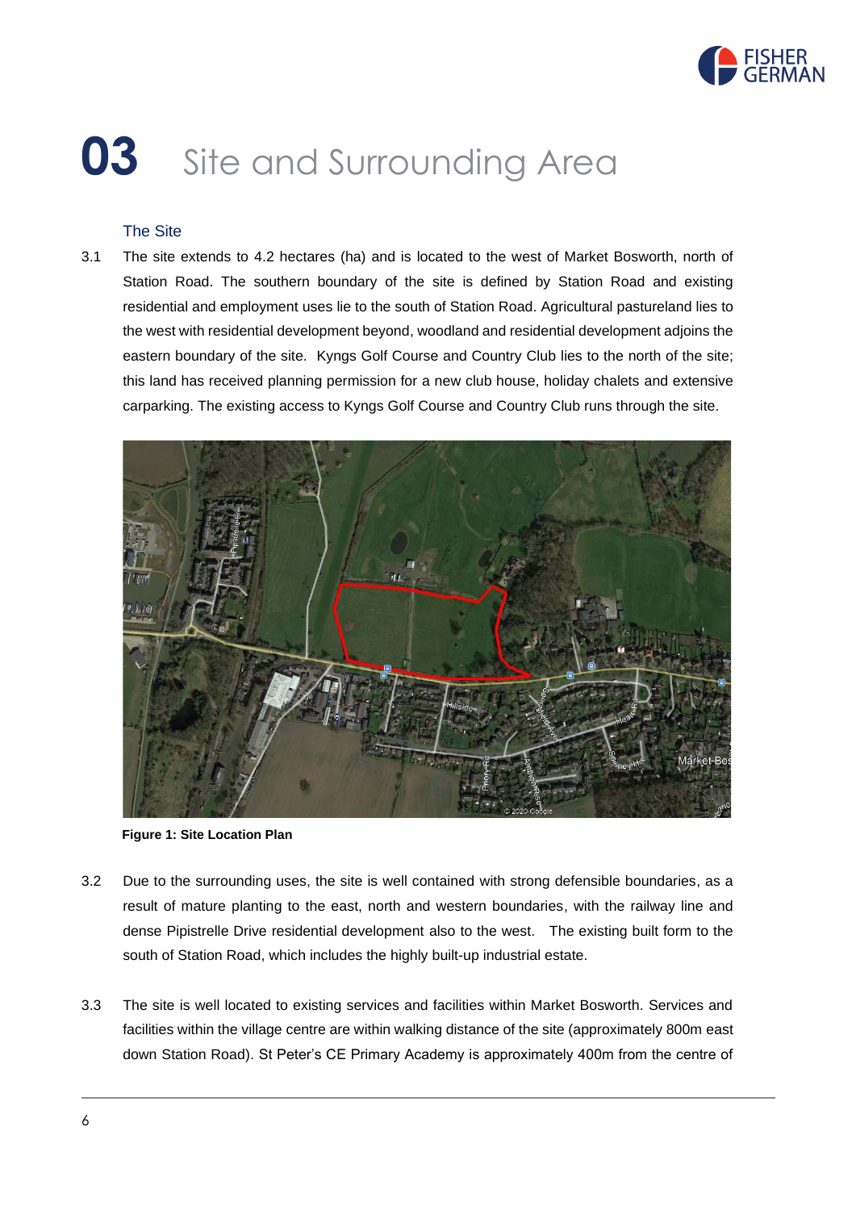# 03 Site and Surrounding Area

## The Site

3.1 The site extends to 4.2 hectares (ha) and is located to the west of Market Bosworth, north of Station Road. The southern boundary of the site is defined by Station Road and existing residential and employment uses lie to the south of Station Road. Agricultural pastureland lies to the west with residential development beyond, woodland and residential development adjoins the eastern boundary of the site. Kyngs Golf Course and Country Club lies to the north of the site; this land has received planning permission for a new club house, holiday chalets and extensive carparking. The existing access to Kyngs Golf Course and Country Club runs through the site.

**Figure 1: Site Location Plan**

3.2 Due to the surrounding uses, the site is well contained with strong defensible boundaries, as a result of mature planting to the east, north and western boundaries, with the railway line and dense Pipistrelle Drive residential development also to the west. The existing built form to the south of Station Road, which includes the highly built-up industrial estate.

3.3 The site is well located to existing services and facilities within Market Bosworth. Services and facilities within the village centre are within walking distance of the site (approximately 800m east down Station Road). St Peter's CE Primary Academy is approximately 400m from the centre of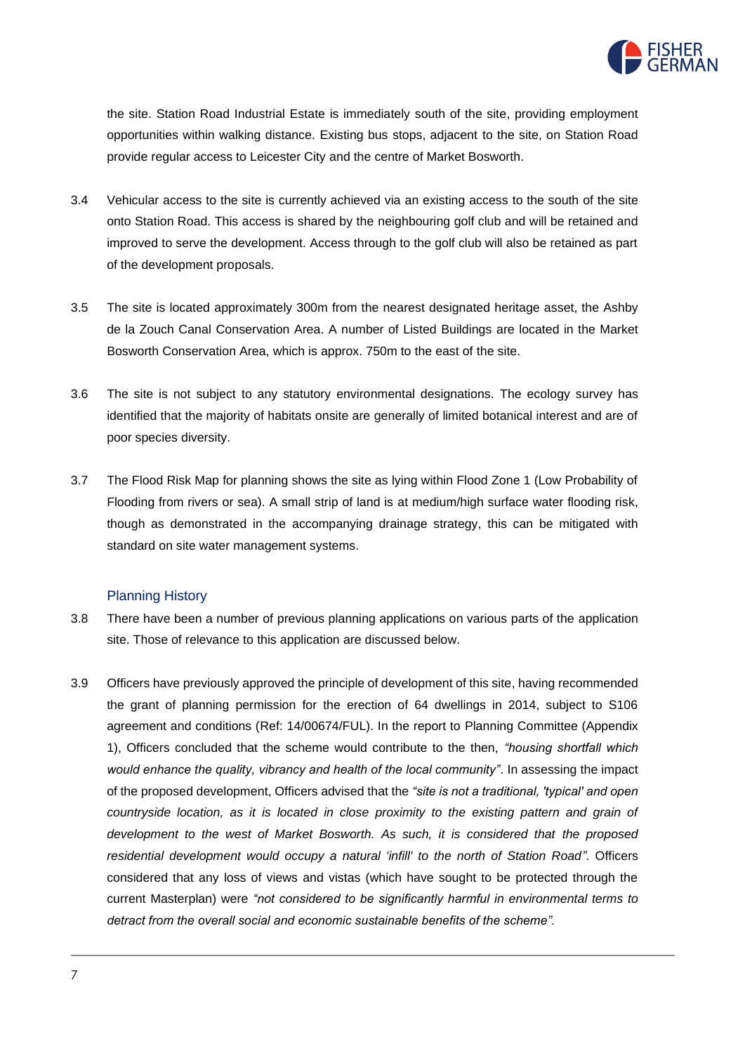the site. Station Road Industrial Estate is immediately south of the site, providing employment opportunities within walking distance. Existing bus stops, adjacent to the site, on Station Road provide regular access to Leicester City and the centre of Market Bosworth.

3.4 Vehicular access to the site is currently achieved via an existing access to the south of the site onto Station Road. This access is shared by the neighbouring golf club and will be retained and improved to serve the development. Access through to the golf club will also be retained as part of the development proposals.

3.5 The site is located approximately 300m from the nearest designated heritage asset, the Ashby de la Zouch Canal Conservation Area. A number of Listed Buildings are located in the Market Bosworth Conservation Area, which is approx. 750m to the east of the site.

3.6 The site is not subject to any statutory environmental designations. The ecology survey has identified that the majority of habitats onsite are generally of limited botanical interest and are of poor species diversity.

3.7 The Flood Risk Map for planning shows the site as lying within Flood Zone 1 (Low Probability of Flooding from rivers or sea). A small strip of land is at medium/high surface water flooding risk, though as demonstrated in the accompanying drainage strategy, this can be mitigated with standard on site water management systems.

### Planning History

3.8 There have been a number of previous planning applications on various parts of the application site. Those of relevance to this application are discussed below.

3.9 Officers have previously approved the principle of development of this site, having recommended the grant of planning permission for the erection of 64 dwellings in 2014, subject to S106 agreement and conditions (Ref: 14/00674/FUL). In the report to Planning Committee (Appendix 1), Officers concluded that the scheme would contribute to the then, *"housing shortfall which would enhance the quality, vibrancy and health of the local community"*. In assessing the impact of the proposed development, Officers advised that the *"site is not a traditional, 'typical' and open countryside location, as it is located in close proximity to the existing pattern and grain of development to the west of Market Bosworth. As such, it is considered that the proposed residential development would occupy a natural 'infill' to the north of Station Road".* Officers considered that any loss of views and vistas (which have sought to be protected through the current Masterplan) were *"not considered to be significantly harmful in environmental terms to detract from the overall social and economic sustainable benefits of the scheme".*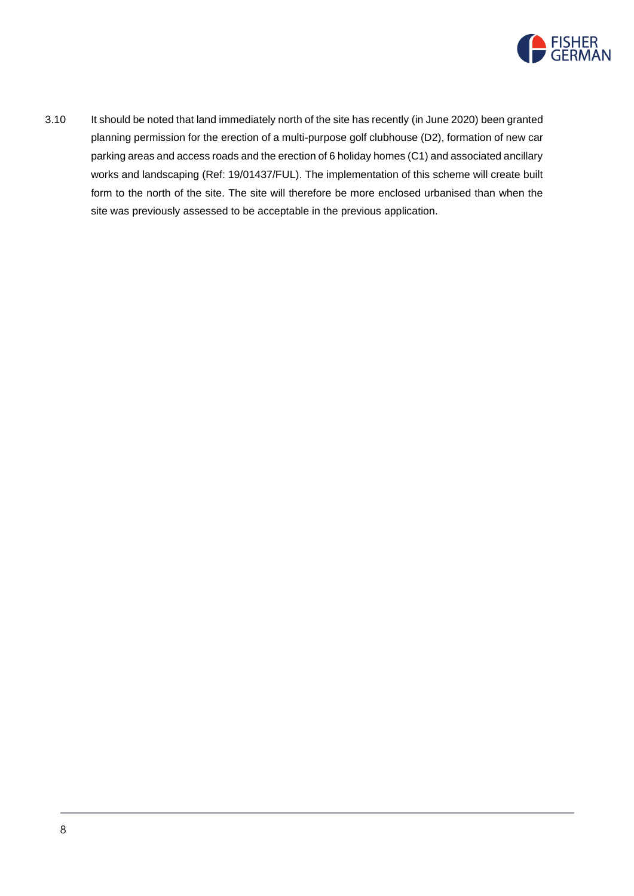3.10 It should be noted that land immediately north of the site has recently (in June 2020) been granted planning permission for the erection of a multi-purpose golf clubhouse (D2), formation of new car parking areas and access roads and the erection of 6 holiday homes (C1) and associated ancillary works and landscaping (Ref: 19/01437/FUL). The implementation of this scheme will create built form to the north of the site. The site will therefore be more enclosed urbanised than when the site was previously assessed to be acceptable in the previous application.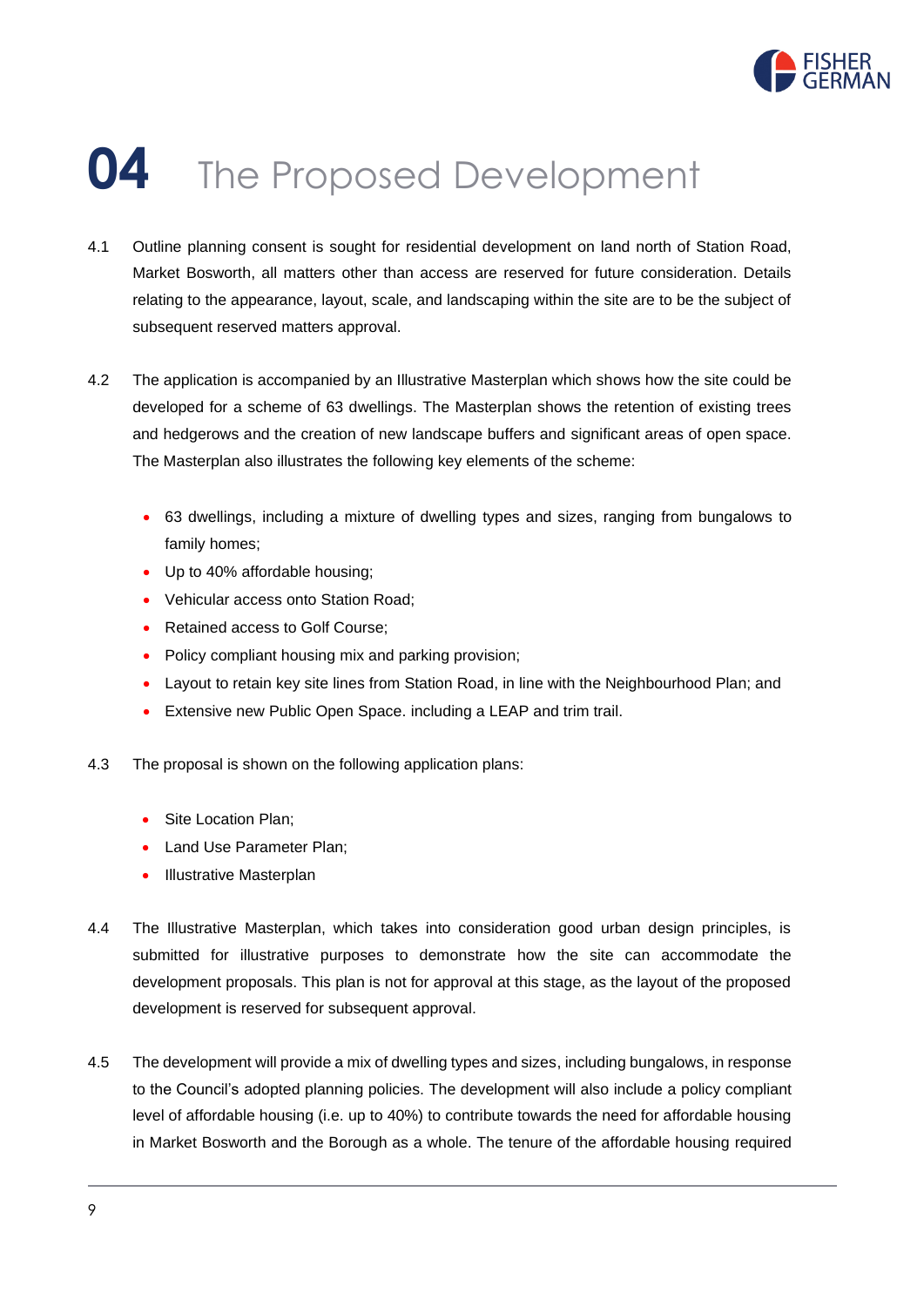# 04 The Proposed Development

4.1 Outline planning consent is sought for residential development on land north of Station Road, Market Bosworth, all matters other than access are reserved for future consideration. Details relating to the appearance, layout, scale, and landscaping within the site are to be the subject of subsequent reserved matters approval.

4.2 The application is accompanied by an Illustrative Masterplan which shows how the site could be developed for a scheme of 63 dwellings. The Masterplan shows the retention of existing trees and hedgerows and the creation of new landscape buffers and significant areas of open space. The Masterplan also illustrates the following key elements of the scheme:

- 63 dwellings, including a mixture of dwelling types and sizes, ranging from bungalows to family homes;
- Up to 40% affordable housing;
- Vehicular access onto Station Road;
- Retained access to Golf Course;
- Policy compliant housing mix and parking provision;
- Layout to retain key site lines from Station Road, in line with the Neighbourhood Plan; and
- Extensive new Public Open Space. including a LEAP and trim trail.

4.3 The proposal is shown on the following application plans:

- Site Location Plan;
- Land Use Parameter Plan;
- Illustrative Masterplan

4.4 The Illustrative Masterplan, which takes into consideration good urban design principles, is submitted for illustrative purposes to demonstrate how the site can accommodate the development proposals. This plan is not for approval at this stage, as the layout of the proposed development is reserved for subsequent approval.

4.5 The development will provide a mix of dwelling types and sizes, including bungalows, in response to the Council's adopted planning policies. The development will also include a policy compliant level of affordable housing (i.e. up to 40%) to contribute towards the need for affordable housing in Market Bosworth and the Borough as a whole. The tenure of the affordable housing required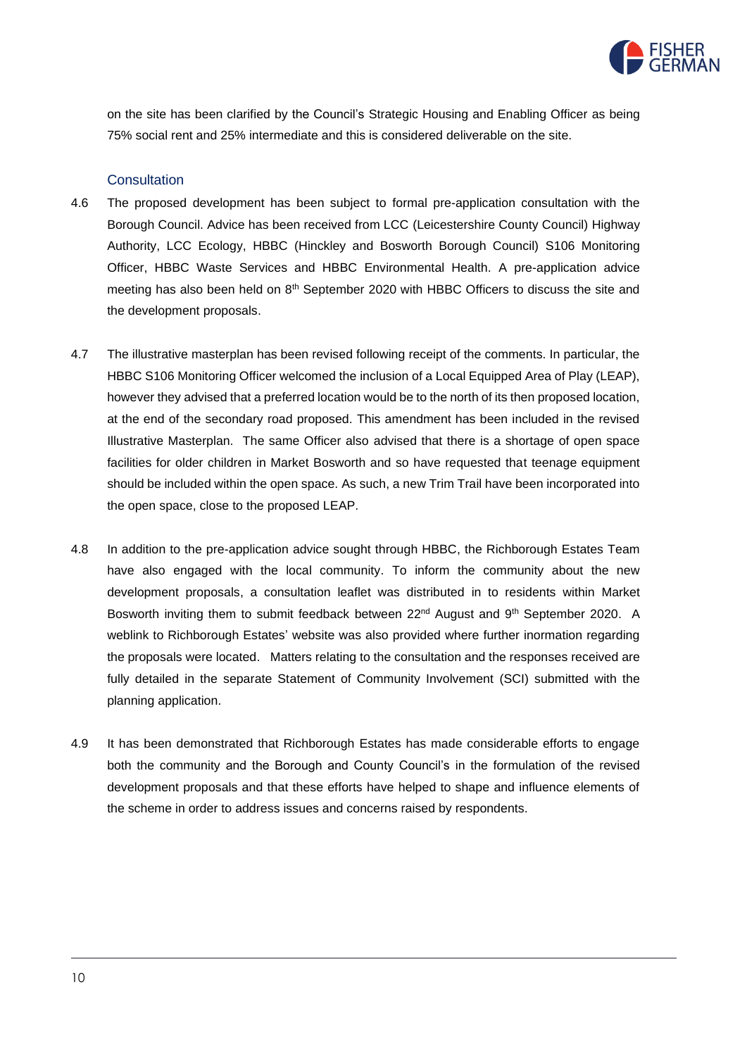on the site has been clarified by the Council's Strategic Housing and Enabling Officer as being 75% social rent and 25% intermediate and this is considered deliverable on the site.

### Consultation

4.6 The proposed development has been subject to formal pre-application consultation with the Borough Council. Advice has been received from LCC (Leicestershire County Council) Highway Authority, LCC Ecology, HBBC (Hinckley and Bosworth Borough Council) S106 Monitoring Officer, HBBC Waste Services and HBBC Environmental Health. A pre-application advice meeting has also been held on 8th September 2020 with HBBC Officers to discuss the site and the development proposals.

4.7 The illustrative masterplan has been revised following receipt of the comments. In particular, the HBBC S106 Monitoring Officer welcomed the inclusion of a Local Equipped Area of Play (LEAP), however they advised that a preferred location would be to the north of its then proposed location, at the end of the secondary road proposed. This amendment has been included in the revised Illustrative Masterplan. The same Officer also advised that there is a shortage of open space facilities for older children in Market Bosworth and so have requested that teenage equipment should be included within the open space. As such, a new Trim Trail have been incorporated into the open space, close to the proposed LEAP.

4.8 In addition to the pre-application advice sought through HBBC, the Richborough Estates Team have also engaged with the local community. To inform the community about the new development proposals, a consultation leaflet was distributed in to residents within Market Bosworth inviting them to submit feedback between 22nd August and 9th September 2020. A weblink to Richborough Estates' website was also provided where further inormation regarding the proposals were located. Matters relating to the consultation and the responses received are fully detailed in the separate Statement of Community Involvement (SCI) submitted with the planning application.

4.9 It has been demonstrated that Richborough Estates has made considerable efforts to engage both the community and the Borough and County Council's in the formulation of the revised development proposals and that these efforts have helped to shape and influence elements of the scheme in order to address issues and concerns raised by respondents.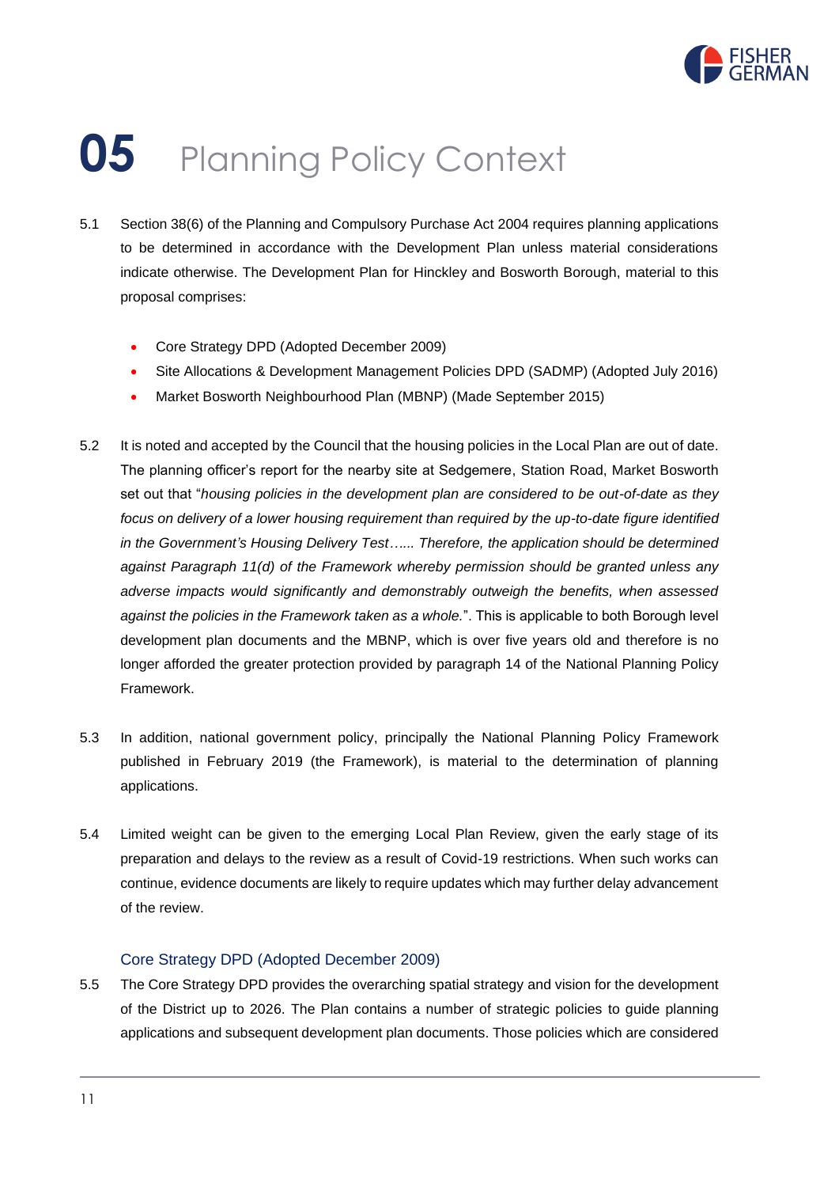# 05 Planning Policy Context

5.1 Section 38(6) of the Planning and Compulsory Purchase Act 2004 requires planning applications to be determined in accordance with the Development Plan unless material considerations indicate otherwise. The Development Plan for Hinckley and Bosworth Borough, material to this proposal comprises:

- Core Strategy DPD (Adopted December 2009)
- Site Allocations & Development Management Policies DPD (SADMP) (Adopted July 2016)
- Market Bosworth Neighbourhood Plan (MBNP) (Made September 2015)

5.2 It is noted and accepted by the Council that the housing policies in the Local Plan are out of date. The planning officer's report for the nearby site at Sedgemere, Station Road, Market Bosworth set out that "*housing policies in the development plan are considered to be out-of-date as they focus on delivery of a lower housing requirement than required by the up-to-date figure identified in the Government's Housing Delivery Test…... Therefore, the application should be determined against Paragraph 11(d) of the Framework whereby permission should be granted unless any adverse impacts would significantly and demonstrably outweigh the benefits, when assessed against the policies in the Framework taken as a whole.*". This is applicable to both Borough level development plan documents and the MBNP, which is over five years old and therefore is no longer afforded the greater protection provided by paragraph 14 of the National Planning Policy Framework.

5.3 In addition, national government policy, principally the National Planning Policy Framework published in February 2019 (the Framework), is material to the determination of planning applications.

5.4 Limited weight can be given to the emerging Local Plan Review, given the early stage of its preparation and delays to the review as a result of Covid-19 restrictions. When such works can continue, evidence documents are likely to require updates which may further delay advancement of the review.

### Core Strategy DPD (Adopted December 2009)

5.5 The Core Strategy DPD provides the overarching spatial strategy and vision for the development of the District up to 2026. The Plan contains a number of strategic policies to guide planning applications and subsequent development plan documents. Those policies which are considered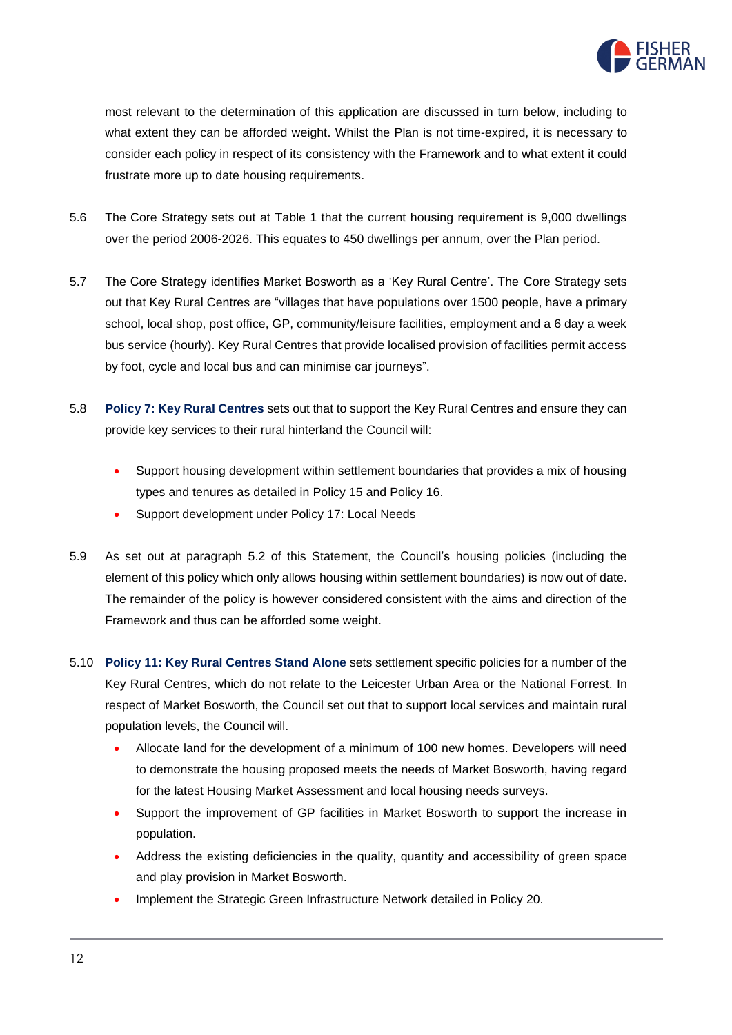most relevant to the determination of this application are discussed in turn below, including to what extent they can be afforded weight. Whilst the Plan is not time-expired, it is necessary to consider each policy in respect of its consistency with the Framework and to what extent it could frustrate more up to date housing requirements.

5.6 The Core Strategy sets out at Table 1 that the current housing requirement is 9,000 dwellings over the period 2006-2026. This equates to 450 dwellings per annum, over the Plan period.

5.7 The Core Strategy identifies Market Bosworth as a 'Key Rural Centre'. The Core Strategy sets out that Key Rural Centres are "villages that have populations over 1500 people, have a primary school, local shop, post office, GP, community/leisure facilities, employment and a 6 day a week bus service (hourly). Key Rural Centres that provide localised provision of facilities permit access by foot, cycle and local bus and can minimise car journeys".

5.8 **Policy 7: Key Rural Centres** sets out that to support the Key Rural Centres and ensure they can provide key services to their rural hinterland the Council will:

- Support housing development within settlement boundaries that provides a mix of housing types and tenures as detailed in Policy 15 and Policy 16.
- Support development under Policy 17: Local Needs

5.9 As set out at paragraph 5.2 of this Statement, the Council's housing policies (including the element of this policy which only allows housing within settlement boundaries) is now out of date. The remainder of the policy is however considered consistent with the aims and direction of the Framework and thus can be afforded some weight.

5.10 **Policy 11: Key Rural Centres Stand Alone** sets settlement specific policies for a number of the Key Rural Centres, which do not relate to the Leicester Urban Area or the National Forrest. In respect of Market Bosworth, the Council set out that to support local services and maintain rural population levels, the Council will.

- Allocate land for the development of a minimum of 100 new homes. Developers will need to demonstrate the housing proposed meets the needs of Market Bosworth, having regard for the latest Housing Market Assessment and local housing needs surveys.
- Support the improvement of GP facilities in Market Bosworth to support the increase in population.
- Address the existing deficiencies in the quality, quantity and accessibility of green space and play provision in Market Bosworth.
- Implement the Strategic Green Infrastructure Network detailed in Policy 20.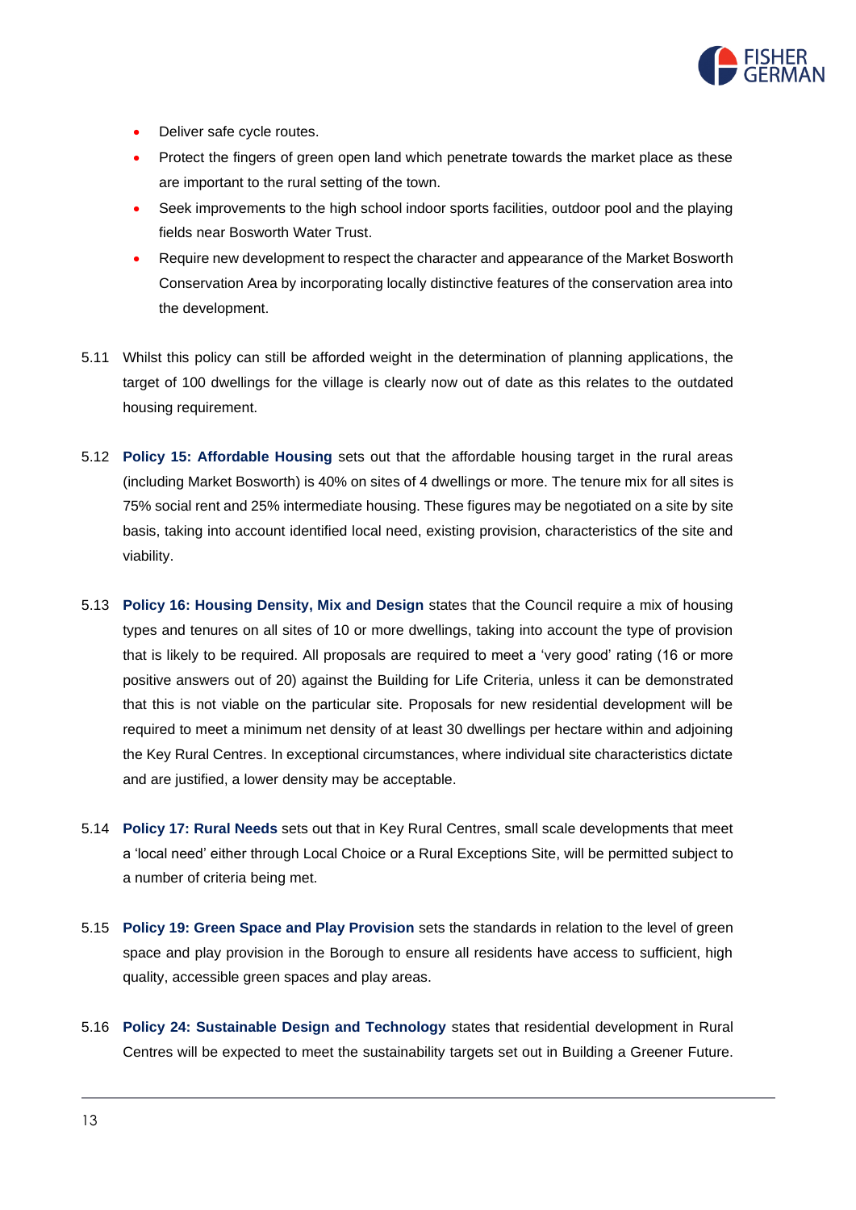- Deliver safe cycle routes.
- Protect the fingers of green open land which penetrate towards the market place as these are important to the rural setting of the town.
- Seek improvements to the high school indoor sports facilities, outdoor pool and the playing fields near Bosworth Water Trust.
- Require new development to respect the character and appearance of the Market Bosworth Conservation Area by incorporating locally distinctive features of the conservation area into the development.

5.11 Whilst this policy can still be afforded weight in the determination of planning applications, the target of 100 dwellings for the village is clearly now out of date as this relates to the outdated housing requirement.

5.12 **Policy 15: Affordable Housing** sets out that the affordable housing target in the rural areas (including Market Bosworth) is 40% on sites of 4 dwellings or more. The tenure mix for all sites is 75% social rent and 25% intermediate housing. These figures may be negotiated on a site by site basis, taking into account identified local need, existing provision, characteristics of the site and viability.

5.13 **Policy 16: Housing Density, Mix and Design** states that the Council require a mix of housing types and tenures on all sites of 10 or more dwellings, taking into account the type of provision that is likely to be required. All proposals are required to meet a 'very good' rating (16 or more positive answers out of 20) against the Building for Life Criteria, unless it can be demonstrated that this is not viable on the particular site. Proposals for new residential development will be required to meet a minimum net density of at least 30 dwellings per hectare within and adjoining the Key Rural Centres. In exceptional circumstances, where individual site characteristics dictate and are justified, a lower density may be acceptable.

5.14 **Policy 17: Rural Needs** sets out that in Key Rural Centres, small scale developments that meet a 'local need' either through Local Choice or a Rural Exceptions Site, will be permitted subject to a number of criteria being met.

5.15 **Policy 19: Green Space and Play Provision** sets the standards in relation to the level of green space and play provision in the Borough to ensure all residents have access to sufficient, high quality, accessible green spaces and play areas.

5.16 **Policy 24: Sustainable Design and Technology** states that residential development in Rural Centres will be expected to meet the sustainability targets set out in Building a Greener Future.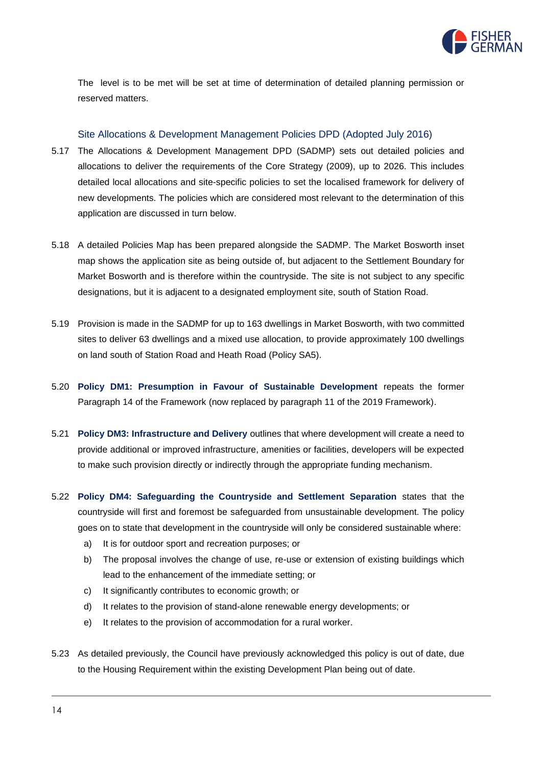The level is to be met will be set at time of determination of detailed planning permission or reserved matters.

### Site Allocations & Development Management Policies DPD (Adopted July 2016)

5.17 The Allocations & Development Management DPD (SADMP) sets out detailed policies and allocations to deliver the requirements of the Core Strategy (2009), up to 2026. This includes detailed local allocations and site-specific policies to set the localised framework for delivery of new developments. The policies which are considered most relevant to the determination of this application are discussed in turn below.

5.18 A detailed Policies Map has been prepared alongside the SADMP. The Market Bosworth inset map shows the application site as being outside of, but adjacent to the Settlement Boundary for Market Bosworth and is therefore within the countryside. The site is not subject to any specific designations, but it is adjacent to a designated employment site, south of Station Road.

5.19 Provision is made in the SADMP for up to 163 dwellings in Market Bosworth, with two committed sites to deliver 63 dwellings and a mixed use allocation, to provide approximately 100 dwellings on land south of Station Road and Heath Road (Policy SA5).

5.20 **Policy DM1: Presumption in Favour of Sustainable Development** repeats the former Paragraph 14 of the Framework (now replaced by paragraph 11 of the 2019 Framework).

5.21 **Policy DM3: Infrastructure and Delivery** outlines that where development will create a need to provide additional or improved infrastructure, amenities or facilities, developers will be expected to make such provision directly or indirectly through the appropriate funding mechanism.

5.22 **Policy DM4: Safeguarding the Countryside and Settlement Separation** states that the countryside will first and foremost be safeguarded from unsustainable development. The policy goes on to state that development in the countryside will only be considered sustainable where:

a) It is for outdoor sport and recreation purposes; or
b) The proposal involves the change of use, re-use or extension of existing buildings which lead to the enhancement of the immediate setting; or
c) It significantly contributes to economic growth; or
d) It relates to the provision of stand-alone renewable energy developments; or
e) It relates to the provision of accommodation for a rural worker.

5.23 As detailed previously, the Council have previously acknowledged this policy is out of date, due to the Housing Requirement within the existing Development Plan being out of date.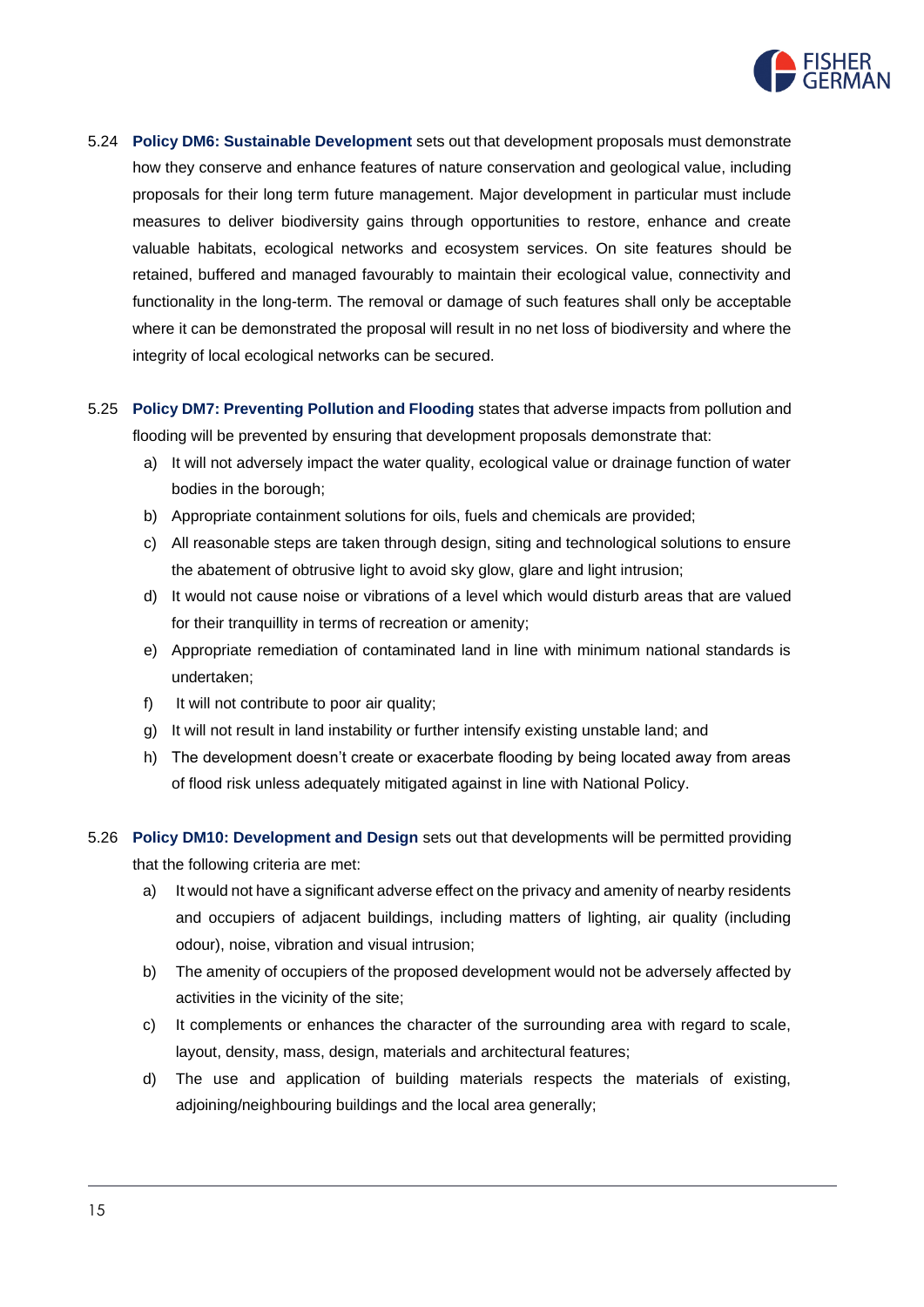5.24 **Policy DM6: Sustainable Development** sets out that development proposals must demonstrate how they conserve and enhance features of nature conservation and geological value, including proposals for their long term future management. Major development in particular must include measures to deliver biodiversity gains through opportunities to restore, enhance and create valuable habitats, ecological networks and ecosystem services. On site features should be retained, buffered and managed favourably to maintain their ecological value, connectivity and functionality in the long-term. The removal or damage of such features shall only be acceptable where it can be demonstrated the proposal will result in no net loss of biodiversity and where the integrity of local ecological networks can be secured.

5.25 **Policy DM7: Preventing Pollution and Flooding** states that adverse impacts from pollution and flooding will be prevented by ensuring that development proposals demonstrate that:

a) It will not adversely impact the water quality, ecological value or drainage function of water bodies in the borough;
b) Appropriate containment solutions for oils, fuels and chemicals are provided;
c) All reasonable steps are taken through design, siting and technological solutions to ensure the abatement of obtrusive light to avoid sky glow, glare and light intrusion;
d) It would not cause noise or vibrations of a level which would disturb areas that are valued for their tranquillity in terms of recreation or amenity;
e) Appropriate remediation of contaminated land in line with minimum national standards is undertaken;
f) It will not contribute to poor air quality;
g) It will not result in land instability or further intensify existing unstable land; and
h) The development doesn't create or exacerbate flooding by being located away from areas of flood risk unless adequately mitigated against in line with National Policy.

5.26 **Policy DM10: Development and Design** sets out that developments will be permitted providing that the following criteria are met:

a) It would not have a significant adverse effect on the privacy and amenity of nearby residents and occupiers of adjacent buildings, including matters of lighting, air quality (including odour), noise, vibration and visual intrusion;
b) The amenity of occupiers of the proposed development would not be adversely affected by activities in the vicinity of the site;
c) It complements or enhances the character of the surrounding area with regard to scale, layout, density, mass, design, materials and architectural features;
d) The use and application of building materials respects the materials of existing, adjoining/neighbouring buildings and the local area generally;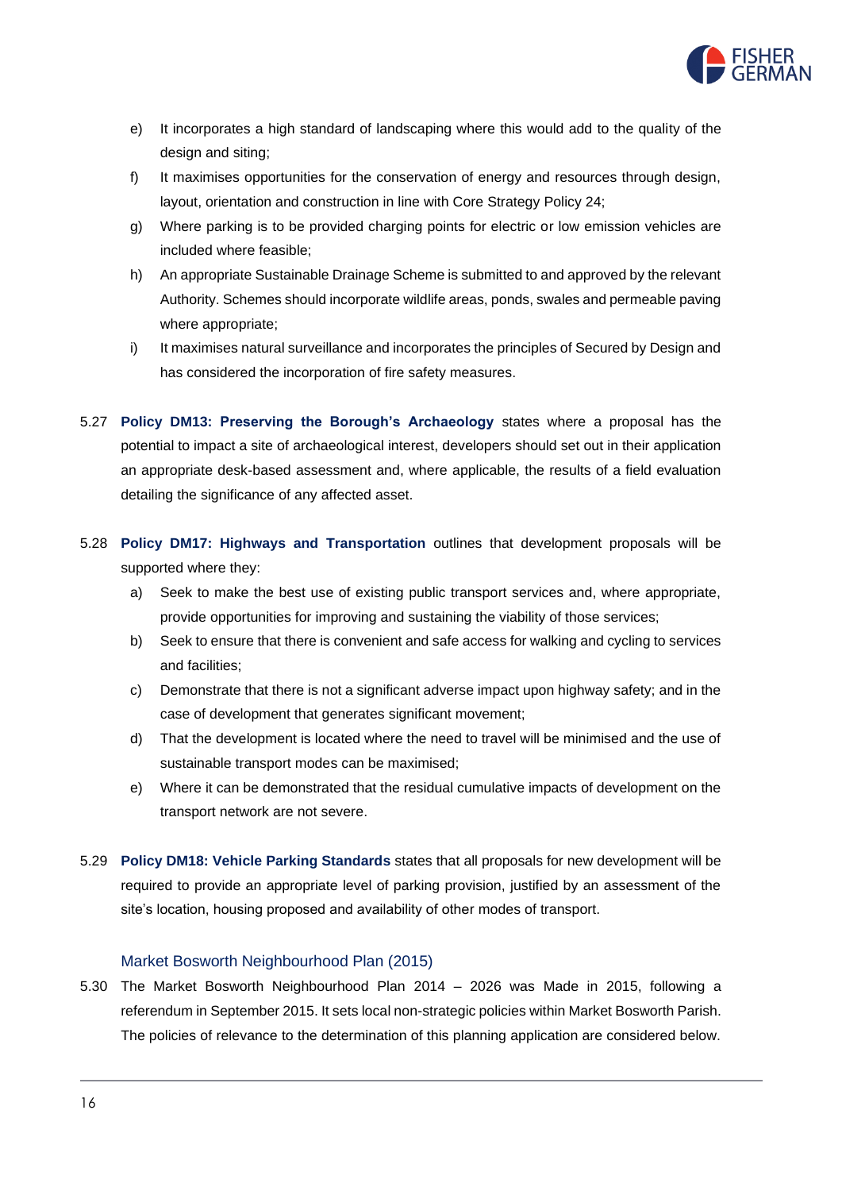e) It incorporates a high standard of landscaping where this would add to the quality of the design and siting;
f) It maximises opportunities for the conservation of energy and resources through design, layout, orientation and construction in line with Core Strategy Policy 24;
g) Where parking is to be provided charging points for electric or low emission vehicles are included where feasible;
h) An appropriate Sustainable Drainage Scheme is submitted to and approved by the relevant Authority. Schemes should incorporate wildlife areas, ponds, swales and permeable paving where appropriate;
i) It maximises natural surveillance and incorporates the principles of Secured by Design and has considered the incorporation of fire safety measures.

5.27 **Policy DM13: Preserving the Borough's Archaeology** states where a proposal has the potential to impact a site of archaeological interest, developers should set out in their application an appropriate desk-based assessment and, where applicable, the results of a field evaluation detailing the significance of any affected asset.

5.28 **Policy DM17: Highways and Transportation** outlines that development proposals will be supported where they:

a) Seek to make the best use of existing public transport services and, where appropriate, provide opportunities for improving and sustaining the viability of those services;
b) Seek to ensure that there is convenient and safe access for walking and cycling to services and facilities;
c) Demonstrate that there is not a significant adverse impact upon highway safety; and in the case of development that generates significant movement;
d) That the development is located where the need to travel will be minimised and the use of sustainable transport modes can be maximised;
e) Where it can be demonstrated that the residual cumulative impacts of development on the transport network are not severe.

5.29 **Policy DM18: Vehicle Parking Standards** states that all proposals for new development will be required to provide an appropriate level of parking provision, justified by an assessment of the site's location, housing proposed and availability of other modes of transport.

### Market Bosworth Neighbourhood Plan (2015)

5.30 The Market Bosworth Neighbourhood Plan 2014 – 2026 was Made in 2015, following a referendum in September 2015. It sets local non-strategic policies within Market Bosworth Parish. The policies of relevance to the determination of this planning application are considered below.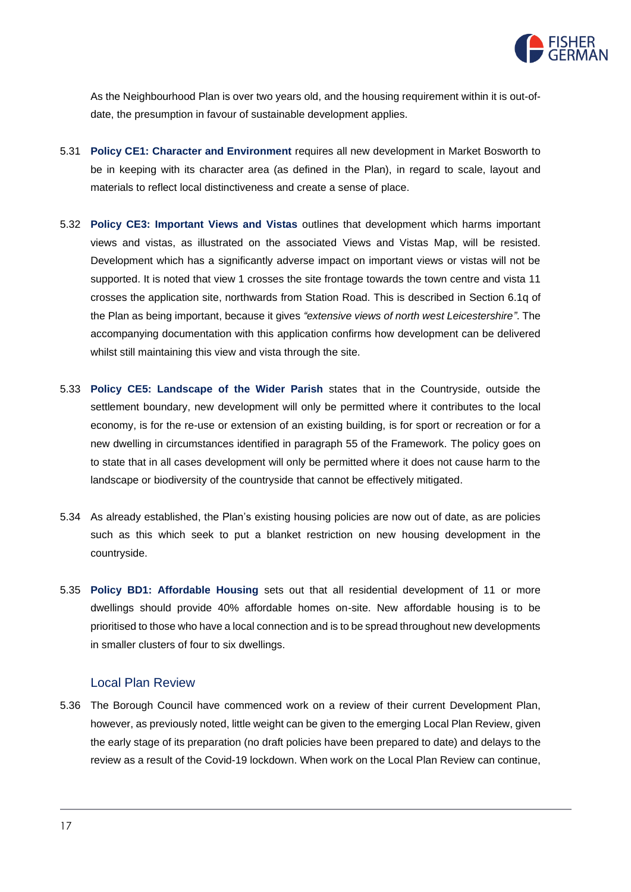As the Neighbourhood Plan is over two years old, and the housing requirement within it is out-of-date, the presumption in favour of sustainable development applies.

5.31 **Policy CE1: Character and Environment** requires all new development in Market Bosworth to be in keeping with its character area (as defined in the Plan), in regard to scale, layout and materials to reflect local distinctiveness and create a sense of place.

5.32 **Policy CE3: Important Views and Vistas** outlines that development which harms important views and vistas, as illustrated on the associated Views and Vistas Map, will be resisted. Development which has a significantly adverse impact on important views or vistas will not be supported. It is noted that view 1 crosses the site frontage towards the town centre and vista 11 crosses the application site, northwards from Station Road. This is described in Section 6.1q of the Plan as being important, because it gives *"extensive views of north west Leicestershire"*. The accompanying documentation with this application confirms how development can be delivered whilst still maintaining this view and vista through the site.

5.33 **Policy CE5: Landscape of the Wider Parish** states that in the Countryside, outside the settlement boundary, new development will only be permitted where it contributes to the local economy, is for the re-use or extension of an existing building, is for sport or recreation or for a new dwelling in circumstances identified in paragraph 55 of the Framework. The policy goes on to state that in all cases development will only be permitted where it does not cause harm to the landscape or biodiversity of the countryside that cannot be effectively mitigated.

5.34 As already established, the Plan's existing housing policies are now out of date, as are policies such as this which seek to put a blanket restriction on new housing development in the countryside.

5.35 **Policy BD1: Affordable Housing** sets out that all residential development of 11 or more dwellings should provide 40% affordable homes on-site. New affordable housing is to be prioritised to those who have a local connection and is to be spread throughout new developments in smaller clusters of four to six dwellings.

## Local Plan Review

5.36 The Borough Council have commenced work on a review of their current Development Plan, however, as previously noted, little weight can be given to the emerging Local Plan Review, given the early stage of its preparation (no draft policies have been prepared to date) and delays to the review as a result of the Covid-19 lockdown. When work on the Local Plan Review can continue,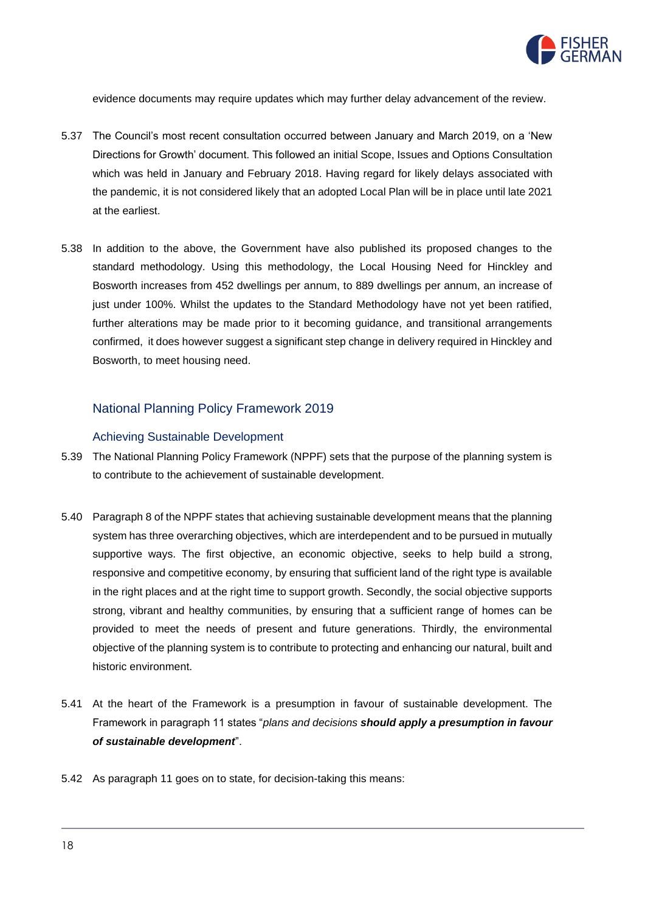evidence documents may require updates which may further delay advancement of the review.

5.37 The Council's most recent consultation occurred between January and March 2019, on a 'New Directions for Growth' document. This followed an initial Scope, Issues and Options Consultation which was held in January and February 2018. Having regard for likely delays associated with the pandemic, it is not considered likely that an adopted Local Plan will be in place until late 2021 at the earliest.

5.38 In addition to the above, the Government have also published its proposed changes to the standard methodology. Using this methodology, the Local Housing Need for Hinckley and Bosworth increases from 452 dwellings per annum, to 889 dwellings per annum, an increase of just under 100%. Whilst the updates to the Standard Methodology have not yet been ratified, further alterations may be made prior to it becoming guidance, and transitional arrangements confirmed, it does however suggest a significant step change in delivery required in Hinckley and Bosworth, to meet housing need.

## National Planning Policy Framework 2019

### Achieving Sustainable Development

5.39 The National Planning Policy Framework (NPPF) sets that the purpose of the planning system is to contribute to the achievement of sustainable development.

5.40 Paragraph 8 of the NPPF states that achieving sustainable development means that the planning system has three overarching objectives, which are interdependent and to be pursued in mutually supportive ways. The first objective, an economic objective, seeks to help build a strong, responsive and competitive economy, by ensuring that sufficient land of the right type is available in the right places and at the right time to support growth. Secondly, the social objective supports strong, vibrant and healthy communities, by ensuring that a sufficient range of homes can be provided to meet the needs of present and future generations. Thirdly, the environmental objective of the planning system is to contribute to protecting and enhancing our natural, built and historic environment.

5.41 At the heart of the Framework is a presumption in favour of sustainable development. The Framework in paragraph 11 states "*plans and decisions* ***should apply a presumption in favour of sustainable development***".

5.42 As paragraph 11 goes on to state, for decision-taking this means: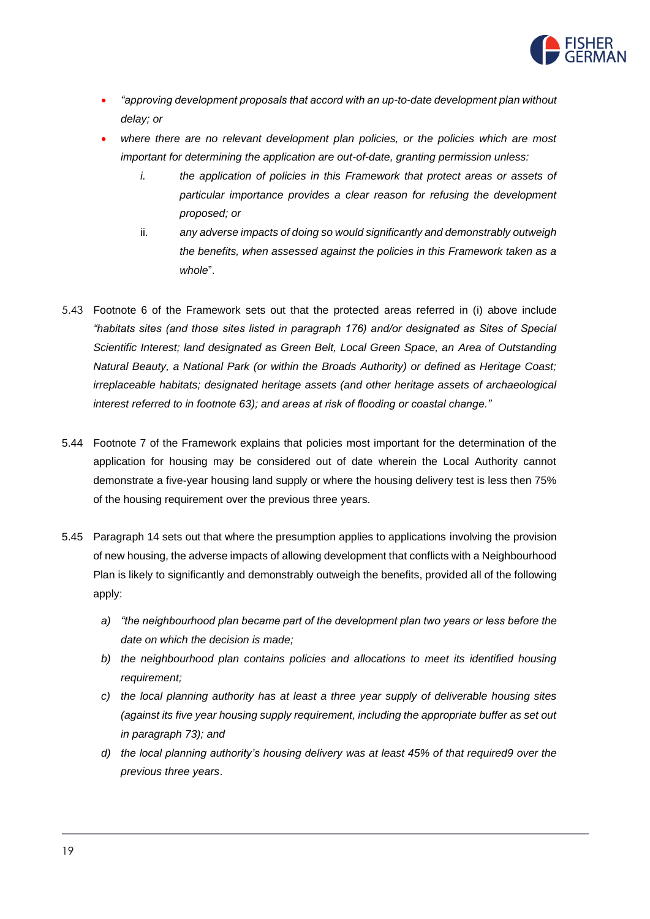- *"approving development proposals that accord with an up-to-date development plan without delay; or*
- *where there are no relevant development plan policies, or the policies which are most important for determining the application are out-of-date, granting permission unless:*
  - *i. the application of policies in this Framework that protect areas or assets of particular importance provides a clear reason for refusing the development proposed; or*
  - ii. *any adverse impacts of doing so would significantly and demonstrably outweigh the benefits, when assessed against the policies in this Framework taken as a whole*".

5.43 Footnote 6 of the Framework sets out that the protected areas referred in (i) above include *"habitats sites (and those sites listed in paragraph 176) and/or designated as Sites of Special Scientific Interest; land designated as Green Belt, Local Green Space, an Area of Outstanding Natural Beauty, a National Park (or within the Broads Authority) or defined as Heritage Coast; irreplaceable habitats; designated heritage assets (and other heritage assets of archaeological interest referred to in footnote 63); and areas at risk of flooding or coastal change."*

5.44 Footnote 7 of the Framework explains that policies most important for the determination of the application for housing may be considered out of date wherein the Local Authority cannot demonstrate a five-year housing land supply or where the housing delivery test is less then 75% of the housing requirement over the previous three years.

5.45 Paragraph 14 sets out that where the presumption applies to applications involving the provision of new housing, the adverse impacts of allowing development that conflicts with a Neighbourhood Plan is likely to significantly and demonstrably outweigh the benefits, provided all of the following apply:

*a) "the neighbourhood plan became part of the development plan two years or less before the date on which the decision is made;*

*b) the neighbourhood plan contains policies and allocations to meet its identified housing requirement;*

*c) the local planning authority has at least a three year supply of deliverable housing sites (against its five year housing supply requirement, including the appropriate buffer as set out in paragraph 73); and*

*d) the local planning authority's housing delivery was at least 45% of that required9 over the previous three years*.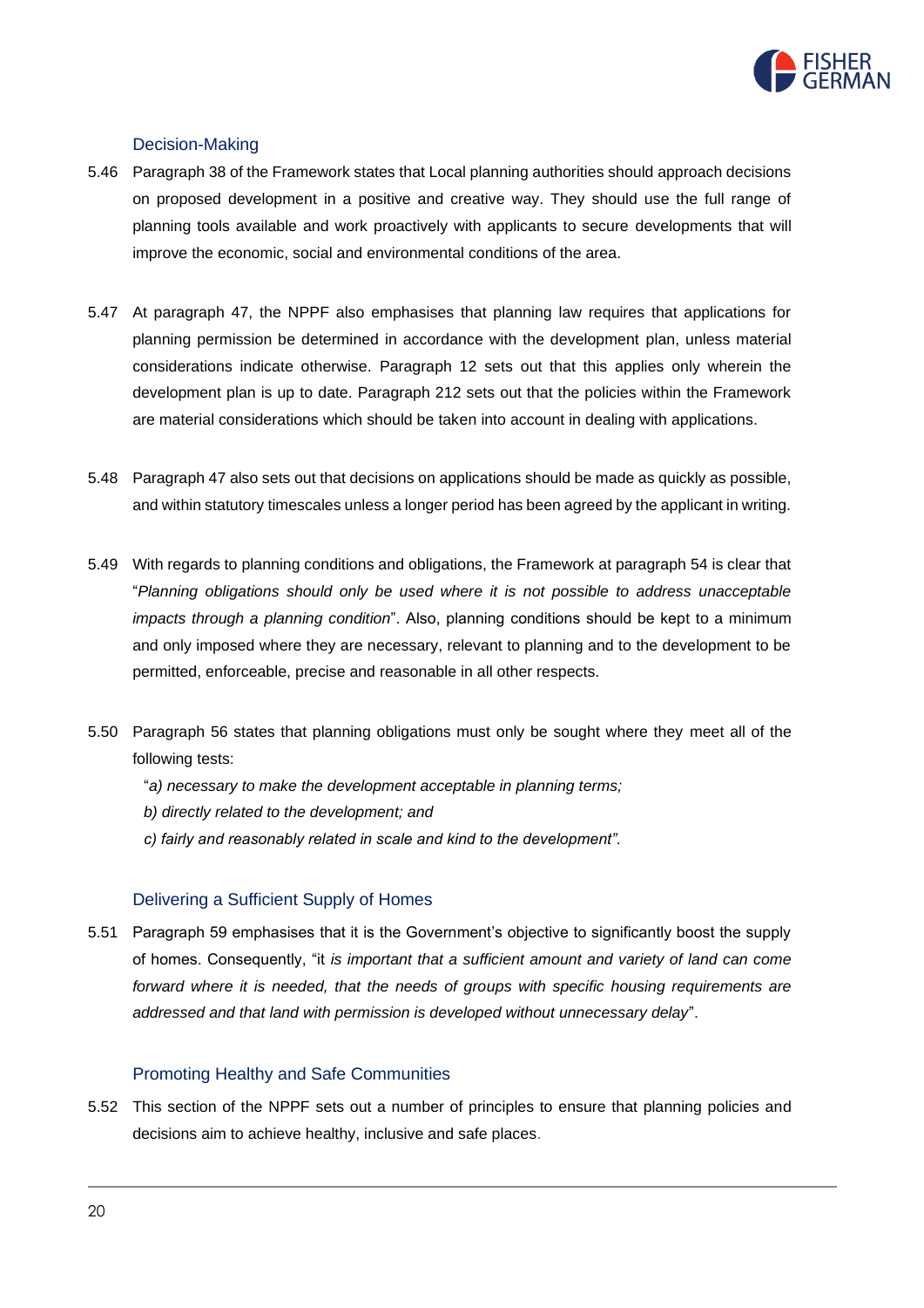### Decision-Making

5.46 Paragraph 38 of the Framework states that Local planning authorities should approach decisions on proposed development in a positive and creative way. They should use the full range of planning tools available and work proactively with applicants to secure developments that will improve the economic, social and environmental conditions of the area.

5.47 At paragraph 47, the NPPF also emphasises that planning law requires that applications for planning permission be determined in accordance with the development plan, unless material considerations indicate otherwise. Paragraph 12 sets out that this applies only wherein the development plan is up to date. Paragraph 212 sets out that the policies within the Framework are material considerations which should be taken into account in dealing with applications.

5.48 Paragraph 47 also sets out that decisions on applications should be made as quickly as possible, and within statutory timescales unless a longer period has been agreed by the applicant in writing.

5.49 With regards to planning conditions and obligations, the Framework at paragraph 54 is clear that "*Planning obligations should only be used where it is not possible to address unacceptable impacts through a planning condition*". Also, planning conditions should be kept to a minimum and only imposed where they are necessary, relevant to planning and to the development to be permitted, enforceable, precise and reasonable in all other respects.

5.50 Paragraph 56 states that planning obligations must only be sought where they meet all of the following tests:

"*a) necessary to make the development acceptable in planning terms;*

*b) directly related to the development; and*

*c) fairly and reasonably related in scale and kind to the development".*

### Delivering a Sufficient Supply of Homes

5.51 Paragraph 59 emphasises that it is the Government's objective to significantly boost the supply of homes. Consequently, "it *is important that a sufficient amount and variety of land can come forward where it is needed, that the needs of groups with specific housing requirements are addressed and that land with permission is developed without unnecessary delay*".

### Promoting Healthy and Safe Communities

5.52 This section of the NPPF sets out a number of principles to ensure that planning policies and decisions aim to achieve healthy, inclusive and safe places.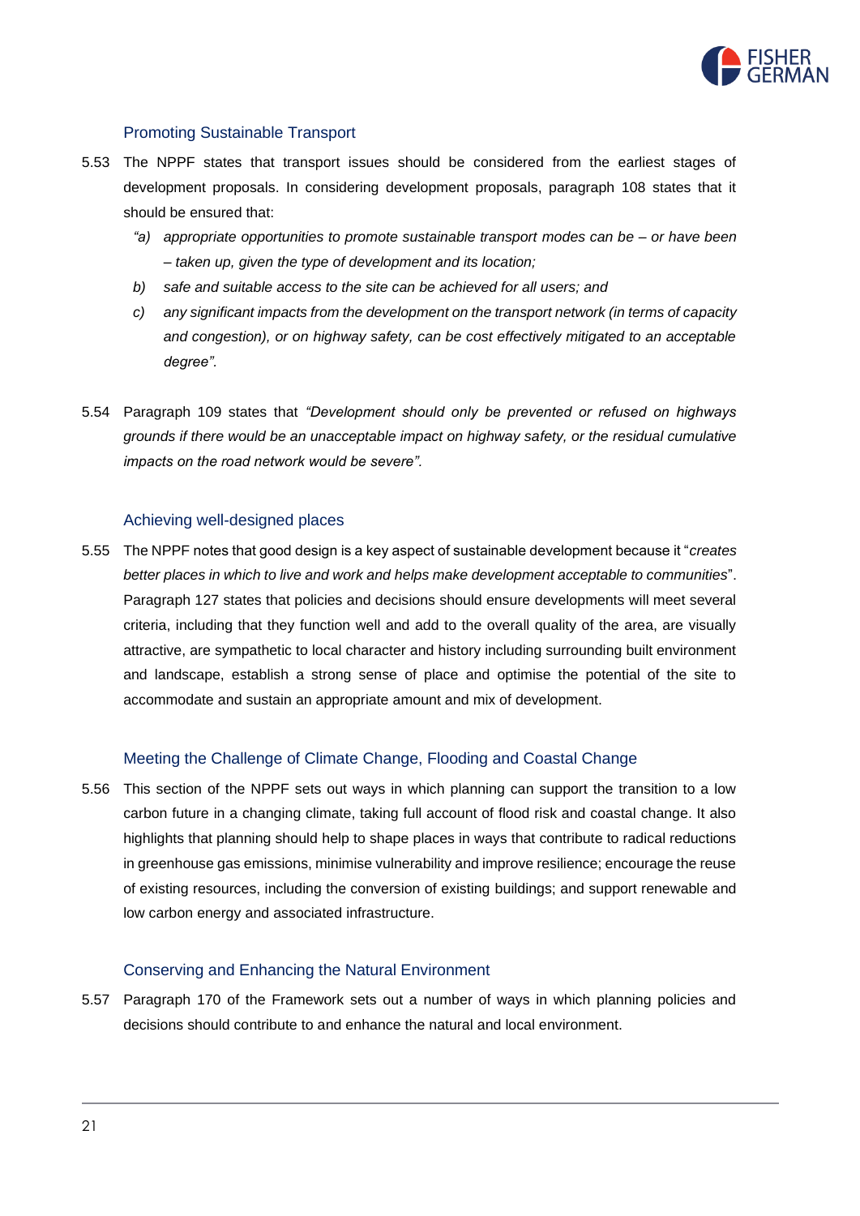### Promoting Sustainable Transport

5.53 The NPPF states that transport issues should be considered from the earliest stages of development proposals. In considering development proposals, paragraph 108 states that it should be ensured that:

> *"a) appropriate opportunities to promote sustainable transport modes can be – or have been – taken up, given the type of development and its location;*
>
> *b) safe and suitable access to the site can be achieved for all users; and*
>
> *c) any significant impacts from the development on the transport network (in terms of capacity and congestion), or on highway safety, can be cost effectively mitigated to an acceptable degree".*

5.54 Paragraph 109 states that *"Development should only be prevented or refused on highways grounds if there would be an unacceptable impact on highway safety, or the residual cumulative impacts on the road network would be severe".*

### Achieving well-designed places

5.55 The NPPF notes that good design is a key aspect of sustainable development because it "*creates better places in which to live and work and helps make development acceptable to communities*". Paragraph 127 states that policies and decisions should ensure developments will meet several criteria, including that they function well and add to the overall quality of the area, are visually attractive, are sympathetic to local character and history including surrounding built environment and landscape, establish a strong sense of place and optimise the potential of the site to accommodate and sustain an appropriate amount and mix of development.

### Meeting the Challenge of Climate Change, Flooding and Coastal Change

5.56 This section of the NPPF sets out ways in which planning can support the transition to a low carbon future in a changing climate, taking full account of flood risk and coastal change. It also highlights that planning should help to shape places in ways that contribute to radical reductions in greenhouse gas emissions, minimise vulnerability and improve resilience; encourage the reuse of existing resources, including the conversion of existing buildings; and support renewable and low carbon energy and associated infrastructure.

### Conserving and Enhancing the Natural Environment

5.57 Paragraph 170 of the Framework sets out a number of ways in which planning policies and decisions should contribute to and enhance the natural and local environment.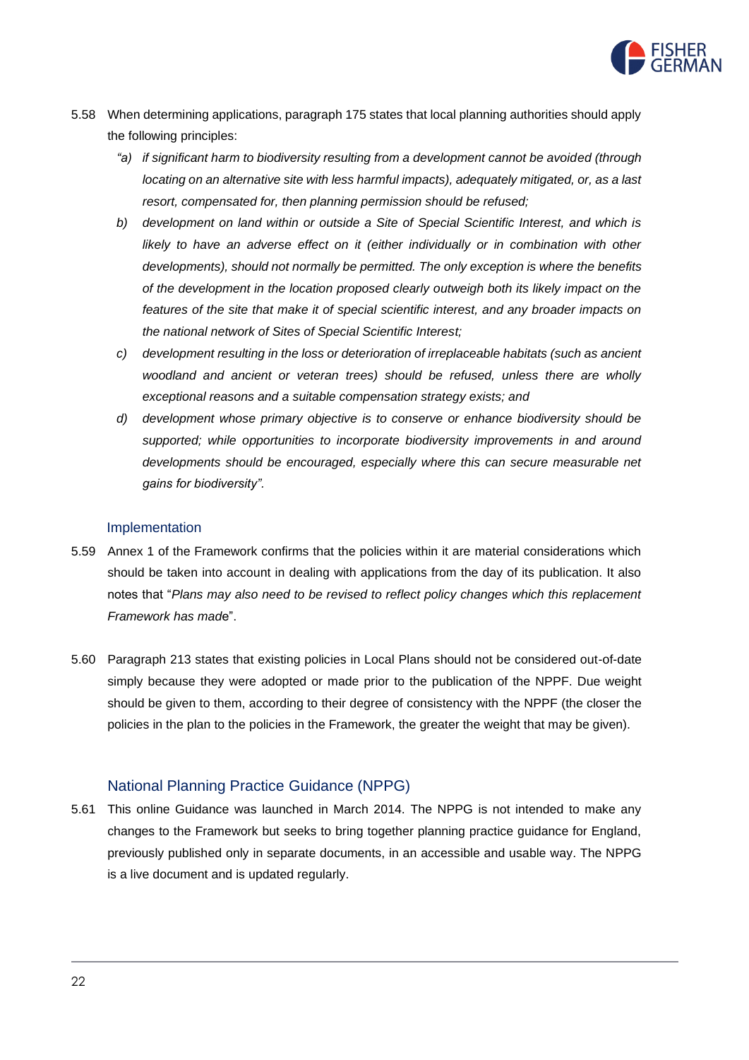5.58 When determining applications, paragraph 175 states that local planning authorities should apply the following principles:

*"a) if significant harm to biodiversity resulting from a development cannot be avoided (through locating on an alternative site with less harmful impacts), adequately mitigated, or, as a last resort, compensated for, then planning permission should be refused;*

*b) development on land within or outside a Site of Special Scientific Interest, and which is likely to have an adverse effect on it (either individually or in combination with other developments), should not normally be permitted. The only exception is where the benefits of the development in the location proposed clearly outweigh both its likely impact on the features of the site that make it of special scientific interest, and any broader impacts on the national network of Sites of Special Scientific Interest;*

*c) development resulting in the loss or deterioration of irreplaceable habitats (such as ancient woodland and ancient or veteran trees) should be refused, unless there are wholly exceptional reasons and a suitable compensation strategy exists; and*

*d) development whose primary objective is to conserve or enhance biodiversity should be supported; while opportunities to incorporate biodiversity improvements in and around developments should be encouraged, especially where this can secure measurable net gains for biodiversity".*

### Implementation

5.59 Annex 1 of the Framework confirms that the policies within it are material considerations which should be taken into account in dealing with applications from the day of its publication. It also notes that "*Plans may also need to be revised to reflect policy changes which this replacement Framework has made*".

5.60 Paragraph 213 states that existing policies in Local Plans should not be considered out-of-date simply because they were adopted or made prior to the publication of the NPPF. Due weight should be given to them, according to their degree of consistency with the NPPF (the closer the policies in the plan to the policies in the Framework, the greater the weight that may be given).

## National Planning Practice Guidance (NPPG)

5.61 This online Guidance was launched in March 2014. The NPPG is not intended to make any changes to the Framework but seeks to bring together planning practice guidance for England, previously published only in separate documents, in an accessible and usable way. The NPPG is a live document and is updated regularly.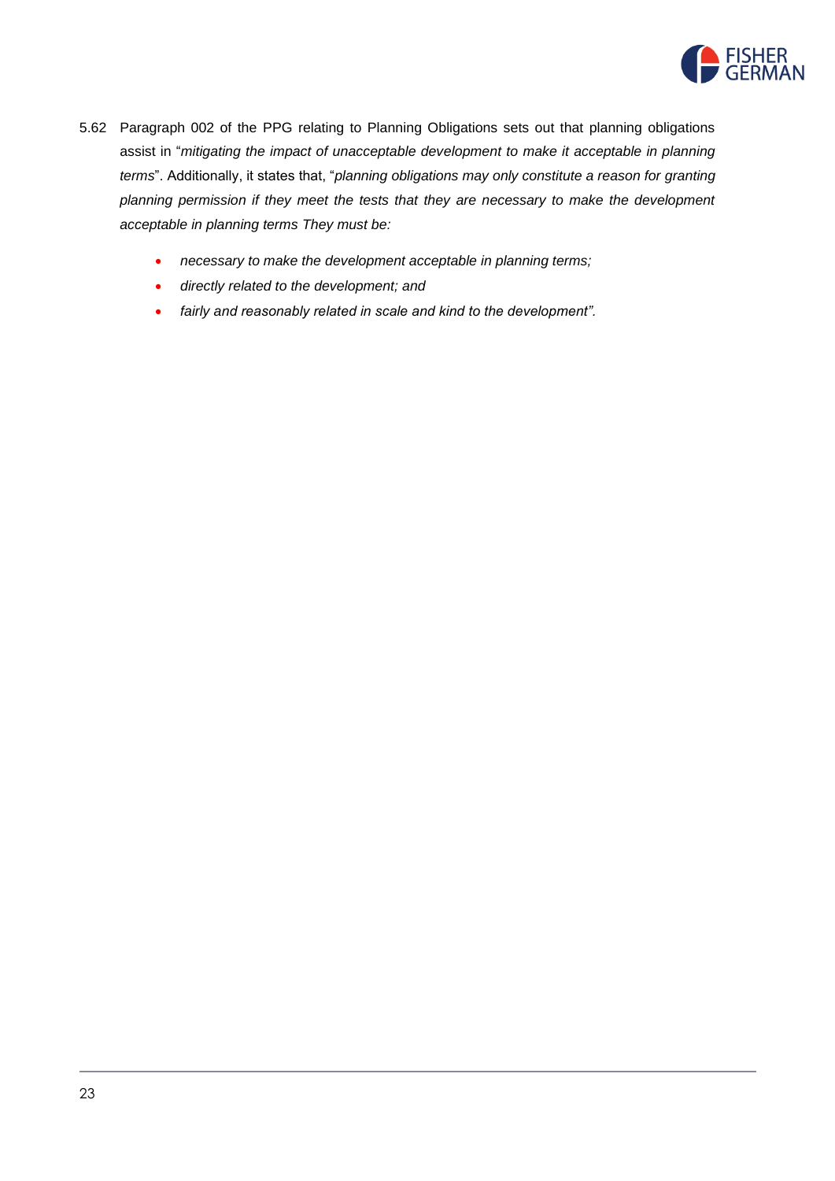5.62 Paragraph 002 of the PPG relating to Planning Obligations sets out that planning obligations assist in "*mitigating the impact of unacceptable development to make it acceptable in planning terms*". Additionally, it states that, "*planning obligations may only constitute a reason for granting planning permission if they meet the tests that they are necessary to make the development acceptable in planning terms They must be:*

- *necessary to make the development acceptable in planning terms;*
- *directly related to the development; and*
- *fairly and reasonably related in scale and kind to the development".*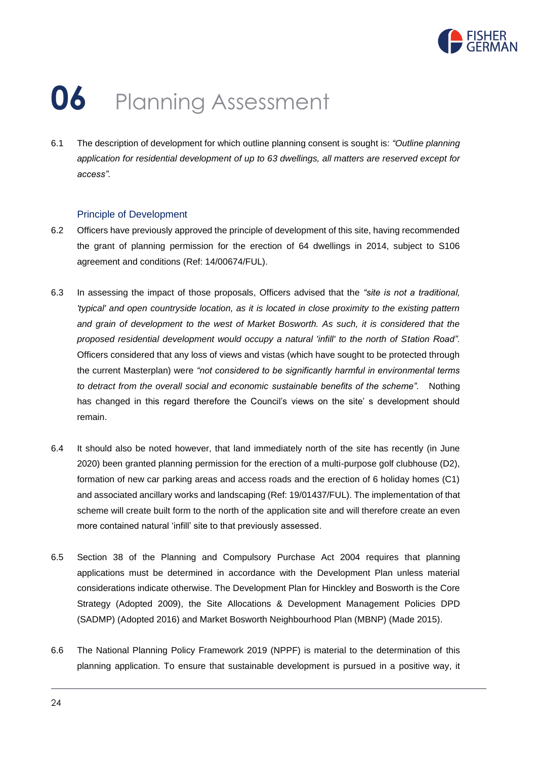# 06 Planning Assessment

6.1 The description of development for which outline planning consent is sought is: *"Outline planning application for residential development of up to 63 dwellings, all matters are reserved except for access".*

## Principle of Development

6.2 Officers have previously approved the principle of development of this site, having recommended the grant of planning permission for the erection of 64 dwellings in 2014, subject to S106 agreement and conditions (Ref: 14/00674/FUL).

6.3 In assessing the impact of those proposals, Officers advised that the *"site is not a traditional, 'typical' and open countryside location, as it is located in close proximity to the existing pattern and grain of development to the west of Market Bosworth. As such, it is considered that the proposed residential development would occupy a natural 'infill' to the north of Station Road".* Officers considered that any loss of views and vistas (which have sought to be protected through the current Masterplan) were *"not considered to be significantly harmful in environmental terms to detract from the overall social and economic sustainable benefits of the scheme".* Nothing has changed in this regard therefore the Council's views on the site' s development should remain.

6.4 It should also be noted however, that land immediately north of the site has recently (in June 2020) been granted planning permission for the erection of a multi-purpose golf clubhouse (D2), formation of new car parking areas and access roads and the erection of 6 holiday homes (C1) and associated ancillary works and landscaping (Ref: 19/01437/FUL). The implementation of that scheme will create built form to the north of the application site and will therefore create an even more contained natural 'infill' site to that previously assessed.

6.5 Section 38 of the Planning and Compulsory Purchase Act 2004 requires that planning applications must be determined in accordance with the Development Plan unless material considerations indicate otherwise. The Development Plan for Hinckley and Bosworth is the Core Strategy (Adopted 2009), the Site Allocations & Development Management Policies DPD (SADMP) (Adopted 2016) and Market Bosworth Neighbourhood Plan (MBNP) (Made 2015).

6.6 The National Planning Policy Framework 2019 (NPPF) is material to the determination of this planning application. To ensure that sustainable development is pursued in a positive way, it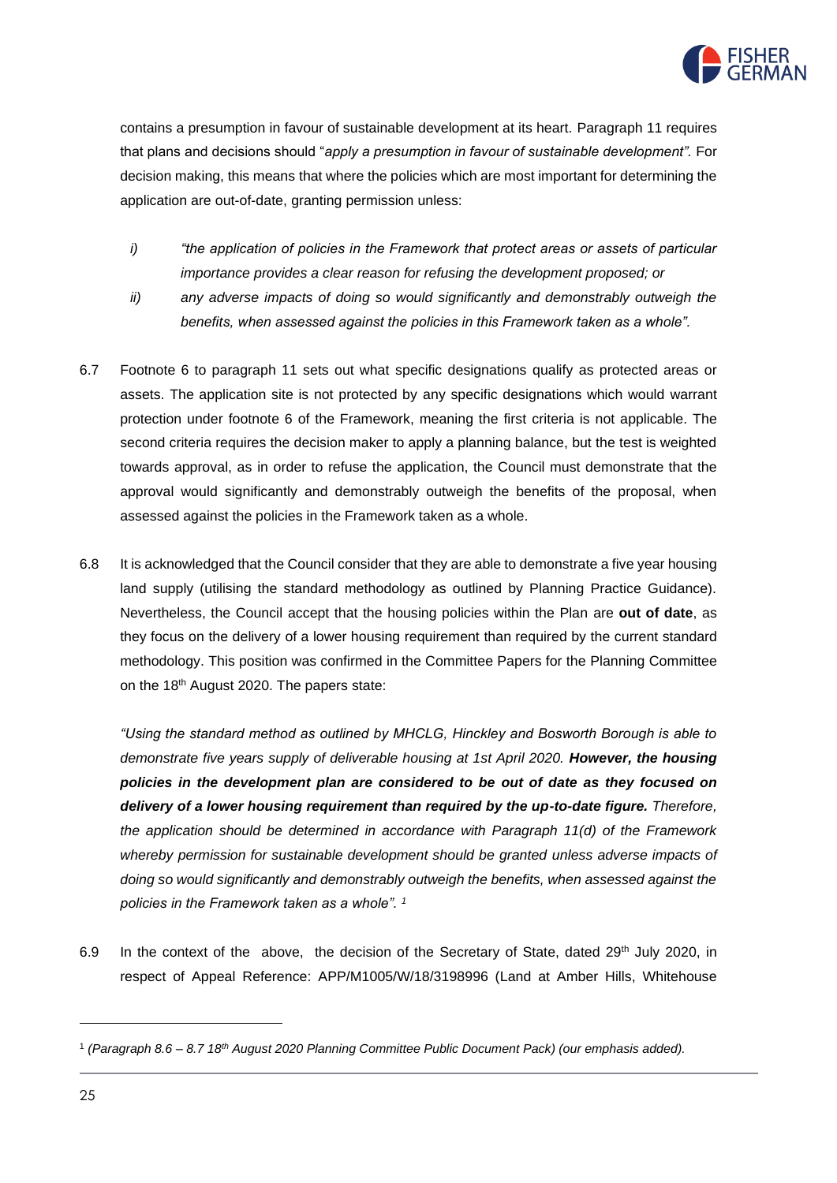contains a presumption in favour of sustainable development at its heart. Paragraph 11 requires that plans and decisions should "*apply a presumption in favour of sustainable development".* For decision making, this means that where the policies which are most important for determining the application are out-of-date, granting permission unless:

*i)* *"the application of policies in the Framework that protect areas or assets of particular importance provides a clear reason for refusing the development proposed; or*

*ii)* *any adverse impacts of doing so would significantly and demonstrably outweigh the benefits, when assessed against the policies in this Framework taken as a whole".*

6.7 Footnote 6 to paragraph 11 sets out what specific designations qualify as protected areas or assets. The application site is not protected by any specific designations which would warrant protection under footnote 6 of the Framework, meaning the first criteria is not applicable. The second criteria requires the decision maker to apply a planning balance, but the test is weighted towards approval, as in order to refuse the application, the Council must demonstrate that the approval would significantly and demonstrably outweigh the benefits of the proposal, when assessed against the policies in the Framework taken as a whole.

6.8 It is acknowledged that the Council consider that they are able to demonstrate a five year housing land supply (utilising the standard methodology as outlined by Planning Practice Guidance). Nevertheless, the Council accept that the housing policies within the Plan are **out of date**, as they focus on the delivery of a lower housing requirement than required by the current standard methodology. This position was confirmed in the Committee Papers for the Planning Committee on the 18th August 2020. The papers state:

*"Using the standard method as outlined by MHCLG, Hinckley and Bosworth Borough is able to demonstrate five years supply of deliverable housing at 1st April 2020.* ***However, the housing policies in the development plan are considered to be out of date as they focused on delivery of a lower housing requirement than required by the up-to-date figure.*** *Therefore, the application should be determined in accordance with Paragraph 11(d) of the Framework whereby permission for sustainable development should be granted unless adverse impacts of doing so would significantly and demonstrably outweigh the benefits, when assessed against the policies in the Framework taken as a whole".* [1]

6.9 In the context of the above, the decision of the Secretary of State, dated 29th July 2020, in respect of Appeal Reference: APP/M1005/W/18/3198996 (Land at Amber Hills, Whitehouse

---

[1] *(Paragraph 8.6 – 8.7 18th August 2020 Planning Committee Public Document Pack) (our emphasis added).*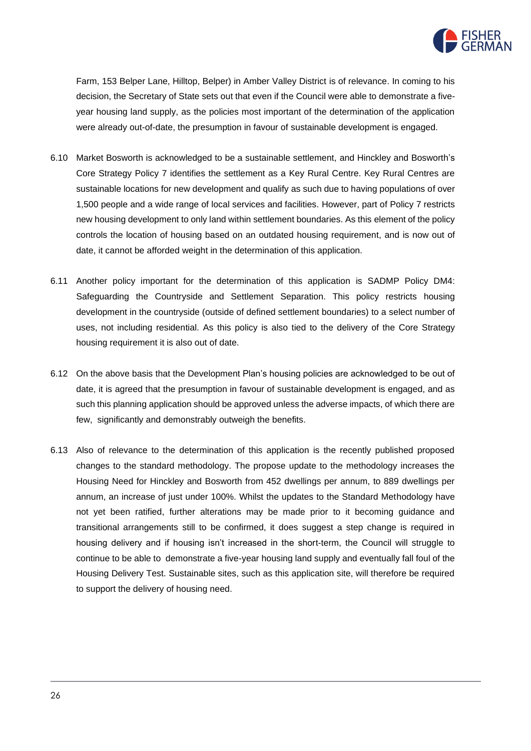Farm, 153 Belper Lane, Hilltop, Belper) in Amber Valley District is of relevance. In coming to his decision, the Secretary of State sets out that even if the Council were able to demonstrate a five-year housing land supply, as the policies most important of the determination of the application were already out-of-date, the presumption in favour of sustainable development is engaged.

6.10 Market Bosworth is acknowledged to be a sustainable settlement, and Hinckley and Bosworth's Core Strategy Policy 7 identifies the settlement as a Key Rural Centre. Key Rural Centres are sustainable locations for new development and qualify as such due to having populations of over 1,500 people and a wide range of local services and facilities. However, part of Policy 7 restricts new housing development to only land within settlement boundaries. As this element of the policy controls the location of housing based on an outdated housing requirement, and is now out of date, it cannot be afforded weight in the determination of this application.

6.11 Another policy important for the determination of this application is SADMP Policy DM4: Safeguarding the Countryside and Settlement Separation. This policy restricts housing development in the countryside (outside of defined settlement boundaries) to a select number of uses, not including residential. As this policy is also tied to the delivery of the Core Strategy housing requirement it is also out of date.

6.12 On the above basis that the Development Plan's housing policies are acknowledged to be out of date, it is agreed that the presumption in favour of sustainable development is engaged, and as such this planning application should be approved unless the adverse impacts, of which there are few, significantly and demonstrably outweigh the benefits.

6.13 Also of relevance to the determination of this application is the recently published proposed changes to the standard methodology. The propose update to the methodology increases the Housing Need for Hinckley and Bosworth from 452 dwellings per annum, to 889 dwellings per annum, an increase of just under 100%. Whilst the updates to the Standard Methodology have not yet been ratified, further alterations may be made prior to it becoming guidance and transitional arrangements still to be confirmed, it does suggest a step change is required in housing delivery and if housing isn't increased in the short-term, the Council will struggle to continue to be able to demonstrate a five-year housing land supply and eventually fall foul of the Housing Delivery Test. Sustainable sites, such as this application site, will therefore be required to support the delivery of housing need.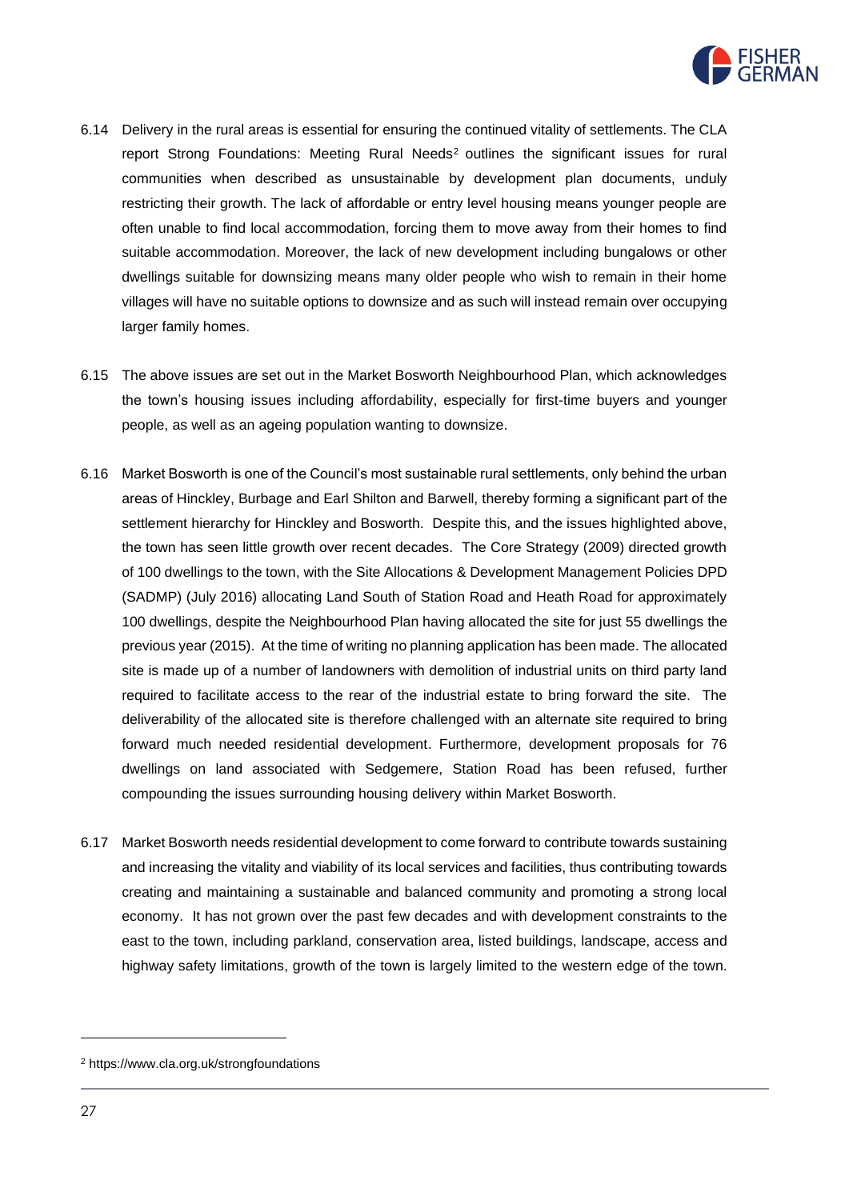6.14 Delivery in the rural areas is essential for ensuring the continued vitality of settlements. The CLA report Strong Foundations: Meeting Rural Needs[2] outlines the significant issues for rural communities when described as unsustainable by development plan documents, unduly restricting their growth. The lack of affordable or entry level housing means younger people are often unable to find local accommodation, forcing them to move away from their homes to find suitable accommodation. Moreover, the lack of new development including bungalows or other dwellings suitable for downsizing means many older people who wish to remain in their home villages will have no suitable options to downsize and as such will instead remain over occupying larger family homes.

6.15 The above issues are set out in the Market Bosworth Neighbourhood Plan, which acknowledges the town's housing issues including affordability, especially for first-time buyers and younger people, as well as an ageing population wanting to downsize.

6.16 Market Bosworth is one of the Council's most sustainable rural settlements, only behind the urban areas of Hinckley, Burbage and Earl Shilton and Barwell, thereby forming a significant part of the settlement hierarchy for Hinckley and Bosworth. Despite this, and the issues highlighted above, the town has seen little growth over recent decades. The Core Strategy (2009) directed growth of 100 dwellings to the town, with the Site Allocations & Development Management Policies DPD (SADMP) (July 2016) allocating Land South of Station Road and Heath Road for approximately 100 dwellings, despite the Neighbourhood Plan having allocated the site for just 55 dwellings the previous year (2015). At the time of writing no planning application has been made. The allocated site is made up of a number of landowners with demolition of industrial units on third party land required to facilitate access to the rear of the industrial estate to bring forward the site. The deliverability of the allocated site is therefore challenged with an alternate site required to bring forward much needed residential development. Furthermore, development proposals for 76 dwellings on land associated with Sedgemere, Station Road has been refused, further compounding the issues surrounding housing delivery within Market Bosworth.

6.17 Market Bosworth needs residential development to come forward to contribute towards sustaining and increasing the vitality and viability of its local services and facilities, thus contributing towards creating and maintaining a sustainable and balanced community and promoting a strong local economy. It has not grown over the past few decades and with development constraints to the east to the town, including parkland, conservation area, listed buildings, landscape, access and highway safety limitations, growth of the town is largely limited to the western edge of the town.

[2] https://www.cla.org.uk/strongfoundations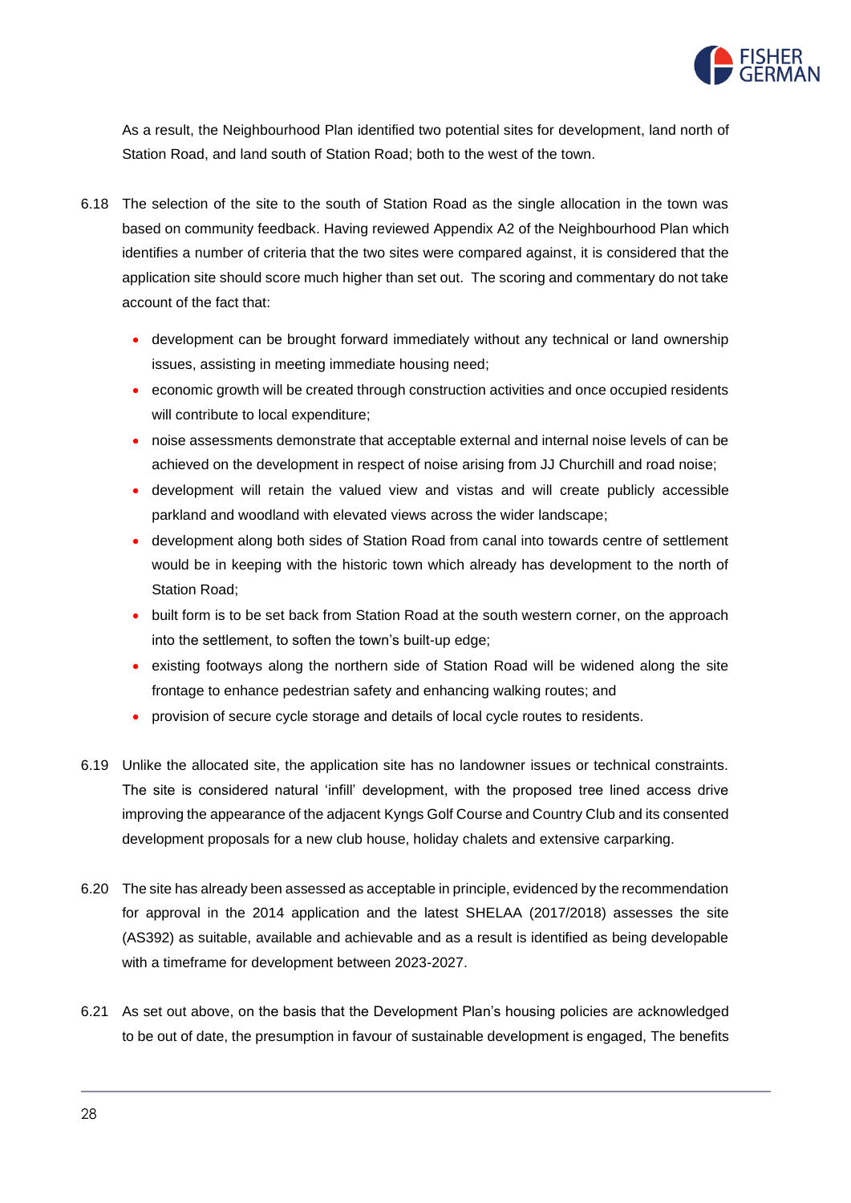As a result, the Neighbourhood Plan identified two potential sites for development, land north of Station Road, and land south of Station Road; both to the west of the town.

6.18 The selection of the site to the south of Station Road as the single allocation in the town was based on community feedback. Having reviewed Appendix A2 of the Neighbourhood Plan which identifies a number of criteria that the two sites were compared against, it is considered that the application site should score much higher than set out. The scoring and commentary do not take account of the fact that:

- development can be brought forward immediately without any technical or land ownership issues, assisting in meeting immediate housing need;
- economic growth will be created through construction activities and once occupied residents will contribute to local expenditure;
- noise assessments demonstrate that acceptable external and internal noise levels of can be achieved on the development in respect of noise arising from JJ Churchill and road noise;
- development will retain the valued view and vistas and will create publicly accessible parkland and woodland with elevated views across the wider landscape;
- development along both sides of Station Road from canal into towards centre of settlement would be in keeping with the historic town which already has development to the north of Station Road;
- built form is to be set back from Station Road at the south western corner, on the approach into the settlement, to soften the town's built-up edge;
- existing footways along the northern side of Station Road will be widened along the site frontage to enhance pedestrian safety and enhancing walking routes; and
- provision of secure cycle storage and details of local cycle routes to residents.

6.19 Unlike the allocated site, the application site has no landowner issues or technical constraints. The site is considered natural 'infill' development, with the proposed tree lined access drive improving the appearance of the adjacent Kyngs Golf Course and Country Club and its consented development proposals for a new club house, holiday chalets and extensive carparking.

6.20 The site has already been assessed as acceptable in principle, evidenced by the recommendation for approval in the 2014 application and the latest SHELAA (2017/2018) assesses the site (AS392) as suitable, available and achievable and as a result is identified as being developable with a timeframe for development between 2023-2027.

6.21 As set out above, on the basis that the Development Plan's housing policies are acknowledged to be out of date, the presumption in favour of sustainable development is engaged, The benefits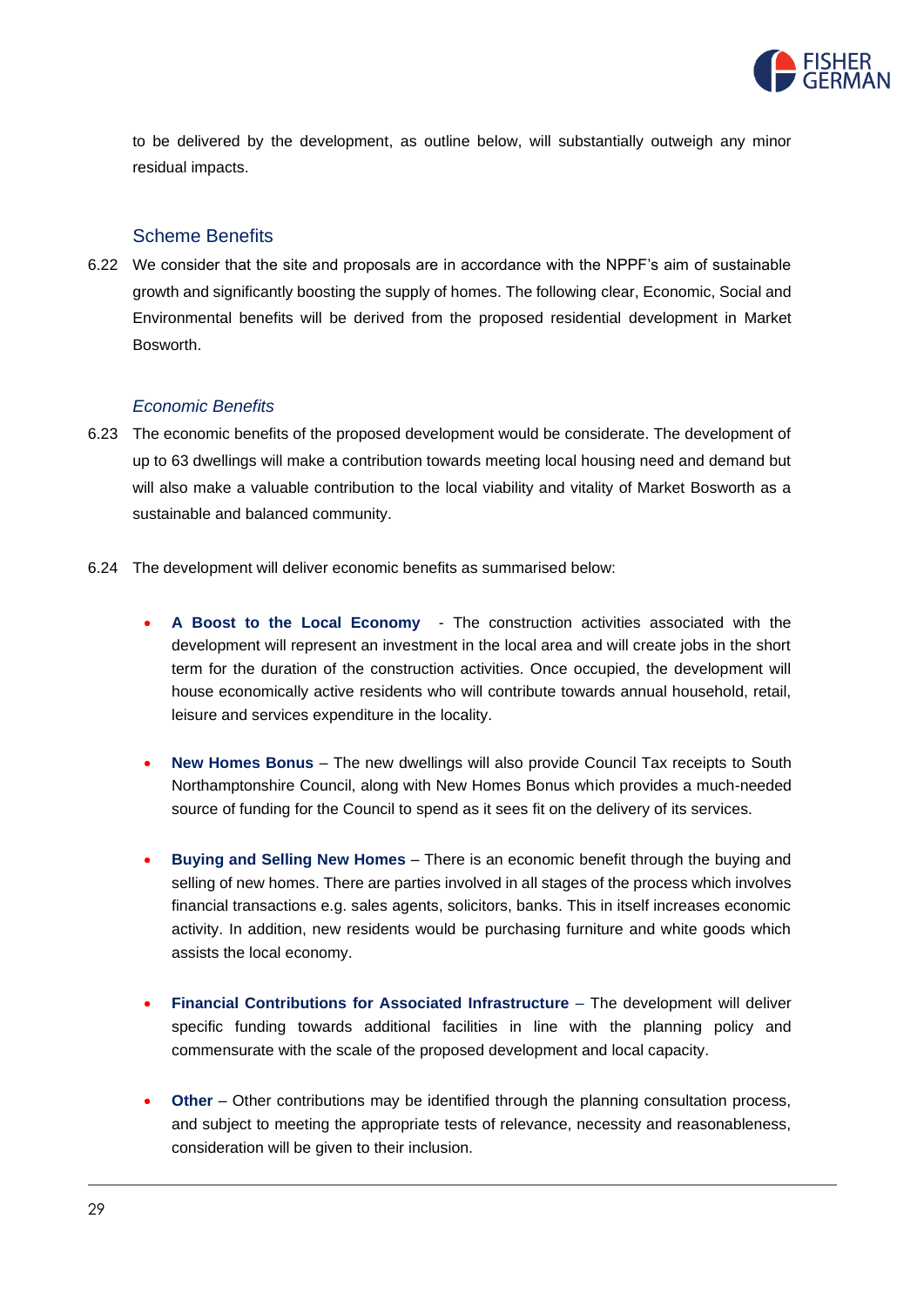to be delivered by the development, as outline below, will substantially outweigh any minor residual impacts.

### Scheme Benefits

6.22 We consider that the site and proposals are in accordance with the NPPF's aim of sustainable growth and significantly boosting the supply of homes. The following clear, Economic, Social and Environmental benefits will be derived from the proposed residential development in Market Bosworth.

#### *Economic Benefits*

6.23 The economic benefits of the proposed development would be considerate. The development of up to 63 dwellings will make a contribution towards meeting local housing need and demand but will also make a valuable contribution to the local viability and vitality of Market Bosworth as a sustainable and balanced community.

6.24 The development will deliver economic benefits as summarised below:

- **A Boost to the Local Economy** - The construction activities associated with the development will represent an investment in the local area and will create jobs in the short term for the duration of the construction activities. Once occupied, the development will house economically active residents who will contribute towards annual household, retail, leisure and services expenditure in the locality.

- **New Homes Bonus** – The new dwellings will also provide Council Tax receipts to South Northamptonshire Council, along with New Homes Bonus which provides a much-needed source of funding for the Council to spend as it sees fit on the delivery of its services.

- **Buying and Selling New Homes** – There is an economic benefit through the buying and selling of new homes. There are parties involved in all stages of the process which involves financial transactions e.g. sales agents, solicitors, banks. This in itself increases economic activity. In addition, new residents would be purchasing furniture and white goods which assists the local economy.

- **Financial Contributions for Associated Infrastructure** – The development will deliver specific funding towards additional facilities in line with the planning policy and commensurate with the scale of the proposed development and local capacity.

- **Other** – Other contributions may be identified through the planning consultation process, and subject to meeting the appropriate tests of relevance, necessity and reasonableness, consideration will be given to their inclusion.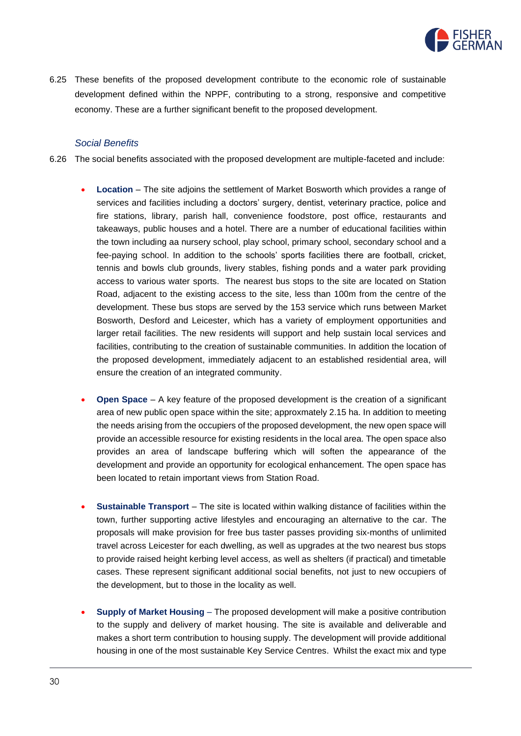6.25 These benefits of the proposed development contribute to the economic role of sustainable development defined within the NPPF, contributing to a strong, responsive and competitive economy. These are a further significant benefit to the proposed development.

*Social Benefits*

6.26 The social benefits associated with the proposed development are multiple-faceted and include:

- **Location** – The site adjoins the settlement of Market Bosworth which provides a range of services and facilities including a doctors' surgery, dentist, veterinary practice, police and fire stations, library, parish hall, convenience foodstore, post office, restaurants and takeaways, public houses and a hotel. There are a number of educational facilities within the town including aa nursery school, play school, primary school, secondary school and a fee-paying school. In addition to the schools' sports facilities there are football, cricket, tennis and bowls club grounds, livery stables, fishing ponds and a water park providing access to various water sports. The nearest bus stops to the site are located on Station Road, adjacent to the existing access to the site, less than 100m from the centre of the development. These bus stops are served by the 153 service which runs between Market Bosworth, Desford and Leicester, which has a variety of employment opportunities and larger retail facilities. The new residents will support and help sustain local services and facilities, contributing to the creation of sustainable communities. In addition the location of the proposed development, immediately adjacent to an established residential area, will ensure the creation of an integrated community.

- **Open Space** – A key feature of the proposed development is the creation of a significant area of new public open space within the site; approxmately 2.15 ha. In addition to meeting the needs arising from the occupiers of the proposed development, the new open space will provide an accessible resource for existing residents in the local area. The open space also provides an area of landscape buffering which will soften the appearance of the development and provide an opportunity for ecological enhancement. The open space has been located to retain important views from Station Road.

- **Sustainable Transport** – The site is located within walking distance of facilities within the town, further supporting active lifestyles and encouraging an alternative to the car. The proposals will make provision for free bus taster passes providing six-months of unlimited travel across Leicester for each dwelling, as well as upgrades at the two nearest bus stops to provide raised height kerbing level access, as well as shelters (if practical) and timetable cases. These represent significant additional social benefits, not just to new occupiers of the development, but to those in the locality as well.

- **Supply of Market Housing** – The proposed development will make a positive contribution to the supply and delivery of market housing. The site is available and deliverable and makes a short term contribution to housing supply. The development will provide additional housing in one of the most sustainable Key Service Centres. Whilst the exact mix and type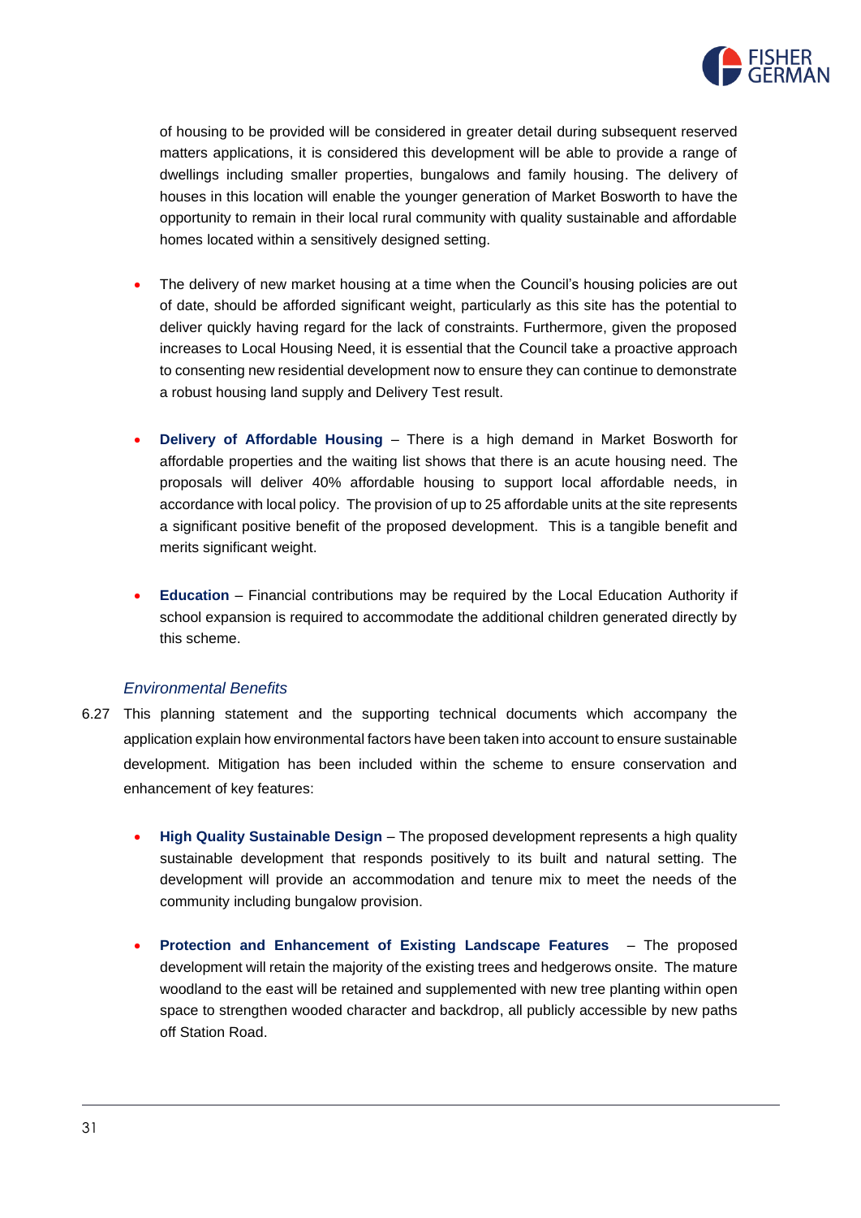of housing to be provided will be considered in greater detail during subsequent reserved matters applications, it is considered this development will be able to provide a range of dwellings including smaller properties, bungalows and family housing. The delivery of houses in this location will enable the younger generation of Market Bosworth to have the opportunity to remain in their local rural community with quality sustainable and affordable homes located within a sensitively designed setting.

- The delivery of new market housing at a time when the Council's housing policies are out of date, should be afforded significant weight, particularly as this site has the potential to deliver quickly having regard for the lack of constraints. Furthermore, given the proposed increases to Local Housing Need, it is essential that the Council take a proactive approach to consenting new residential development now to ensure they can continue to demonstrate a robust housing land supply and Delivery Test result.

- **Delivery of Affordable Housing** – There is a high demand in Market Bosworth for affordable properties and the waiting list shows that there is an acute housing need. The proposals will deliver 40% affordable housing to support local affordable needs, in accordance with local policy. The provision of up to 25 affordable units at the site represents a significant positive benefit of the proposed development. This is a tangible benefit and merits significant weight.

- **Education** – Financial contributions may be required by the Local Education Authority if school expansion is required to accommodate the additional children generated directly by this scheme.

*Environmental Benefits*

6.27 This planning statement and the supporting technical documents which accompany the application explain how environmental factors have been taken into account to ensure sustainable development. Mitigation has been included within the scheme to ensure conservation and enhancement of key features:

- **High Quality Sustainable Design** – The proposed development represents a high quality sustainable development that responds positively to its built and natural setting. The development will provide an accommodation and tenure mix to meet the needs of the community including bungalow provision.

- **Protection and Enhancement of Existing Landscape Features** – The proposed development will retain the majority of the existing trees and hedgerows onsite. The mature woodland to the east will be retained and supplemented with new tree planting within open space to strengthen wooded character and backdrop, all publicly accessible by new paths off Station Road.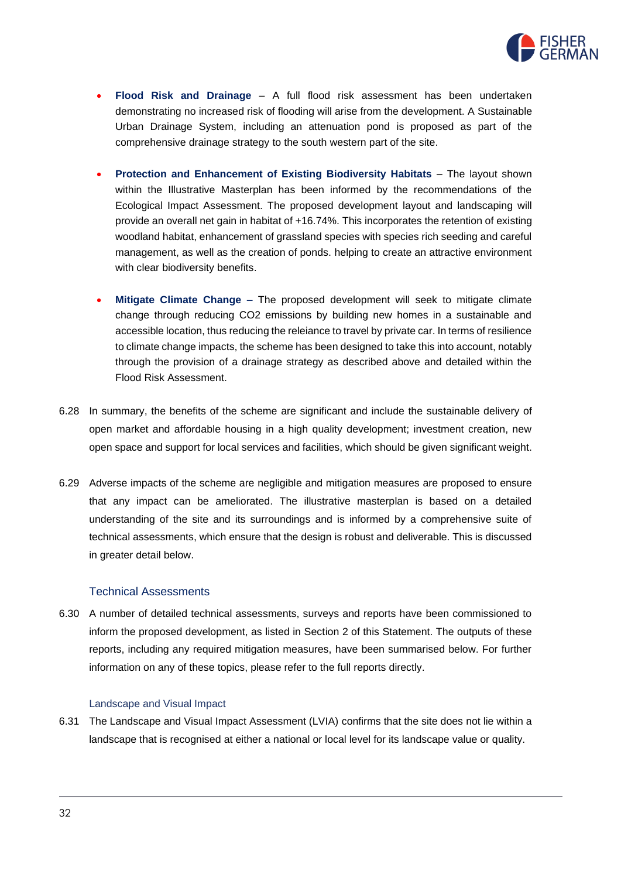- **Flood Risk and Drainage** – A full flood risk assessment has been undertaken demonstrating no increased risk of flooding will arise from the development. A Sustainable Urban Drainage System, including an attenuation pond is proposed as part of the comprehensive drainage strategy to the south western part of the site.

- **Protection and Enhancement of Existing Biodiversity Habitats** – The layout shown within the Illustrative Masterplan has been informed by the recommendations of the Ecological Impact Assessment. The proposed development layout and landscaping will provide an overall net gain in habitat of +16.74%. This incorporates the retention of existing woodland habitat, enhancement of grassland species with species rich seeding and careful management, as well as the creation of ponds. helping to create an attractive environment with clear biodiversity benefits.

- **Mitigate Climate Change** – The proposed development will seek to mitigate climate change through reducing $CO_2$ emissions by building new homes in a sustainable and accessible location, thus reducing the releiance to travel by private car. In terms of resilience to climate change impacts, the scheme has been designed to take this into account, notably through the provision of a drainage strategy as described above and detailed within the Flood Risk Assessment.

6.28 In summary, the benefits of the scheme are significant and include the sustainable delivery of open market and affordable housing in a high quality development; investment creation, new open space and support for local services and facilities, which should be given significant weight.

6.29 Adverse impacts of the scheme are negligible and mitigation measures are proposed to ensure that any impact can be ameliorated. The illustrative masterplan is based on a detailed understanding of the site and its surroundings and is informed by a comprehensive suite of technical assessments, which ensure that the design is robust and deliverable. This is discussed in greater detail below.

## Technical Assessments

6.30 A number of detailed technical assessments, surveys and reports have been commissioned to inform the proposed development, as listed in Section 2 of this Statement. The outputs of these reports, including any required mitigation measures, have been summarised below. For further information on any of these topics, please refer to the full reports directly.

### Landscape and Visual Impact

6.31 The Landscape and Visual Impact Assessment (LVIA) confirms that the site does not lie within a landscape that is recognised at either a national or local level for its landscape value or quality.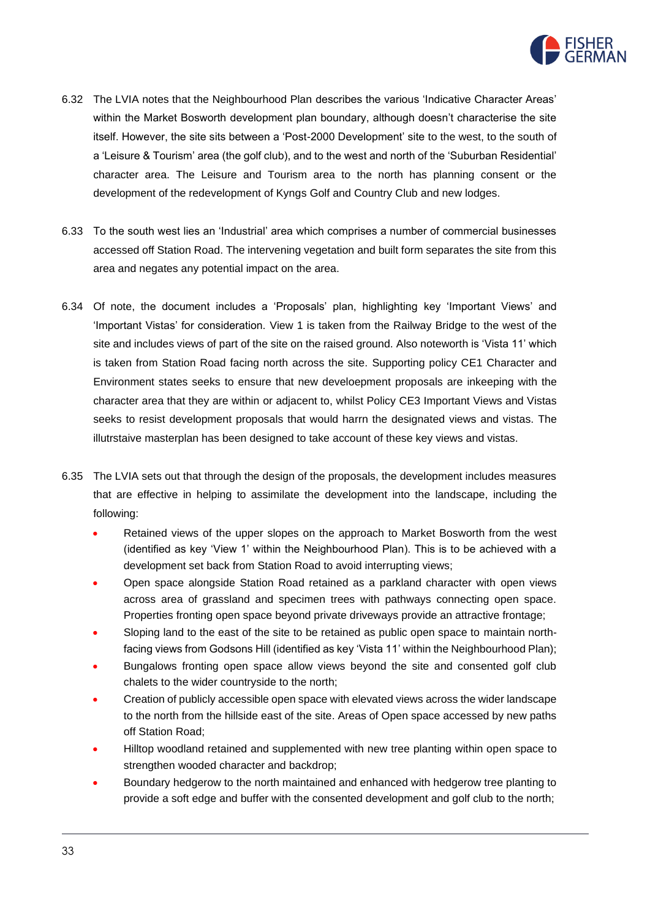6.32 The LVIA notes that the Neighbourhood Plan describes the various 'Indicative Character Areas' within the Market Bosworth development plan boundary, although doesn't characterise the site itself. However, the site sits between a 'Post-2000 Development' site to the west, to the south of a 'Leisure & Tourism' area (the golf club), and to the west and north of the 'Suburban Residential' character area. The Leisure and Tourism area to the north has planning consent or the development of the redevelopment of Kyngs Golf and Country Club and new lodges.

6.33 To the south west lies an 'Industrial' area which comprises a number of commercial businesses accessed off Station Road. The intervening vegetation and built form separates the site from this area and negates any potential impact on the area.

6.34 Of note, the document includes a 'Proposals' plan, highlighting key 'Important Views' and 'Important Vistas' for consideration. View 1 is taken from the Railway Bridge to the west of the site and includes views of part of the site on the raised ground. Also noteworth is 'Vista 11' which is taken from Station Road facing north across the site. Supporting policy CE1 Character and Environment states seeks to ensure that new develoepment proposals are inkeeping with the character area that they are within or adjacent to, whilst Policy CE3 Important Views and Vistas seeks to resist development proposals that would harrn the designated views and vistas. The illutrstaive masterplan has been designed to take account of these key views and vistas.

6.35 The LVIA sets out that through the design of the proposals, the development includes measures that are effective in helping to assimilate the development into the landscape, including the following:

- Retained views of the upper slopes on the approach to Market Bosworth from the west (identified as key 'View 1' within the Neighbourhood Plan). This is to be achieved with a development set back from Station Road to avoid interrupting views;
- Open space alongside Station Road retained as a parkland character with open views across area of grassland and specimen trees with pathways connecting open space. Properties fronting open space beyond private driveways provide an attractive frontage;
- Sloping land to the east of the site to be retained as public open space to maintain north-facing views from Godsons Hill (identified as key 'Vista 11' within the Neighbourhood Plan);
- Bungalows fronting open space allow views beyond the site and consented golf club chalets to the wider countryside to the north;
- Creation of publicly accessible open space with elevated views across the wider landscape to the north from the hillside east of the site. Areas of Open space accessed by new paths off Station Road;
- Hilltop woodland retained and supplemented with new tree planting within open space to strengthen wooded character and backdrop;
- Boundary hedgerow to the north maintained and enhanced with hedgerow tree planting to provide a soft edge and buffer with the consented development and golf club to the north;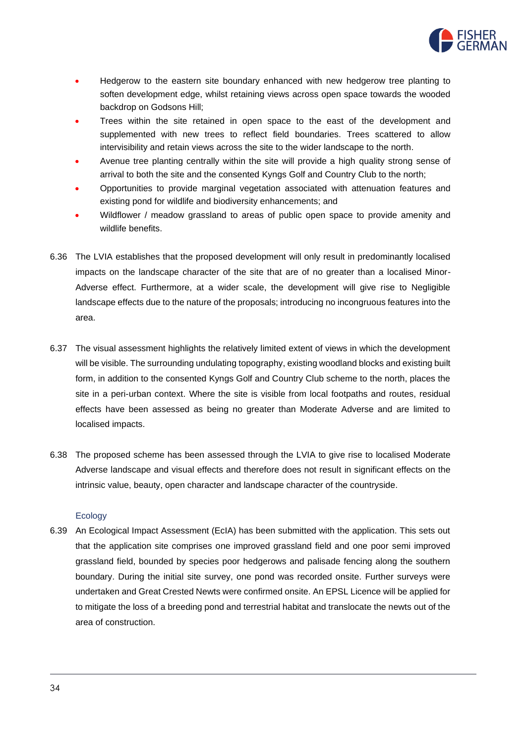- Hedgerow to the eastern site boundary enhanced with new hedgerow tree planting to soften development edge, whilst retaining views across open space towards the wooded backdrop on Godsons Hill;
- Trees within the site retained in open space to the east of the development and supplemented with new trees to reflect field boundaries. Trees scattered to allow intervisibility and retain views across the site to the wider landscape to the north.
- Avenue tree planting centrally within the site will provide a high quality strong sense of arrival to both the site and the consented Kyngs Golf and Country Club to the north;
- Opportunities to provide marginal vegetation associated with attenuation features and existing pond for wildlife and biodiversity enhancements; and
- Wildflower / meadow grassland to areas of public open space to provide amenity and wildlife benefits.

6.36 The LVIA establishes that the proposed development will only result in predominantly localised impacts on the landscape character of the site that are of no greater than a localised Minor-Adverse effect. Furthermore, at a wider scale, the development will give rise to Negligible landscape effects due to the nature of the proposals; introducing no incongruous features into the area.

6.37 The visual assessment highlights the relatively limited extent of views in which the development will be visible. The surrounding undulating topography, existing woodland blocks and existing built form, in addition to the consented Kyngs Golf and Country Club scheme to the north, places the site in a peri-urban context. Where the site is visible from local footpaths and routes, residual effects have been assessed as being no greater than Moderate Adverse and are limited to localised impacts.

6.38 The proposed scheme has been assessed through the LVIA to give rise to localised Moderate Adverse landscape and visual effects and therefore does not result in significant effects on the intrinsic value, beauty, open character and landscape character of the countryside.

### Ecology

6.39 An Ecological Impact Assessment (EcIA) has been submitted with the application. This sets out that the application site comprises one improved grassland field and one poor semi improved grassland field, bounded by species poor hedgerows and palisade fencing along the southern boundary. During the initial site survey, one pond was recorded onsite. Further surveys were undertaken and Great Crested Newts were confirmed onsite. An EPSL Licence will be applied for to mitigate the loss of a breeding pond and terrestrial habitat and translocate the newts out of the area of construction.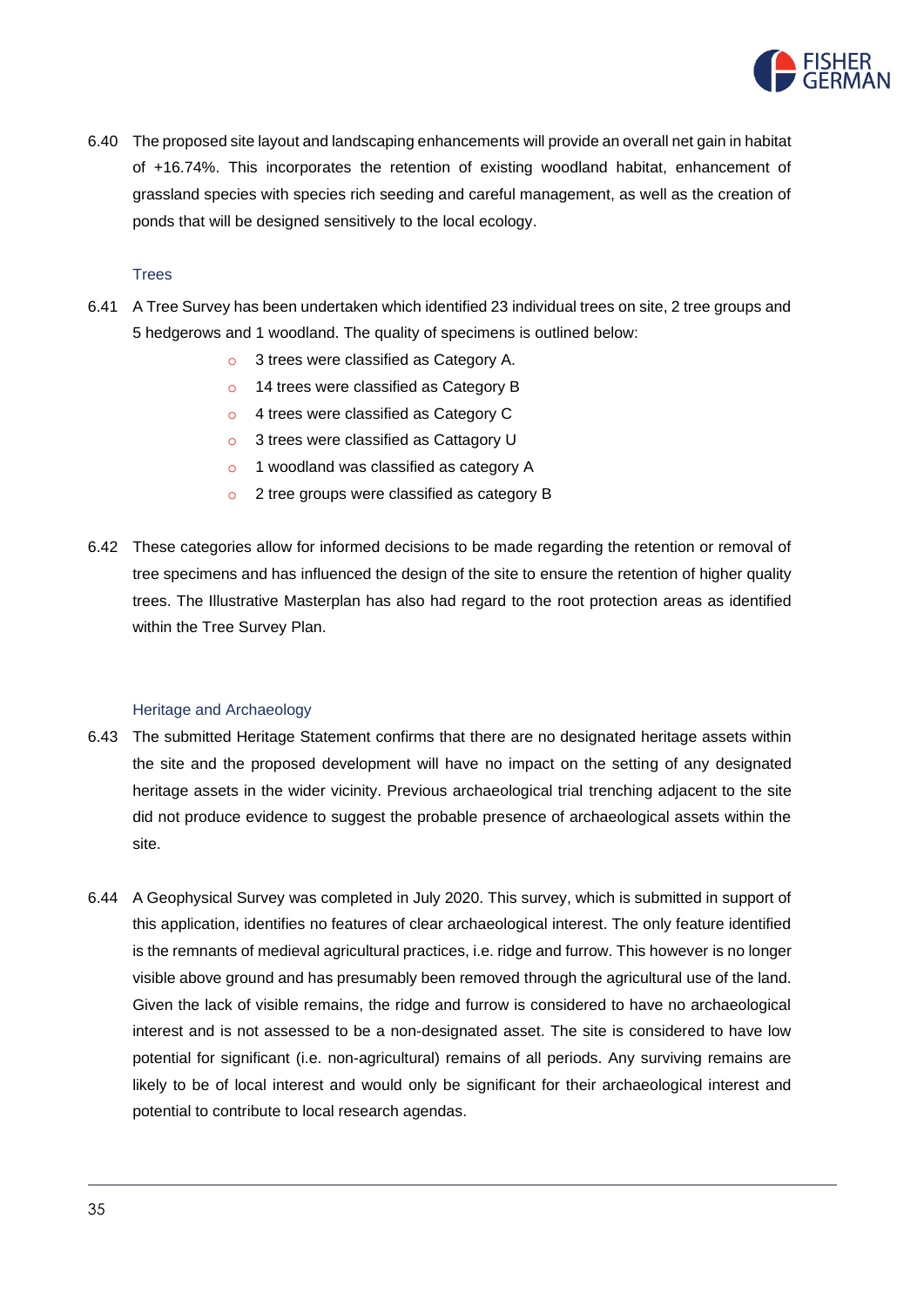6.40 The proposed site layout and landscaping enhancements will provide an overall net gain in habitat of +16.74%. This incorporates the retention of existing woodland habitat, enhancement of grassland species with species rich seeding and careful management, as well as the creation of ponds that will be designed sensitively to the local ecology.

### Trees

6.41 A Tree Survey has been undertaken which identified 23 individual trees on site, 2 tree groups and 5 hedgerows and 1 woodland. The quality of specimens is outlined below:

- 3 trees were classified as Category A.
- 14 trees were classified as Category B
- 4 trees were classified as Category C
- 3 trees were classified as Cattagory U
- 1 woodland was classified as category A
- 2 tree groups were classified as category B

6.42 These categories allow for informed decisions to be made regarding the retention or removal of tree specimens and has influenced the design of the site to ensure the retention of higher quality trees. The Illustrative Masterplan has also had regard to the root protection areas as identified within the Tree Survey Plan.

### Heritage and Archaeology

6.43 The submitted Heritage Statement confirms that there are no designated heritage assets within the site and the proposed development will have no impact on the setting of any designated heritage assets in the wider vicinity. Previous archaeological trial trenching adjacent to the site did not produce evidence to suggest the probable presence of archaeological assets within the site.

6.44 A Geophysical Survey was completed in July 2020. This survey, which is submitted in support of this application, identifies no features of clear archaeological interest. The only feature identified is the remnants of medieval agricultural practices, i.e. ridge and furrow. This however is no longer visible above ground and has presumably been removed through the agricultural use of the land. Given the lack of visible remains, the ridge and furrow is considered to have no archaeological interest and is not assessed to be a non-designated asset. The site is considered to have low potential for significant (i.e. non-agricultural) remains of all periods. Any surviving remains are likely to be of local interest and would only be significant for their archaeological interest and potential to contribute to local research agendas.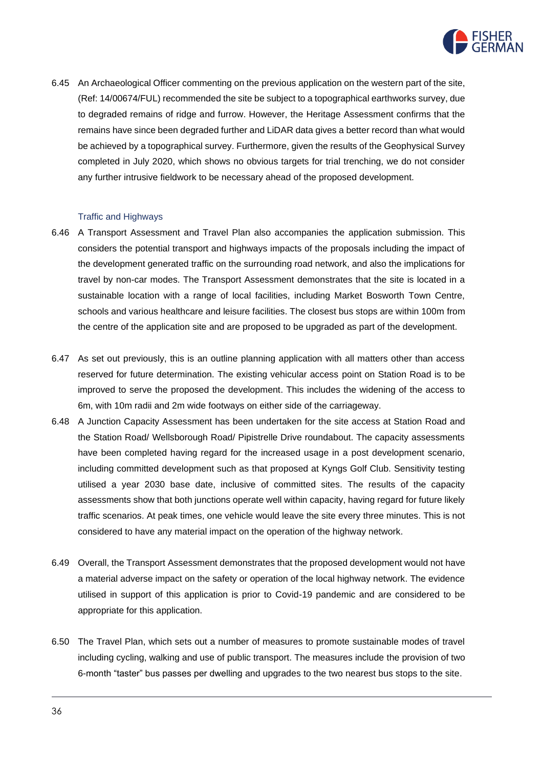6.45 An Archaeological Officer commenting on the previous application on the western part of the site, (Ref: 14/00674/FUL) recommended the site be subject to a topographical earthworks survey, due to degraded remains of ridge and furrow. However, the Heritage Assessment confirms that the remains have since been degraded further and LiDAR data gives a better record than what would be achieved by a topographical survey. Furthermore, given the results of the Geophysical Survey completed in July 2020, which shows no obvious targets for trial trenching, we do not consider any further intrusive fieldwork to be necessary ahead of the proposed development.

### Traffic and Highways

6.46 A Transport Assessment and Travel Plan also accompanies the application submission. This considers the potential transport and highways impacts of the proposals including the impact of the development generated traffic on the surrounding road network, and also the implications for travel by non-car modes. The Transport Assessment demonstrates that the site is located in a sustainable location with a range of local facilities, including Market Bosworth Town Centre, schools and various healthcare and leisure facilities. The closest bus stops are within 100m from the centre of the application site and are proposed to be upgraded as part of the development.

6.47 As set out previously, this is an outline planning application with all matters other than access reserved for future determination. The existing vehicular access point on Station Road is to be improved to serve the proposed the development. This includes the widening of the access to 6m, with 10m radii and 2m wide footways on either side of the carriageway.

6.48 A Junction Capacity Assessment has been undertaken for the site access at Station Road and the Station Road/ Wellsborough Road/ Pipistrelle Drive roundabout. The capacity assessments have been completed having regard for the increased usage in a post development scenario, including committed development such as that proposed at Kyngs Golf Club. Sensitivity testing utilised a year 2030 base date, inclusive of committed sites. The results of the capacity assessments show that both junctions operate well within capacity, having regard for future likely traffic scenarios. At peak times, one vehicle would leave the site every three minutes. This is not considered to have any material impact on the operation of the highway network.

6.49 Overall, the Transport Assessment demonstrates that the proposed development would not have a material adverse impact on the safety or operation of the local highway network. The evidence utilised in support of this application is prior to Covid-19 pandemic and are considered to be appropriate for this application.

6.50 The Travel Plan, which sets out a number of measures to promote sustainable modes of travel including cycling, walking and use of public transport. The measures include the provision of two 6-month "taster" bus passes per dwelling and upgrades to the two nearest bus stops to the site.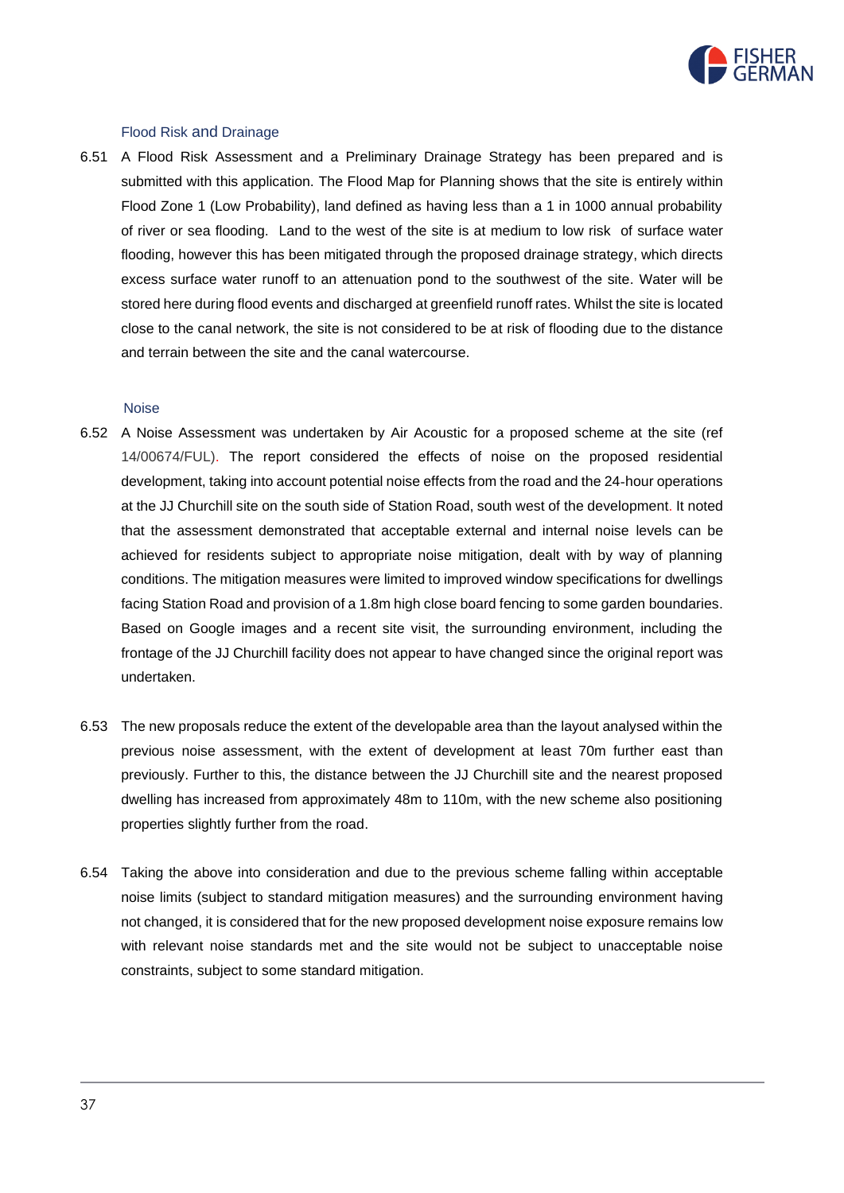### Flood Risk and Drainage

6.51 A Flood Risk Assessment and a Preliminary Drainage Strategy has been prepared and is submitted with this application. The Flood Map for Planning shows that the site is entirely within Flood Zone 1 (Low Probability), land defined as having less than a 1 in 1000 annual probability of river or sea flooding. Land to the west of the site is at medium to low risk of surface water flooding, however this has been mitigated through the proposed drainage strategy, which directs excess surface water runoff to an attenuation pond to the southwest of the site. Water will be stored here during flood events and discharged at greenfield runoff rates. Whilst the site is located close to the canal network, the site is not considered to be at risk of flooding due to the distance and terrain between the site and the canal watercourse.

### Noise

6.52 A Noise Assessment was undertaken by Air Acoustic for a proposed scheme at the site (ref 14/00674/FUL). The report considered the effects of noise on the proposed residential development, taking into account potential noise effects from the road and the 24-hour operations at the JJ Churchill site on the south side of Station Road, south west of the development. It noted that the assessment demonstrated that acceptable external and internal noise levels can be achieved for residents subject to appropriate noise mitigation, dealt with by way of planning conditions. The mitigation measures were limited to improved window specifications for dwellings facing Station Road and provision of a 1.8m high close board fencing to some garden boundaries. Based on Google images and a recent site visit, the surrounding environment, including the frontage of the JJ Churchill facility does not appear to have changed since the original report was undertaken.

6.53 The new proposals reduce the extent of the developable area than the layout analysed within the previous noise assessment, with the extent of development at least 70m further east than previously. Further to this, the distance between the JJ Churchill site and the nearest proposed dwelling has increased from approximately 48m to 110m, with the new scheme also positioning properties slightly further from the road.

6.54 Taking the above into consideration and due to the previous scheme falling within acceptable noise limits (subject to standard mitigation measures) and the surrounding environment having not changed, it is considered that for the new proposed development noise exposure remains low with relevant noise standards met and the site would not be subject to unacceptable noise constraints, subject to some standard mitigation.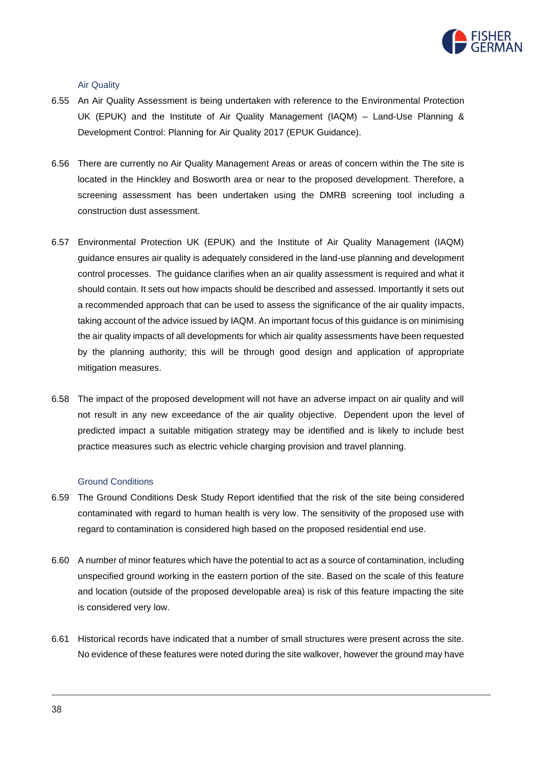### Air Quality

6.55 An Air Quality Assessment is being undertaken with reference to the Environmental Protection UK (EPUK) and the Institute of Air Quality Management (IAQM) – Land-Use Planning & Development Control: Planning for Air Quality 2017 (EPUK Guidance).

6.56 There are currently no Air Quality Management Areas or areas of concern within the The site is located in the Hinckley and Bosworth area or near to the proposed development. Therefore, a screening assessment has been undertaken using the DMRB screening tool including a construction dust assessment.

6.57 Environmental Protection UK (EPUK) and the Institute of Air Quality Management (IAQM) guidance ensures air quality is adequately considered in the land-use planning and development control processes. The guidance clarifies when an air quality assessment is required and what it should contain. It sets how impacts should be described and assessed. Importantly it sets out a recommended approach that can be used to assess the significance of the air quality impacts, taking account of the advice issued by IAQM. An important focus of this guidance is on minimising the air quality impacts of all developments for which air quality assessments have been requested by the planning authority; this will be through good design and application of appropriate mitigation measures.

6.58 The impact of the proposed development will not have an adverse impact on air quality and will not result in any new exceedance of the air quality objective. Dependent upon the level of predicted impact a suitable mitigation strategy may be identified and is likely to include best practice measures such as electric vehicle charging provision and travel planning.

### Ground Conditions

6.59 The Ground Conditions Desk Study Report identified that the risk of the site being considered contaminated with regard to human health is very low. The sensitivity of the proposed use with regard to contamination is considered high based on the proposed residential end use.

6.60 A number of minor features which have the potential to act as a source of contamination, including unspecified ground working in the eastern portion of the site. Based on the scale of this feature and location (outside of the proposed developable area) is risk of this feature impacting the site is considered very low.

6.61 Historical records have indicated that a number of small structures were present across the site. No evidence of these features were noted during the site walkover, however the ground may have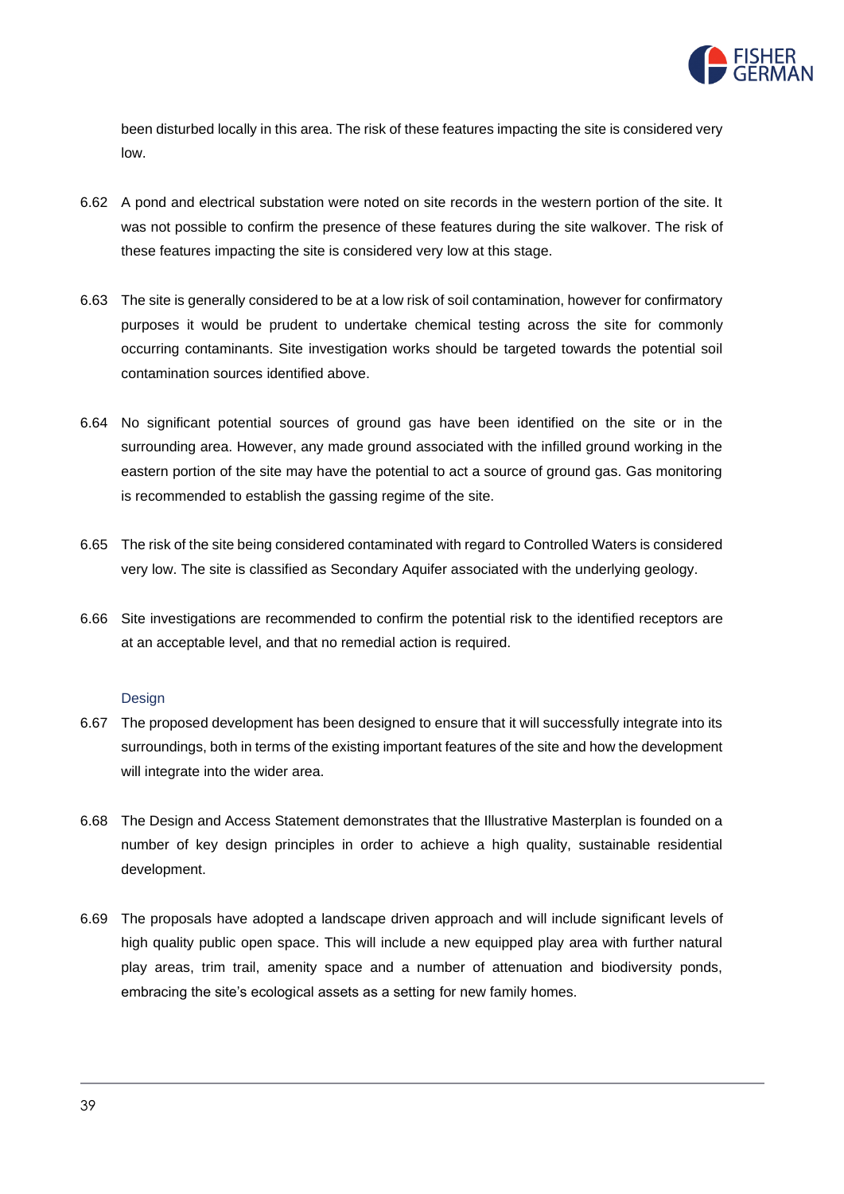been disturbed locally in this area. The risk of these features impacting the site is considered very low.

6.62 A pond and electrical substation were noted on site records in the western portion of the site. It was not possible to confirm the presence of these features during the site walkover. The risk of these features impacting the site is considered very low at this stage.

6.63 The site is generally considered to be at a low risk of soil contamination, however for confirmatory purposes it would be prudent to undertake chemical testing across the site for commonly occurring contaminants. Site investigation works should be targeted towards the potential soil contamination sources identified above.

6.64 No significant potential sources of ground gas have been identified on the site or in the surrounding area. However, any made ground associated with the infilled ground working in the eastern portion of the site may have the potential to act a source of ground gas. Gas monitoring is recommended to establish the gassing regime of the site.

6.65 The risk of the site being considered contaminated with regard to Controlled Waters is considered very low. The site is classified as Secondary Aquifer associated with the underlying geology.

6.66 Site investigations are recommended to confirm the potential risk to the identified receptors are at an acceptable level, and that no remedial action is required.

### Design

6.67 The proposed development has been designed to ensure that it will successfully integrate into its surroundings, both in terms of the existing important features of the site and how the development will integrate into the wider area.

6.68 The Design and Access Statement demonstrates that the Illustrative Masterplan is founded on a number of key design principles in order to achieve a high quality, sustainable residential development.

6.69 The proposals have adopted a landscape driven approach and will include significant levels of high quality public open space. This will include a new equipped play area with further natural play areas, trim trail, amenity space and a number of attenuation and biodiversity ponds, embracing the site's ecological assets as a setting for new family homes.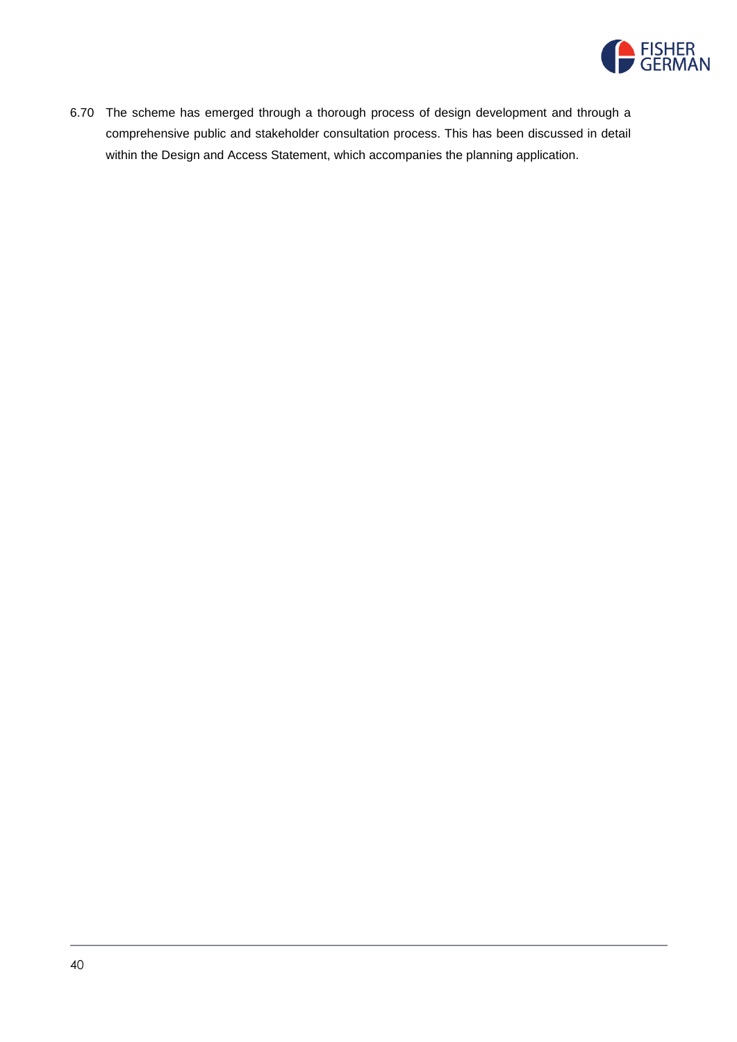6.70 The scheme has emerged through a thorough process of design development and through a comprehensive public and stakeholder consultation process. This has been discussed in detail within the Design and Access Statement, which accompanies the planning application.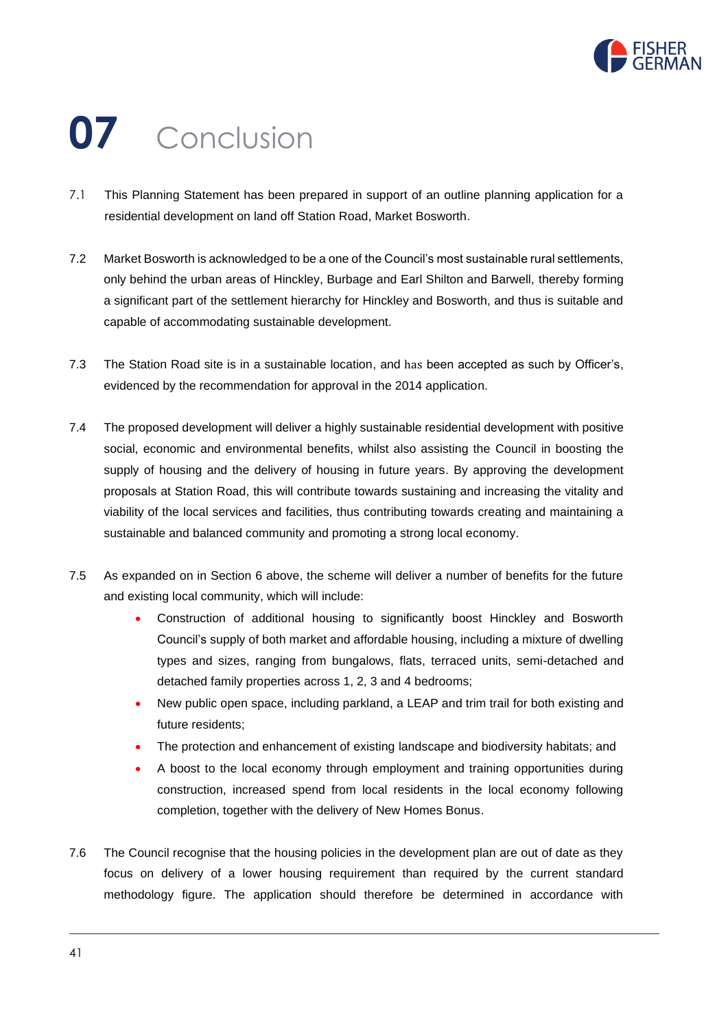# 07 Conclusion

7.1 This Planning Statement has been prepared in support of an outline planning application for a residential development on land off Station Road, Market Bosworth.

7.2 Market Bosworth is acknowledged to be a one of the Council's most sustainable rural settlements, only behind the urban areas of Hinckley, Burbage and Earl Shilton and Barwell, thereby forming a significant part of the settlement hierarchy for Hinckley and Bosworth, and thus is suitable and capable of accommodating sustainable development.

7.3 The Station Road site is in a sustainable location, and has been accepted as such by Officer's, evidenced by the recommendation for approval in the 2014 application.

7.4 The proposed development will deliver a highly sustainable residential development with positive social, economic and environmental benefits, whilst also assisting the Council in boosting the supply of housing and the delivery of housing in future years. By approving the development proposals at Station Road, this will contribute towards sustaining and increasing the vitality and viability of the local services and facilities, thus contributing towards creating and maintaining a sustainable and balanced community and promoting a strong local economy.

7.5 As expanded on in Section 6 above, the scheme will deliver a number of benefits for the future and existing local community, which will include:

- Construction of additional housing to significantly boost Hinckley and Bosworth Council's supply of both market and affordable housing, including a mixture of dwelling types and sizes, ranging from bungalows, flats, terraced units, semi-detached and detached family properties across 1, 2, 3 and 4 bedrooms;
- New public open space, including parkland, a LEAP and trim trail for both existing and future residents;
- The protection and enhancement of existing landscape and biodiversity habitats; and
- A boost to the local economy through employment and training opportunities during construction, increased spend from local residents in the local economy following completion, together with the delivery of New Homes Bonus.

7.6 The Council recognise that the housing policies in the development plan are out of date as they focus on delivery of a lower housing requirement than required by the current standard methodology figure. The application should therefore be determined in accordance with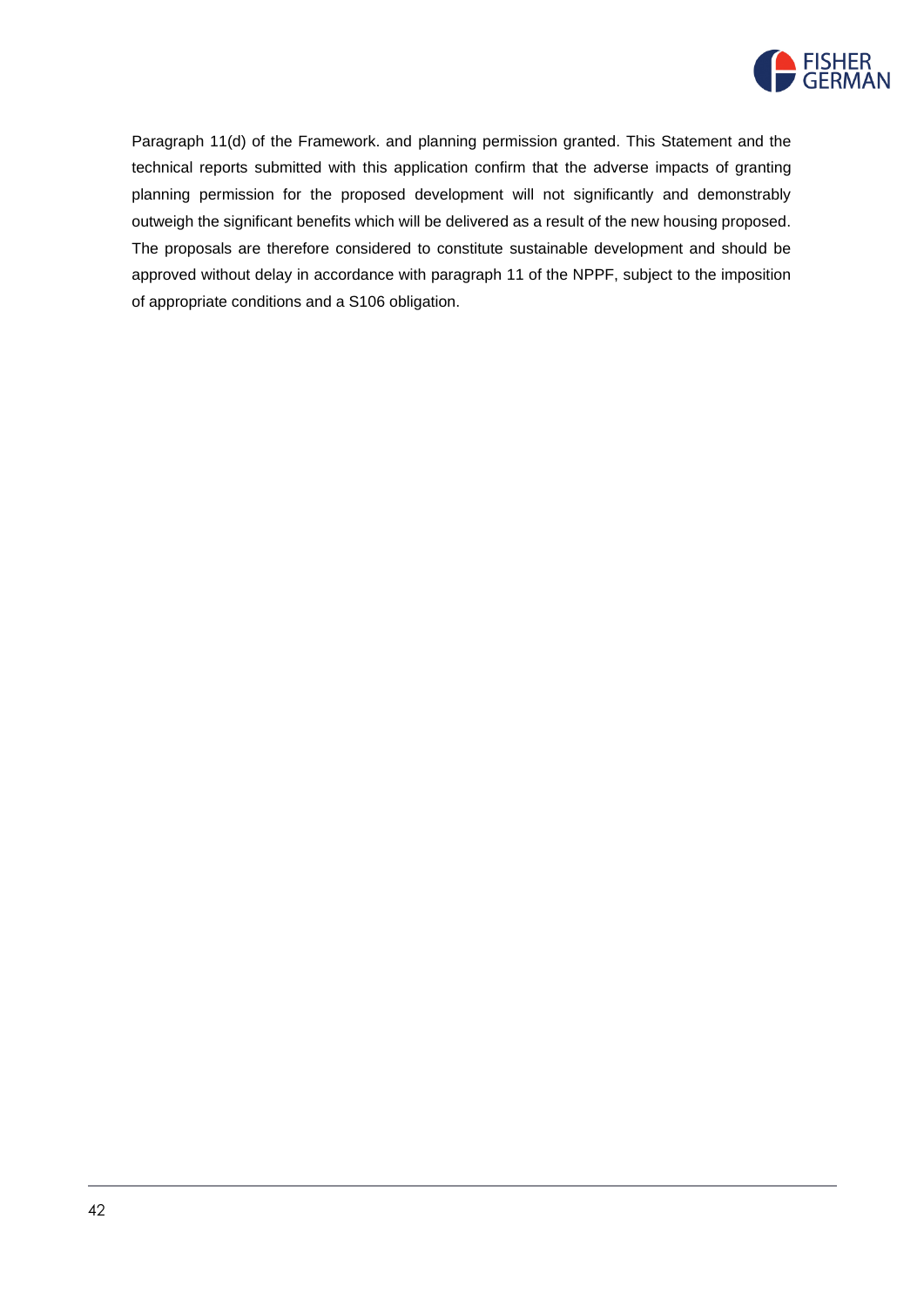Paragraph 11(d) of the Framework. and planning permission granted. This Statement and the technical reports submitted with this application confirm that the adverse impacts of granting planning permission for the proposed development will not significantly and demonstrably outweigh the significant benefits which will be delivered as a result of the new housing proposed. The proposals are therefore considered to constitute sustainable development and should be approved without delay in accordance with paragraph 11 of the NPPF, subject to the imposition of appropriate conditions and a S106 obligation.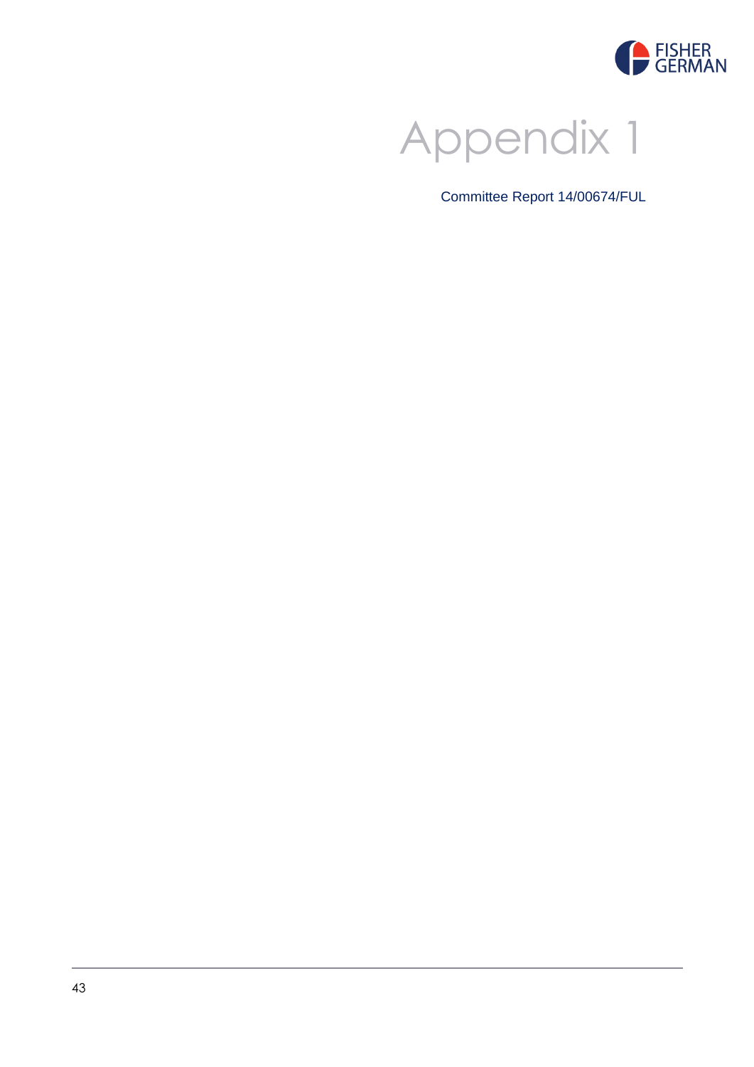# Appendix 1

Committee Report 14/00674/FUL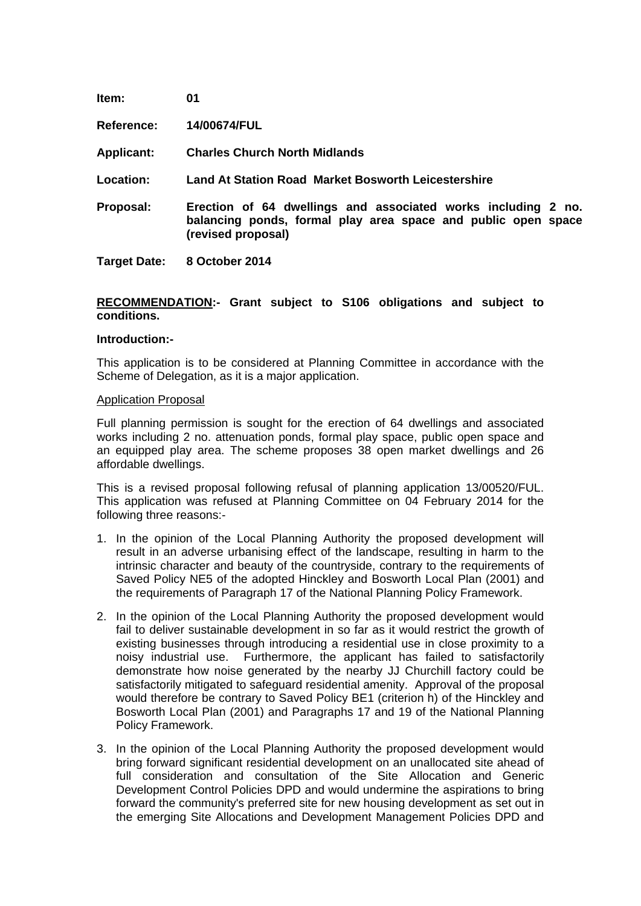**Item:** **01**

**Reference:** **14/00674/FUL**

**Applicant:** **Charles Church North Midlands**

**Location:** **Land At Station Road Market Bosworth Leicestershire**

**Proposal:** **Erection of 64 dwellings and associated works including 2 no. balancing ponds, formal play area space and public open space (revised proposal)**

**Target Date:** **8 October 2014**

**RECOMMENDATION:- Grant subject to S106 obligations and subject to conditions.**

**Introduction:-**

This application is to be considered at Planning Committee in accordance with the Scheme of Delegation, as it is a major application.

Application Proposal

Full planning permission is sought for the erection of 64 dwellings and associated works including 2 no. attenuation ponds, formal play space, public open space and an equipped play area. The scheme proposes 38 open market dwellings and 26 affordable dwellings.

This is a revised proposal following refusal of planning application 13/00520/FUL. This application was refused at Planning Committee on 04 February 2014 for the following three reasons:-

1. In the opinion of the Local Planning Authority the proposed development will result in an adverse urbanising effect of the landscape, resulting in harm to the intrinsic character and beauty of the countryside, contrary to the requirements of Saved Policy NE5 of the adopted Hinckley and Bosworth Local Plan (2001) and the requirements of Paragraph 17 of the National Planning Policy Framework.
2. In the opinion of the Local Planning Authority the proposed development would fail to deliver sustainable development in so far as it would restrict the growth of existing businesses through introducing a residential use in close proximity to a noisy industrial use. Furthermore, the applicant has failed to satisfactorily demonstrate how noise generated by the nearby JJ Churchill factory could be satisfactorily mitigated to safeguard residential amenity. Approval of the proposal would therefore be contrary to Saved Policy BE1 (criterion h) of the Hinckley and Bosworth Local Plan (2001) and Paragraphs 17 and 19 of the National Planning Policy Framework.
3. In the opinion of the Local Planning Authority the proposed development would bring forward significant residential development on an unallocated site ahead of full consideration and consultation of the Site Allocation and Generic Development Control Policies DPD and would undermine the aspirations to bring forward the community's preferred site for new housing development as set out in the emerging Site Allocations and Development Management Policies DPD and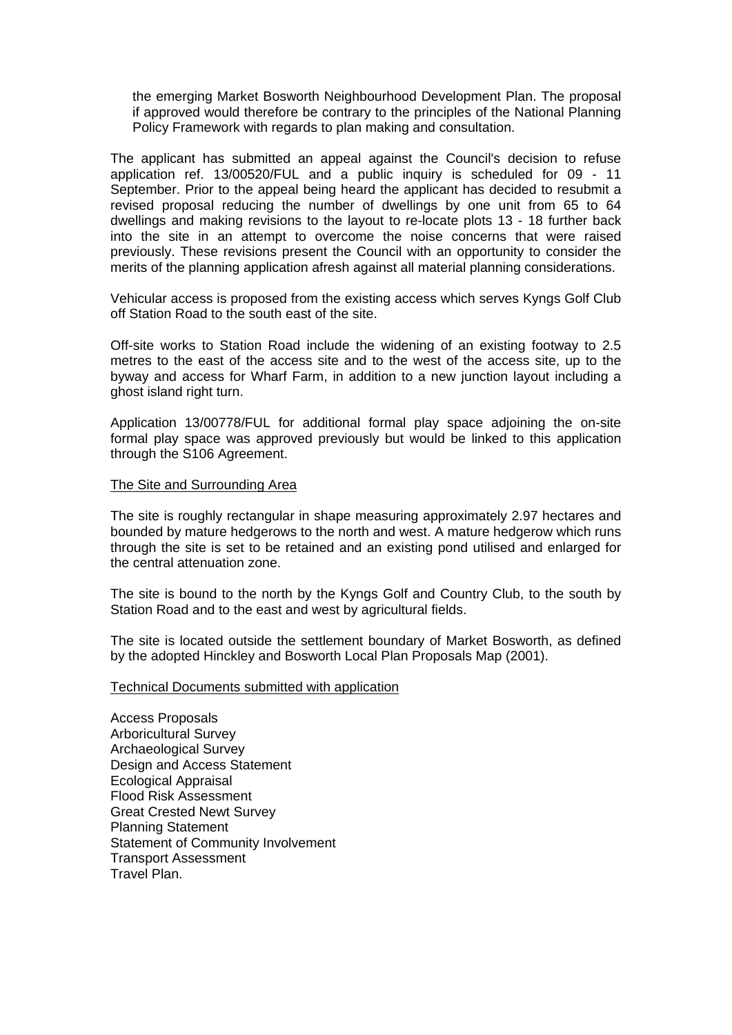the emerging Market Bosworth Neighbourhood Development Plan. The proposal if approved would therefore be contrary to the principles of the National Planning Policy Framework with regards to plan making and consultation.

The applicant has submitted an appeal against the Council's decision to refuse application ref. 13/00520/FUL and a public inquiry is scheduled for 09 - 11 September. Prior to the appeal being heard the applicant has decided to resubmit a revised proposal reducing the number of dwellings by one unit from 65 to 64 dwellings and making revisions to the layout to re-locate plots 13 - 18 further back into the site in an attempt to overcome the noise concerns that were raised previously. These revisions present the Council with an opportunity to consider the merits of the planning application afresh against all material planning considerations.

Vehicular access is proposed from the existing access which serves Kyngs Golf Club off Station Road to the south east of the site.

Off-site works to Station Road include the widening of an existing footway to 2.5 metres to the east of the access site and to the west of the access site, up to the byway and access for Wharf Farm, in addition to a new junction layout including a ghost island right turn.

Application 13/00778/FUL for additional formal play space adjoining the on-site formal play space was approved previously but would be linked to this application through the S106 Agreement.

<u>The Site and Surrounding Area</u>

The site is roughly rectangular in shape measuring approximately 2.97 hectares and bounded by mature hedgerows to the north and west. A mature hedgerow which runs through the site is set to be retained and an existing pond utilised and enlarged for the central attenuation zone.

The site is bound to the north by the Kyngs Golf and Country Club, to the south by Station Road and to the east and west by agricultural fields.

The site is located outside the settlement boundary of Market Bosworth, as defined by the adopted Hinckley and Bosworth Local Plan Proposals Map (2001).

<u>Technical Documents submitted with application</u>

Access Proposals
Arboricultural Survey
Archaeological Survey
Design and Access Statement
Ecological Appraisal
Flood Risk Assessment
Great Crested Newt Survey
Planning Statement
Statement of Community Involvement
Transport Assessment
Travel Plan.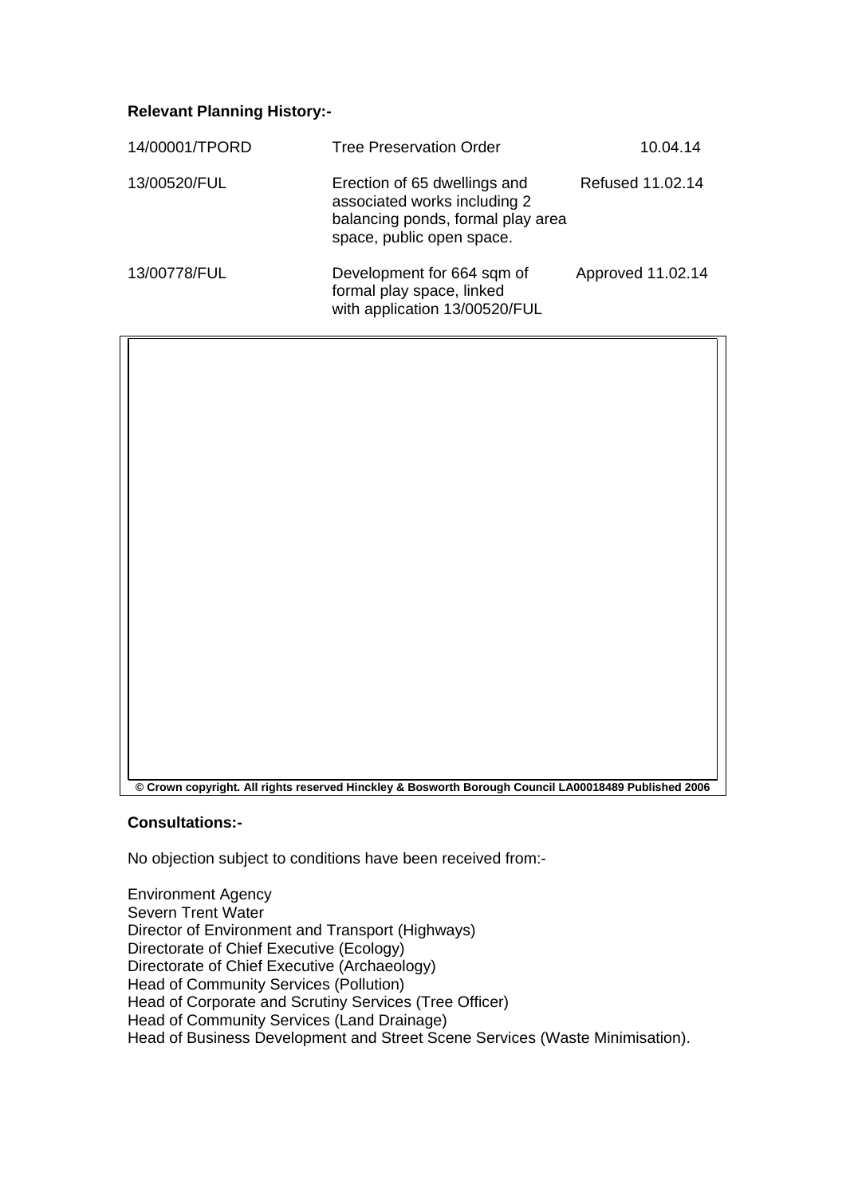**Relevant Planning History:-**

| | | |
|---|---|---|
| 14/00001/TPORD | Tree Preservation Order | 10.04.14 |
| 13/00520/FUL | Erection of 65 dwellings and associated works including 2 balancing ponds, formal play area space, public open space. | Refused 11.02.14 |
| 13/00778/FUL | Development for 664 sqm of formal play space, linked with application 13/00520/FUL | Approved 11.02.14 |

**© Crown copyright. All rights reserved Hinckley & Bosworth Borough Council LA00018489 Published 2006**

**Consultations:-**

No objection subject to conditions have been received from:-

Environment Agency
Severn Trent Water
Director of Environment and Transport (Highways)
Directorate of Chief Executive (Ecology)
Directorate of Chief Executive (Archaeology)
Head of Community Services (Pollution)
Head of Corporate and Scrutiny Services (Tree Officer)
Head of Community Services (Land Drainage)
Head of Business Development and Street Scene Services (Waste Minimisation).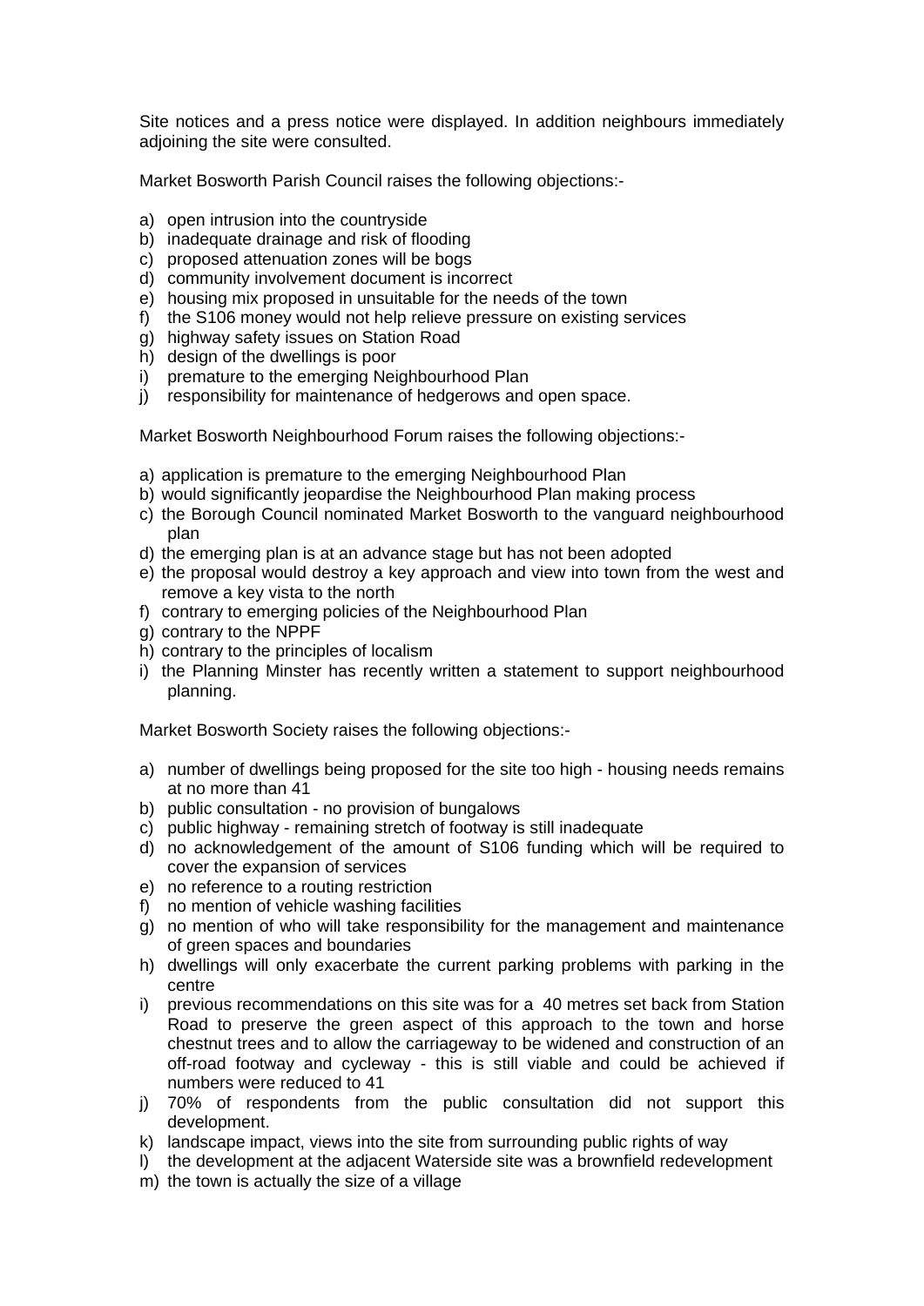Site notices and a press notice were displayed. In addition neighbours immediately adjoining the site were consulted.

Market Bosworth Parish Council raises the following objections:-

a) open intrusion into the countryside
b) inadequate drainage and risk of flooding
c) proposed attenuation zones will be bogs
d) community involvement document is incorrect
e) housing mix proposed in unsuitable for the needs of the town
f) the S106 money would not help relieve pressure on existing services
g) highway safety issues on Station Road
h) design of the dwellings is poor
i) premature to the emerging Neighbourhood Plan
j) responsibility for maintenance of hedgerows and open space.

Market Bosworth Neighbourhood Forum raises the following objections:-

a) application is premature to the emerging Neighbourhood Plan
b) would significantly jeopardise the Neighbourhood Plan making process
c) the Borough Council nominated Market Bosworth to the vanguard neighbourhood plan
d) the emerging plan is at an advance stage but has not been adopted
e) the proposal would destroy a key approach and view into town from the west and remove a key vista to the north
f) contrary to emerging policies of the Neighbourhood Plan
g) contrary to the NPPF
h) contrary to the principles of localism
i) the Planning Minster has recently written a statement to support neighbourhood planning.

Market Bosworth Society raises the following objections:-

a) number of dwellings being proposed for the site too high - housing needs remains at no more than 41
b) public consultation - no provision of bungalows
c) public highway - remaining stretch of footway is still inadequate
d) no acknowledgement of the amount of S106 funding which will be required to cover the expansion of services
e) no reference to a routing restriction
f) no mention of vehicle washing facilities
g) no mention of who will take responsibility for the management and maintenance of green spaces and boundaries
h) dwellings will only exacerbate the current parking problems with parking in the centre
i) previous recommendations on this site was for a 40 metres set back from Station Road to preserve the green aspect of this approach to the town and horse chestnut trees and to allow the carriageway to be widened and construction of an off-road footway and cycleway - this is still viable and could be achieved if numbers were reduced to 41
j) 70% of respondents from the public consultation did not support this development.
k) landscape impact, views into the site from surrounding public rights of way
l) the development at the adjacent Waterside site was a brownfield redevelopment
m) the town is actually the size of a village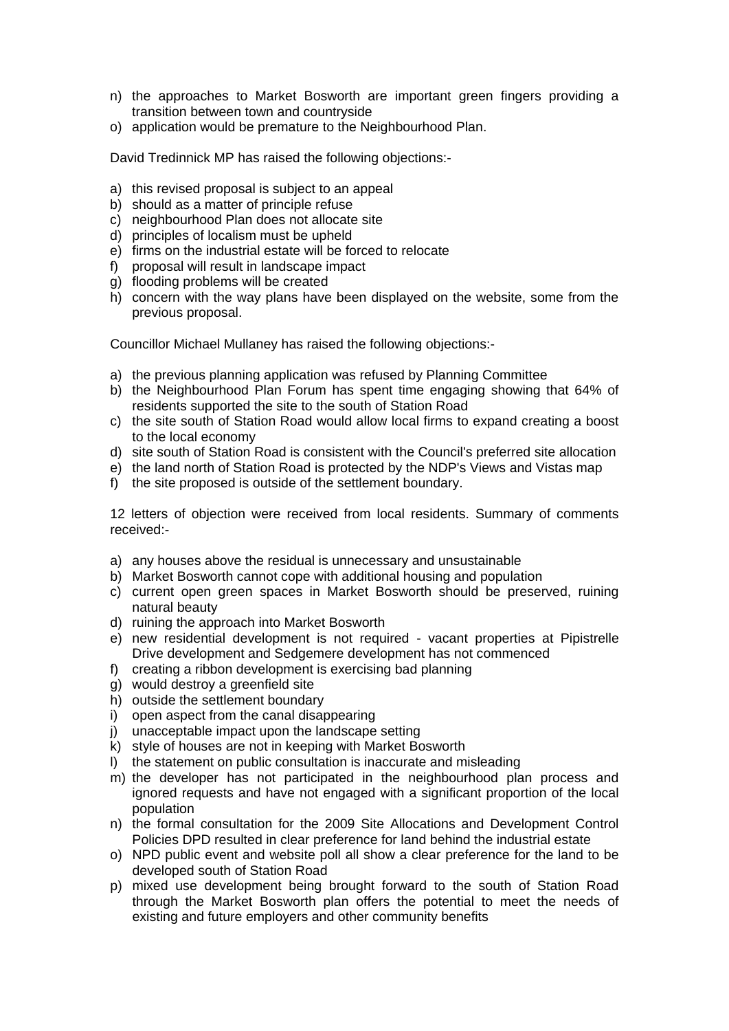n) the approaches to Market Bosworth are important green fingers providing a transition between town and countryside
o) application would be premature to the Neighbourhood Plan.

David Tredinnick MP has raised the following objections:-

a) this revised proposal is subject to an appeal
b) should as a matter of principle refuse
c) neighbourhood Plan does not allocate site
d) principles of localism must be upheld
e) firms on the industrial estate will be forced to relocate
f) proposal will result in landscape impact
g) flooding problems will be created
h) concern with the way plans have been displayed on the website, some from the previous proposal.

Councillor Michael Mullaney has raised the following objections:-

a) the previous planning application was refused by Planning Committee
b) the Neighbourhood Plan Forum has spent time engaging showing that 64% of residents supported the site to the south of Station Road
c) the site south of Station Road would allow local firms to expand creating a boost to the local economy
d) site south of Station Road is consistent with the Council's preferred site allocation
e) the land north of Station Road is protected by the NDP's Views and Vistas map
f) the site proposed is outside of the settlement boundary.

12 letters of objection were received from local residents. Summary of comments received:-

a) any houses above the residual is unnecessary and unsustainable
b) Market Bosworth cannot cope with additional housing and population
c) current open green spaces in Market Bosworth should be preserved, ruining natural beauty
d) ruining the approach into Market Bosworth
e) new residential development is not required - vacant properties at Pipistrelle Drive development and Sedgemere development has not commenced
f) creating a ribbon development is exercising bad planning
g) would destroy a greenfield site
h) outside the settlement boundary
i) open aspect from the canal disappearing
j) unacceptable impact upon the landscape setting
k) style of houses are not in keeping with Market Bosworth
l) the statement on public consultation is inaccurate and misleading
m) the developer has not participated in the neighbourhood plan process and ignored requests and have not engaged with a significant proportion of the local population
n) the formal consultation for the 2009 Site Allocations and Development Control Policies DPD resulted in clear preference for land behind the industrial estate
o) NPD public event and website poll all show a clear preference for the land to be developed south of Station Road
p) mixed use development being brought forward to the south of Station Road through the Market Bosworth plan offers the potential to meet the needs of existing and future employers and other community benefits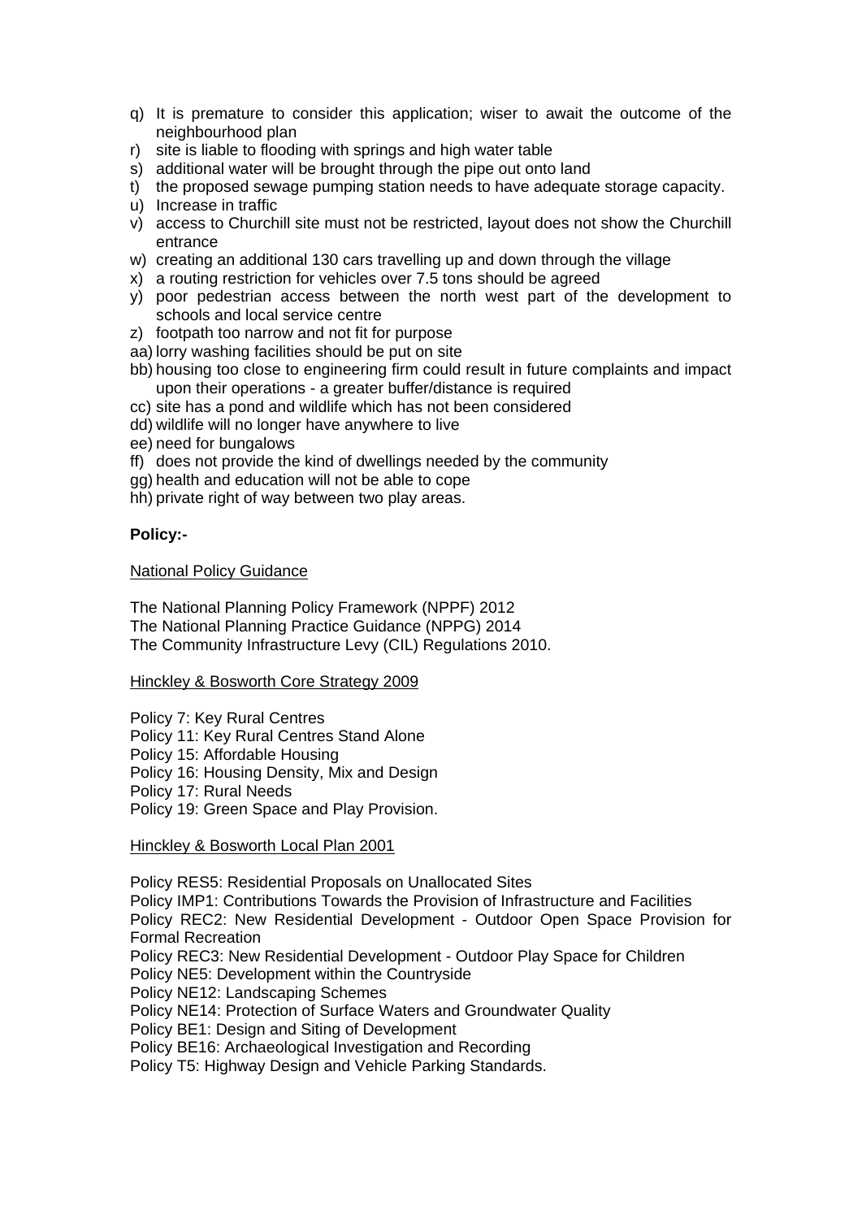q) It is premature to consider this application; wiser to await the outcome of the neighbourhood plan
r) site is liable to flooding with springs and high water table
s) additional water will be brought through the pipe out onto land
t) the proposed sewage pumping station needs to have adequate storage capacity.
u) Increase in traffic
v) access to Churchill site must not be restricted, layout does not show the Churchill entrance
w) creating an additional 130 cars travelling up and down through the village
x) a routing restriction for vehicles over 7.5 tons should be agreed
y) poor pedestrian access between the north west part of the development to schools and local service centre
z) footpath too narrow and not fit for purpose
aa) lorry washing facilities should be put on site
bb) housing too close to engineering firm could result in future complaints and impact upon their operations - a greater buffer/distance is required
cc) site has a pond and wildlife which has not been considered
dd) wildlife will no longer have anywhere to live
ee) need for bungalows
ff) does not provide the kind of dwellings needed by the community
gg) health and education will not be able to cope
hh) private right of way between two play areas.

**Policy:-**

National Policy Guidance

The National Planning Policy Framework (NPPF) 2012
The National Planning Practice Guidance (NPPG) 2014
The Community Infrastructure Levy (CIL) Regulations 2010.

Hinckley & Bosworth Core Strategy 2009

Policy 7: Key Rural Centres
Policy 11: Key Rural Centres Stand Alone
Policy 15: Affordable Housing
Policy 16: Housing Density, Mix and Design
Policy 17: Rural Needs
Policy 19: Green Space and Play Provision.

Hinckley & Bosworth Local Plan 2001

Policy RES5: Residential Proposals on Unallocated Sites
Policy IMP1: Contributions Towards the Provision of Infrastructure and Facilities
Policy REC2: New Residential Development - Outdoor Open Space Provision for Formal Recreation
Policy REC3: New Residential Development - Outdoor Play Space for Children
Policy NE5: Development within the Countryside
Policy NE12: Landscaping Schemes
Policy NE14: Protection of Surface Waters and Groundwater Quality
Policy BE1: Design and Siting of Development
Policy BE16: Archaeological Investigation and Recording
Policy T5: Highway Design and Vehicle Parking Standards.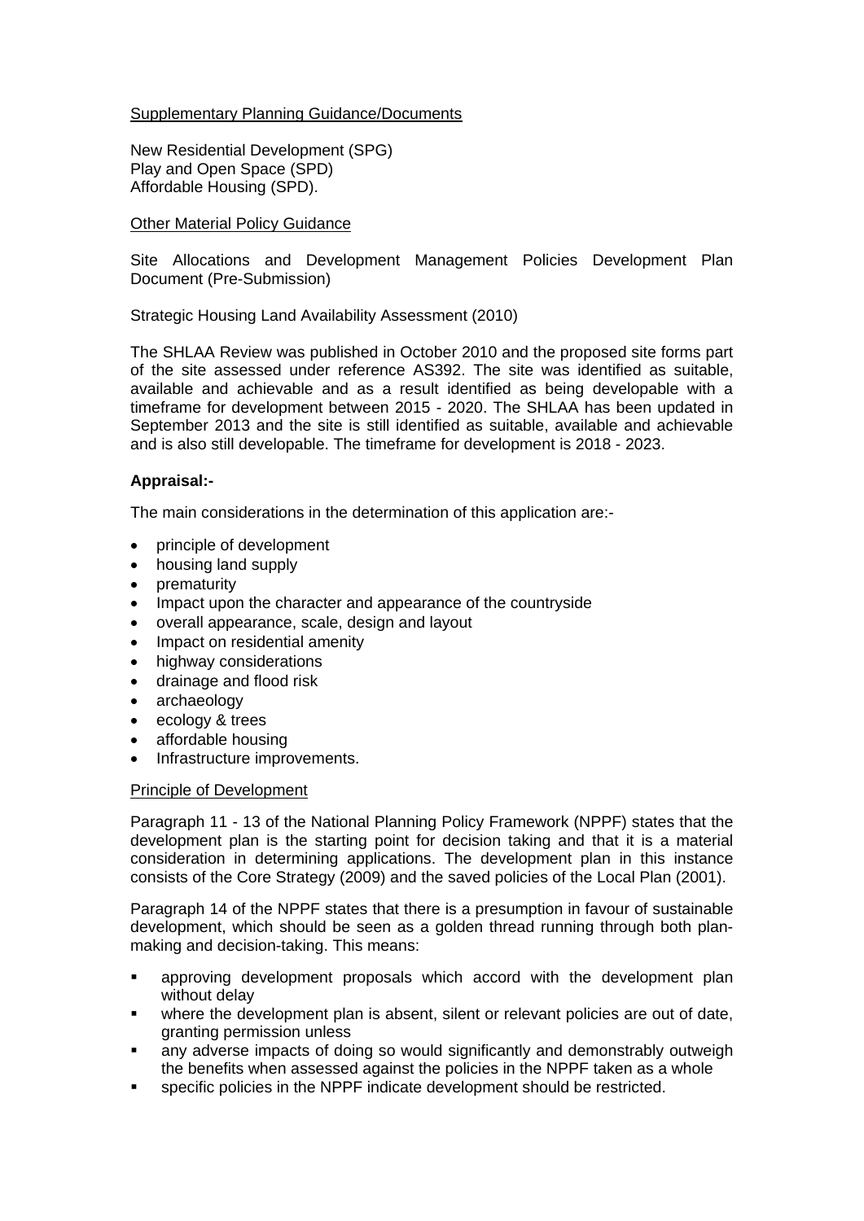Supplementary Planning Guidance/Documents

New Residential Development (SPG)
Play and Open Space (SPD)
Affordable Housing (SPD).

Other Material Policy Guidance

Site Allocations and Development Management Policies Development Plan Document (Pre-Submission)

Strategic Housing Land Availability Assessment (2010)

The SHLAA Review was published in October 2010 and the proposed site forms part of the site assessed under reference AS392. The site was identified as suitable, available and achievable and as a result identified as being developable with a timeframe for development between 2015 - 2020. The SHLAA has been updated in September 2013 and the site is still identified as suitable, available and achievable and is also still developable. The timeframe for development is 2018 - 2023.

**Appraisal:-**

The main considerations in the determination of this application are:-

- principle of development
- housing land supply
- prematurity
- Impact upon the character and appearance of the countryside
- overall appearance, scale, design and layout
- Impact on residential amenity
- highway considerations
- drainage and flood risk
- archaeology
- ecology & trees
- affordable housing
- Infrastructure improvements.

Principle of Development

Paragraph 11 - 13 of the National Planning Policy Framework (NPPF) states that the development plan is the starting point for decision taking and that it is a material consideration in determining applications. The development plan in this instance consists of the Core Strategy (2009) and the saved policies of the Local Plan (2001).

Paragraph 14 of the NPPF states that there is a presumption in favour of sustainable development, which should be seen as a golden thread running through both plan-making and decision-taking. This means:

- approving development proposals which accord with the development plan without delay
- where the development plan is absent, silent or relevant policies are out of date, granting permission unless
- any adverse impacts of doing so would significantly and demonstrably outweigh the benefits when assessed against the policies in the NPPF taken as a whole
- specific policies in the NPPF indicate development should be restricted.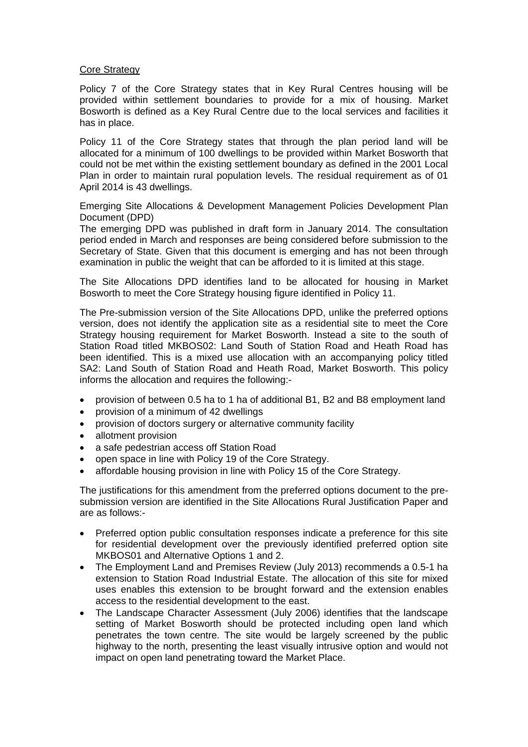<u>Core Strategy</u>

Policy 7 of the Core Strategy states that in Key Rural Centres housing will be provided within settlement boundaries to provide for a mix of housing. Market Bosworth is defined as a Key Rural Centre due to the local services and facilities it has in place.

Policy 11 of the Core Strategy states that through the plan period land will be allocated for a minimum of 100 dwellings to be provided within Market Bosworth that could not be met within the existing settlement boundary as defined in the 2001 Local Plan in order to maintain rural population levels. The residual requirement as of 01 April 2014 is 43 dwellings.

Emerging Site Allocations & Development Management Policies Development Plan Document (DPD)

The emerging DPD was published in draft form in January 2014. The consultation period ended in March and responses are being considered before submission to the Secretary of State. Given that this document is emerging and has not been through examination in public the weight that can be afforded to it is limited at this stage.

The Site Allocations DPD identifies land to be allocated for housing in Market Bosworth to meet the Core Strategy housing figure identified in Policy 11.

The Pre-submission version of the Site Allocations DPD, unlike the preferred options version, does not identify the application site as a residential site to meet the Core Strategy housing requirement for Market Bosworth. Instead a site to the south of Station Road titled MKBOS02: Land South of Station Road and Heath Road has been identified. This is a mixed use allocation with an accompanying policy titled SA2: Land South of Station Road and Heath Road, Market Bosworth. This policy informs the allocation and requires the following:-

- provision of between 0.5 ha to 1 ha of additional B1, B2 and B8 employment land
- provision of a minimum of 42 dwellings
- provision of doctors surgery or alternative community facility
- allotment provision
- a safe pedestrian access off Station Road
- open space in line with Policy 19 of the Core Strategy.
- affordable housing provision in line with Policy 15 of the Core Strategy.

The justifications for this amendment from the preferred options document to the pre-submission version are identified in the Site Allocations Rural Justification Paper and are as follows:-

- Preferred option public consultation responses indicate a preference for this site for residential development over the previously identified preferred option site MKBOS01 and Alternative Options 1 and 2.
- The Employment Land and Premises Review (July 2013) recommends a 0.5-1 ha extension to Station Road Industrial Estate. The allocation of this site for mixed uses enables this extension to be brought forward and the extension enables access to the residential development to the east.
- The Landscape Character Assessment (July 2006) identifies that the landscape setting of Market Bosworth should be protected including open land which penetrates the town centre. The site would be largely screened by the public highway to the north, presenting the least visually intrusive option and would not impact on open land penetrating toward the Market Place.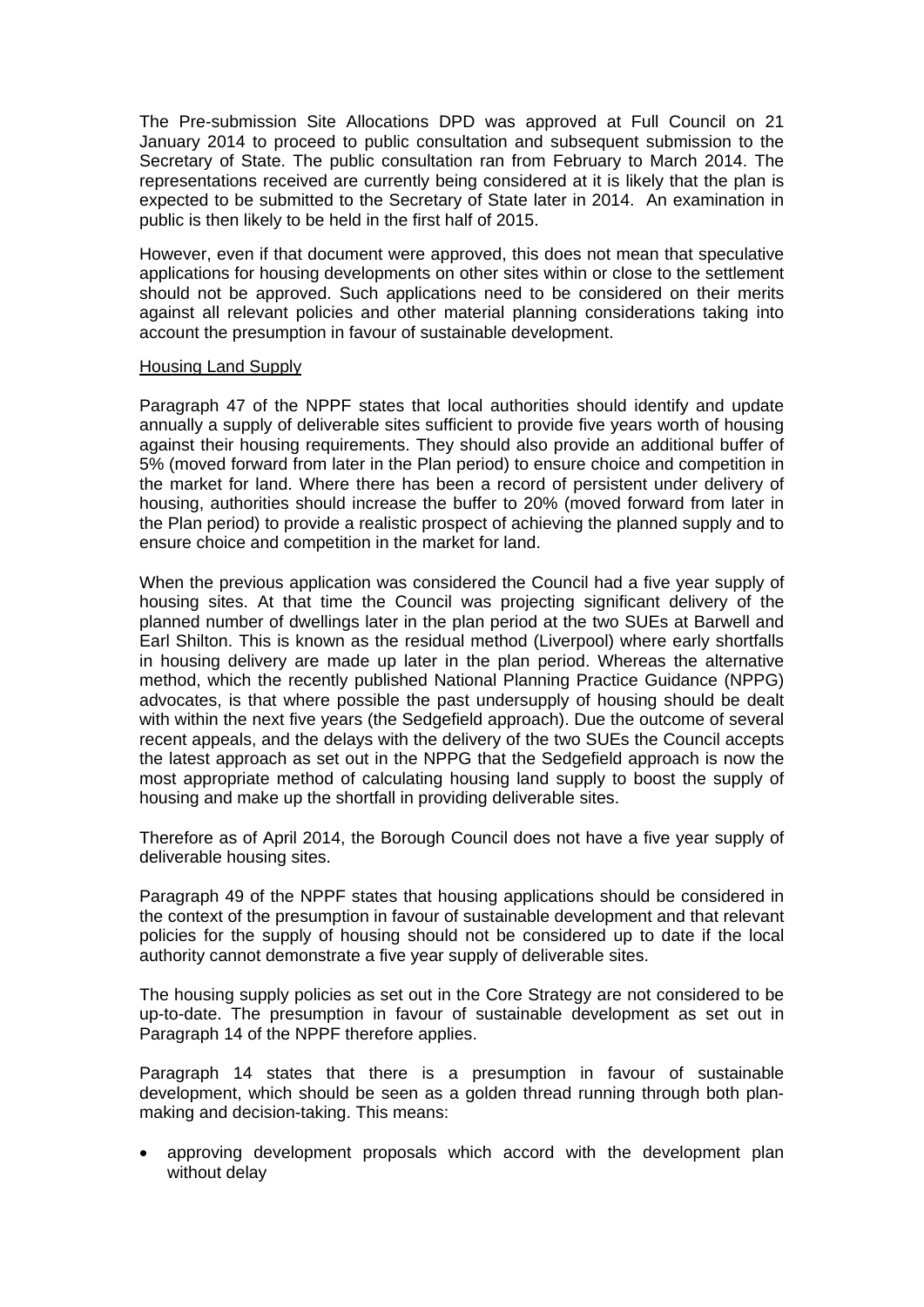The Pre-submission Site Allocations DPD was approved at Full Council on 21 January 2014 to proceed to public consultation and subsequent submission to the Secretary of State. The public consultation ran from February to March 2014. The representations received are currently being considered at it is likely that the plan is expected to be submitted to the Secretary of State later in 2014. An examination in public is then likely to be held in the first half of 2015.

However, even if that document were approved, this does not mean that speculative applications for housing developments on other sites within or close to the settlement should not be approved. Such applications need to be considered on their merits against all relevant policies and other material planning considerations taking into account the presumption in favour of sustainable development.

Housing Land Supply

Paragraph 47 of the NPPF states that local authorities should identify and update annually a supply of deliverable sites sufficient to provide five years worth of housing against their housing requirements. They should also provide an additional buffer of 5% (moved forward from later in the Plan period) to ensure choice and competition in the market for land. Where there has been a record of persistent under delivery of housing, authorities should increase the buffer to 20% (moved forward from later in the Plan period) to provide a realistic prospect of achieving the planned supply and to ensure choice and competition in the market for land.

When the previous application was considered the Council had a five year supply of housing sites. At that time the Council was projecting significant delivery of the planned number of dwellings later in the plan period at the two SUEs at Barwell and Earl Shilton. This is known as the residual method (Liverpool) where early shortfalls in housing delivery are made up later in the plan period. Whereas the alternative method, which the recently published National Planning Practice Guidance (NPPG) advocates, is that where possible the past undersupply of housing should be dealt with within the next five years (the Sedgefield approach). Due the outcome of several recent appeals, and the delays with the delivery of the two SUEs the Council accepts the latest approach as set out in the NPPG that the Sedgefield approach is now the most appropriate method of calculating housing land supply to boost the supply of housing and make up the shortfall in providing deliverable sites.

Therefore as of April 2014, the Borough Council does not have a five year supply of deliverable housing sites.

Paragraph 49 of the NPPF states that housing applications should be considered in the context of the presumption in favour of sustainable development and that relevant policies for the supply of housing should not be considered up to date if the local authority cannot demonstrate a five year supply of deliverable sites.

The housing supply policies as set out in the Core Strategy are not considered to be up-to-date. The presumption in favour of sustainable development as set out in Paragraph 14 of the NPPF therefore applies.

Paragraph 14 states that there is a presumption in favour of sustainable development, which should be seen as a golden thread running through both plan-making and decision-taking. This means:

- approving development proposals which accord with the development plan without delay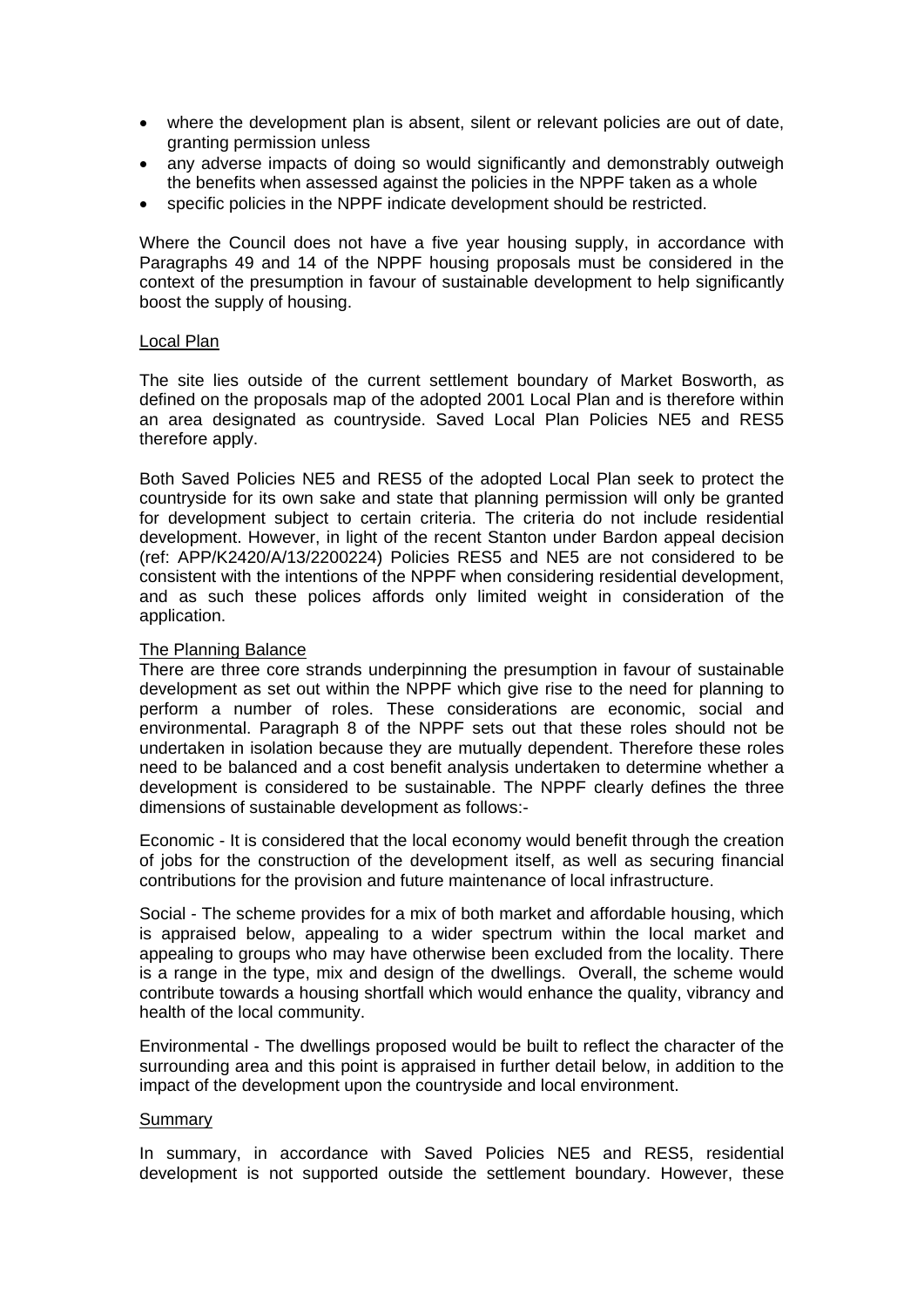- where the development plan is absent, silent or relevant policies are out of date, granting permission unless
- any adverse impacts of doing so would significantly and demonstrably outweigh the benefits when assessed against the policies in the NPPF taken as a whole
- specific policies in the NPPF indicate development should be restricted.

Where the Council does not have a five year housing supply, in accordance with Paragraphs 49 and 14 of the NPPF housing proposals must be considered in the context of the presumption in favour of sustainable development to help significantly boost the supply of housing.

Local Plan

The site lies outside of the current settlement boundary of Market Bosworth, as defined on the proposals map of the adopted 2001 Local Plan and is therefore within an area designated as countryside. Saved Local Plan Policies NE5 and RES5 therefore apply.

Both Saved Policies NE5 and RES5 of the adopted Local Plan seek to protect the countryside for its own sake and state that planning permission will only be granted for development subject to certain criteria. The criteria do not include residential development. However, in light of the recent Stanton under Bardon appeal decision (ref: APP/K2420/A/13/2200224) Policies RES5 and NE5 are not considered to be consistent with the intentions of the NPPF when considering residential development, and as such these polices affords only limited weight in consideration of the application.

The Planning Balance

There are three core strands underpinning the presumption in favour of sustainable development as set out within the NPPF which give rise to the need for planning to perform a number of roles. These considerations are economic, social and environmental. Paragraph 8 of the NPPF sets out that these roles should not be undertaken in isolation because they are mutually dependent. Therefore these roles need to be balanced and a cost benefit analysis undertaken to determine whether a development is considered to be sustainable. The NPPF clearly defines the three dimensions of sustainable development as follows:-

Economic - It is considered that the local economy would benefit through the creation of jobs for the construction of the development itself, as well as securing financial contributions for the provision and future maintenance of local infrastructure.

Social - The scheme provides for a mix of both market and affordable housing, which is appraised below, appealing to a wider spectrum within the local market and appealing to groups who may have otherwise been excluded from the locality. There is a range in the type, mix and design of the dwellings. Overall, the scheme would contribute towards a housing shortfall which would enhance the quality, vibrancy and health of the local community.

Environmental - The dwellings proposed would be built to reflect the character of the surrounding area and this point is appraised in further detail below, in addition to the impact of the development upon the countryside and local environment.

Summary

In summary, in accordance with Saved Policies NE5 and RES5, residential development is not supported outside the settlement boundary. However, these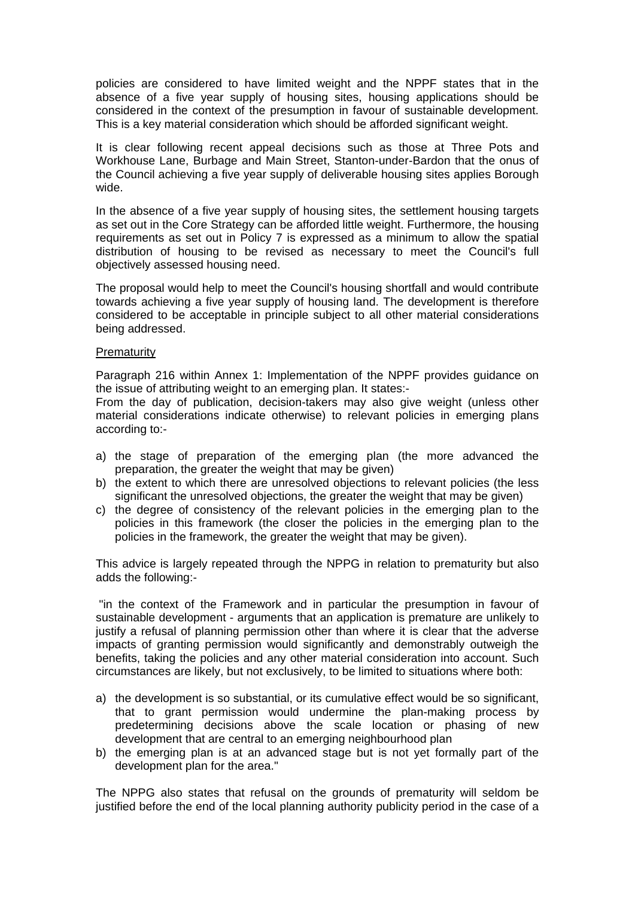policies are considered to have limited weight and the NPPF states that in the absence of a five year supply of housing sites, housing applications should be considered in the context of the presumption in favour of sustainable development. This is a key material consideration which should be afforded significant weight.

It is clear following recent appeal decisions such as those at Three Pots and Workhouse Lane, Burbage and Main Street, Stanton-under-Bardon that the onus of the Council achieving a five year supply of deliverable housing sites applies Borough wide.

In the absence of a five year supply of housing sites, the settlement housing targets as set out in the Core Strategy can be afforded little weight. Furthermore, the housing requirements as set out in Policy 7 is expressed as a minimum to allow the spatial distribution of housing to be revised as necessary to meet the Council's full objectively assessed housing need.

The proposal would help to meet the Council's housing shortfall and would contribute towards achieving a five year supply of housing land. The development is therefore considered to be acceptable in principle subject to all other material considerations being addressed.

Prematurity

Paragraph 216 within Annex 1: Implementation of the NPPF provides guidance on the issue of attributing weight to an emerging plan. It states:-
From the day of publication, decision-takers may also give weight (unless other material considerations indicate otherwise) to relevant policies in emerging plans according to:-

a) the stage of preparation of the emerging plan (the more advanced the preparation, the greater the weight that may be given)
b) the extent to which there are unresolved objections to relevant policies (the less significant the unresolved objections, the greater the weight that may be given)
c) the degree of consistency of the relevant policies in the emerging plan to the policies in this framework (the closer the policies in the emerging plan to the policies in the framework, the greater the weight that may be given).

This advice is largely repeated through the NPPG in relation to prematurity but also adds the following:-

"in the context of the Framework and in particular the presumption in favour of sustainable development - arguments that an application is premature are unlikely to justify a refusal of planning permission other than where it is clear that the adverse impacts of granting permission would significantly and demonstrably outweigh the benefits, taking the policies and any other material consideration into account. Such circumstances are likely, but not exclusively, to be limited to situations where both:

a) the development is so substantial, or its cumulative effect would be so significant, that to grant permission would undermine the plan-making process by predetermining decisions above the scale location or phasing of new development that are central to an emerging neighbourhood plan
b) the emerging plan is at an advanced stage but is not yet formally part of the development plan for the area."

The NPPG also states that refusal on the grounds of prematurity will seldom be justified before the end of the local planning authority publicity period in the case of a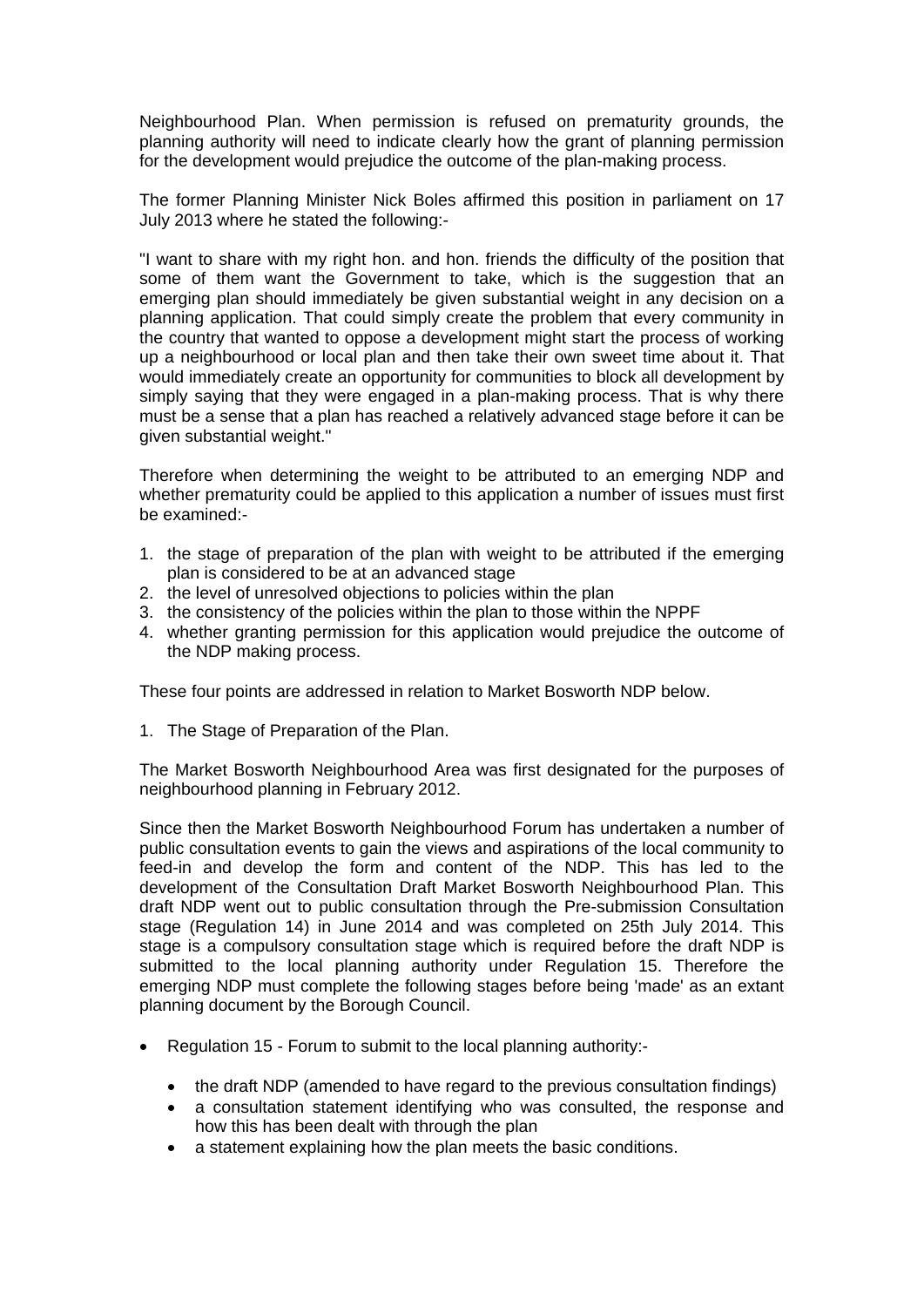Neighbourhood Plan. When permission is refused on prematurity grounds, the planning authority will need to indicate clearly how the grant of planning permission for the development would prejudice the outcome of the plan-making process.

The former Planning Minister Nick Boles affirmed this position in parliament on 17 July 2013 where he stated the following:-

"I want to share with my right hon. and hon. friends the difficulty of the position that some of them want the Government to take, which is the suggestion that an emerging plan should immediately be given substantial weight in any decision on a planning application. That could simply create the problem that every community in the country that wanted to oppose a development might start the process of working up a neighbourhood or local plan and then take their own sweet time about it. That would immediately create an opportunity for communities to block all development by simply saying that they were engaged in a plan-making process. That is why there must be a sense that a plan has reached a relatively advanced stage before it can be given substantial weight."

Therefore when determining the weight to be attributed to an emerging NDP and whether prematurity could be applied to this application a number of issues must first be examined:-

1. the stage of preparation of the plan with weight to be attributed if the emerging plan is considered to be at an advanced stage
2. the level of unresolved objections to policies within the plan
3. the consistency of the policies within the plan to those within the NPPF
4. whether granting permission for this application would prejudice the outcome of the NDP making process.

These four points are addressed in relation to Market Bosworth NDP below.

1. The Stage of Preparation of the Plan.

The Market Bosworth Neighbourhood Area was first designated for the purposes of neighbourhood planning in February 2012.

Since then the Market Bosworth Neighbourhood Forum has undertaken a number of public consultation events to gain the views and aspirations of the local community to feed-in and develop the form and content of the NDP. This has led to the development of the Consultation Draft Market Bosworth Neighbourhood Plan. This draft NDP went out to public consultation through the Pre-submission Consultation stage (Regulation 14) in June 2014 and was completed on 25th July 2014. This stage is a compulsory consultation stage which is required before the draft NDP is submitted to the local planning authority under Regulation 15. Therefore the emerging NDP must complete the following stages before being 'made' as an extant planning document by the Borough Council.

- Regulation 15 - Forum to submit to the local planning authority:-
  - the draft NDP (amended to have regard to the previous consultation findings)
  - a consultation statement identifying who was consulted, the response and how this has been dealt with through the plan
  - a statement explaining how the plan meets the basic conditions.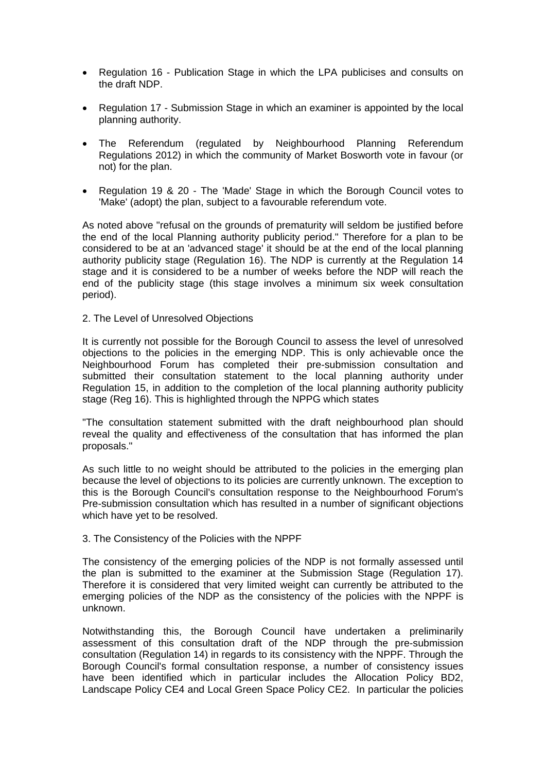- Regulation 16 - Publication Stage in which the LPA publicises and consults on the draft NDP.
- Regulation 17 - Submission Stage in which an examiner is appointed by the local planning authority.
- The Referendum (regulated by Neighbourhood Planning Referendum Regulations 2012) in which the community of Market Bosworth vote in favour (or not) for the plan.
- Regulation 19 & 20 - The 'Made' Stage in which the Borough Council votes to 'Make' (adopt) the plan, subject to a favourable referendum vote.

As noted above "refusal on the grounds of prematurity will seldom be justified before the end of the local Planning authority publicity period." Therefore for a plan to be considered to be at an 'advanced stage' it should be at the end of the local planning authority publicity stage (Regulation 16). The NDP is currently at the Regulation 14 stage and it is considered to be a number of weeks before the NDP will reach the end of the publicity stage (this stage involves a minimum six week consultation period).

2. The Level of Unresolved Objections

It is currently not possible for the Borough Council to assess the level of unresolved objections to the policies in the emerging NDP. This is only achievable once the Neighbourhood Forum has completed their pre-submission consultation and submitted their consultation statement to the local planning authority under Regulation 15, in addition to the completion of the local planning authority publicity stage (Reg 16). This is highlighted through the NPPG which states

"The consultation statement submitted with the draft neighbourhood plan should reveal the quality and effectiveness of the consultation that has informed the plan proposals."

As such little to no weight should be attributed to the policies in the emerging plan because the level of objections to its policies are currently unknown. The exception to this is the Borough Council's consultation response to the Neighbourhood Forum's Pre-submission consultation which has resulted in a number of significant objections which have yet to be resolved.

3. The Consistency of the Policies with the NPPF

The consistency of the emerging policies of the NDP is not formally assessed until the plan is submitted to the examiner at the Submission Stage (Regulation 17). Therefore it is considered that very limited weight can currently be attributed to the emerging policies of the NDP as the consistency of the policies with the NPPF is unknown.

Notwithstanding this, the Borough Council have undertaken a preliminarily assessment of this consultation draft of the NDP through the pre-submission consultation (Regulation 14) in regards to its consistency with the NPPF. Through the Borough Council's formal consultation response, a number of consistency issues have been identified which in particular includes the Allocation Policy BD2, Landscape Policy CE4 and Local Green Space Policy CE2. In particular the policies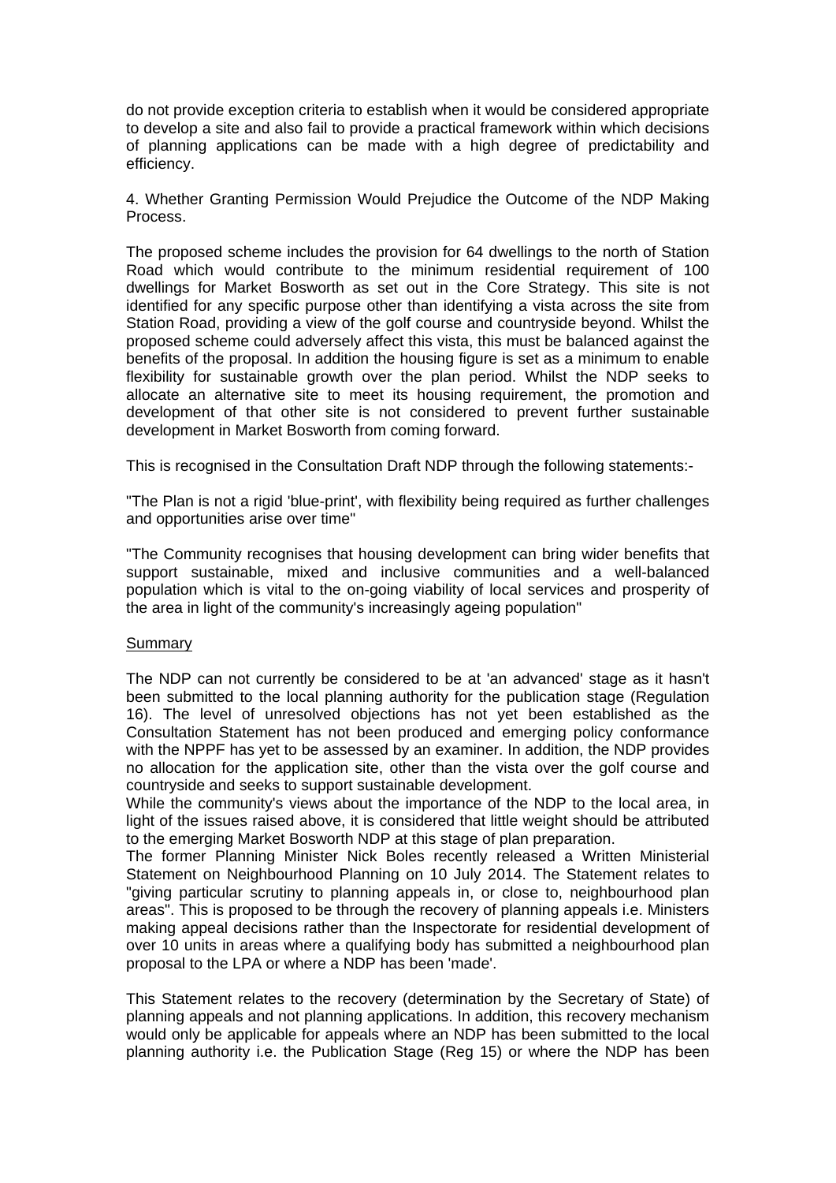do not provide exception criteria to establish when it would be considered appropriate to develop a site and also fail to provide a practical framework within which decisions of planning applications can be made with a high degree of predictability and efficiency.

4. Whether Granting Permission Would Prejudice the Outcome of the NDP Making Process.

The proposed scheme includes the provision for 64 dwellings to the north of Station Road which would contribute to the minimum residential requirement of 100 dwellings for Market Bosworth as set out in the Core Strategy. This site is not identified for any specific purpose other than identifying a vista across the site from Station Road, providing a view of the golf course and countryside beyond. Whilst the proposed scheme could adversely affect this vista, this must be balanced against the benefits of the proposal. In addition the housing figure is set as a minimum to enable flexibility for sustainable growth over the plan period. Whilst the NDP seeks to allocate an alternative site to meet its housing requirement, the promotion and development of that other site is not considered to prevent further sustainable development in Market Bosworth from coming forward.

This is recognised in the Consultation Draft NDP through the following statements:-

"The Plan is not a rigid 'blue-print', with flexibility being required as further challenges and opportunities arise over time"

"The Community recognises that housing development can bring wider benefits that support sustainable, mixed and inclusive communities and a well-balanced population which is vital to the on-going viability of local services and prosperity of the area in light of the community's increasingly ageing population"

Summary

The NDP can not currently be considered to be at 'an advanced' stage as it hasn't been submitted to the local planning authority for the publication stage (Regulation 16). The level of unresolved objections has not yet been established as the Consultation Statement has not been produced and emerging policy conformance with the NPPF has yet to be assessed by an examiner. In addition, the NDP provides no allocation for the application site, other than the vista over the golf course and countryside and seeks to support sustainable development.

While the community's views about the importance of the NDP to the local area, in light of the issues raised above, it is considered that little weight should be attributed to the emerging Market Bosworth NDP at this stage of plan preparation.

The former Planning Minister Nick Boles recently released a Written Ministerial Statement on Neighbourhood Planning on 10 July 2014. The Statement relates to "giving particular scrutiny to planning appeals in, or close to, neighbourhood plan areas". This is proposed to be through the recovery of planning appeals i.e. Ministers making appeal decisions rather than the Inspectorate for residential development of over 10 units in areas where a qualifying body has submitted a neighbourhood plan proposal to the LPA or where a NDP has been 'made'.

This Statement relates to the recovery (determination by the Secretary of State) of planning appeals and not planning applications. In addition, this recovery mechanism would only be applicable for appeals where an NDP has been submitted to the local planning authority i.e. the Publication Stage (Reg 15) or where the NDP has been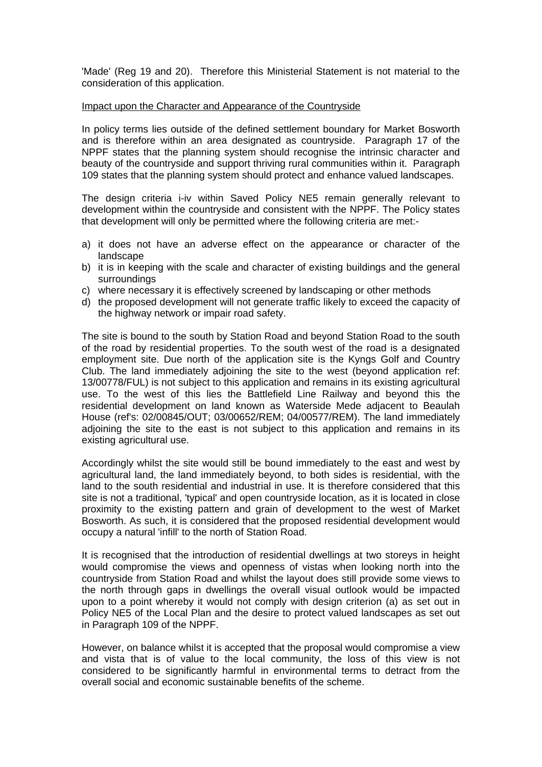'Made' (Reg 19 and 20). Therefore this Ministerial Statement is not material to the consideration of this application.

Impact upon the Character and Appearance of the Countryside

In policy terms lies outside of the defined settlement boundary for Market Bosworth and is therefore within an area designated as countryside. Paragraph 17 of the NPPF states that the planning system should recognise the intrinsic character and beauty of the countryside and support thriving rural communities within it. Paragraph 109 states that the planning system should protect and enhance valued landscapes.

The design criteria i-iv within Saved Policy NE5 remain generally relevant to development within the countryside and consistent with the NPPF. The Policy states that development will only be permitted where the following criteria are met:-

a) it does not have an adverse effect on the appearance or character of the landscape
b) it is in keeping with the scale and character of existing buildings and the general surroundings
c) where necessary it is effectively screened by landscaping or other methods
d) the proposed development will not generate traffic likely to exceed the capacity of the highway network or impair road safety.

The site is bound to the south by Station Road and beyond Station Road to the south of the road by residential properties. To the south west of the road is a designated employment site. Due north of the application site is the Kyngs Golf and Country Club. The land immediately adjoining the site to the west (beyond application ref: 13/00778/FUL) is not subject to this application and remains in its existing agricultural use. To the west of this lies the Battlefield Line Railway and beyond this the residential development on land known as Waterside Mede adjacent to Beaulah House (ref's: 02/00845/OUT; 03/00652/REM; 04/00577/REM). The land immediately adjoining the site to the east is not subject to this application and remains in its existing agricultural use.

Accordingly whilst the site would still be bound immediately to the east and west by agricultural land, the land immediately beyond, to both sides is residential, with the land to the south residential and industrial in use. It is therefore considered that this site is not a traditional, 'typical' and open countryside location, as it is located in close proximity to the existing pattern and grain of development to the west of Market Bosworth. As such, it is considered that the proposed residential development would occupy a natural 'infill' to the north of Station Road.

It is recognised that the introduction of residential dwellings at two storeys in height would compromise the views and openness of vistas when looking north into the countryside from Station Road and whilst the layout does still provide some views to the north through gaps in dwellings the overall visual outlook would be impacted upon to a point whereby it would not comply with design criterion (a) as set out in Policy NE5 of the Local Plan and the desire to protect valued landscapes as set out in Paragraph 109 of the NPPF.

However, on balance whilst it is accepted that the proposal would compromise a view and vista that is of value to the local community, the loss of this view is not considered to be significantly harmful in environmental terms to detract from the overall social and economic sustainable benefits of the scheme.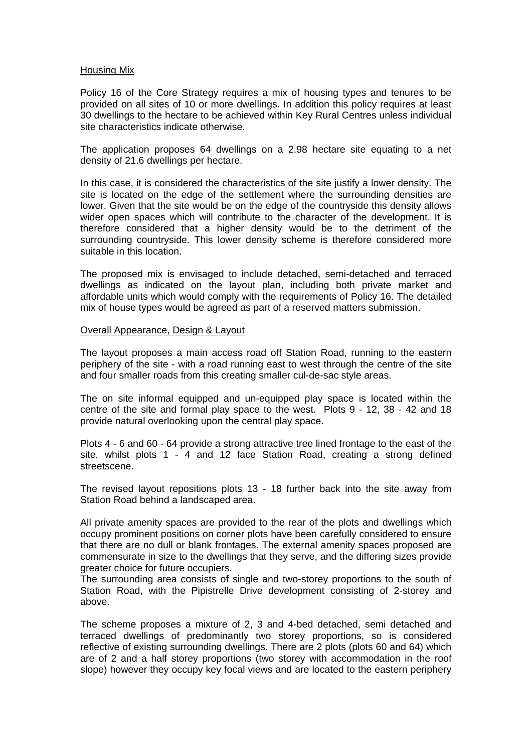Housing Mix

Policy 16 of the Core Strategy requires a mix of housing types and tenures to be provided on all sites of 10 or more dwellings. In addition this policy requires at least 30 dwellings to the hectare to be achieved within Key Rural Centres unless individual site characteristics indicate otherwise.

The application proposes 64 dwellings on a 2.98 hectare site equating to a net density of 21.6 dwellings per hectare.

In this case, it is considered the characteristics of the site justify a lower density. The site is located on the edge of the settlement where the surrounding densities are lower. Given that the site would be on the edge of the countryside this density allows wider open spaces which will contribute to the character of the development. It is therefore considered that a higher density would be to the detriment of the surrounding countryside. This lower density scheme is therefore considered more suitable in this location.

The proposed mix is envisaged to include detached, semi-detached and terraced dwellings as indicated on the layout plan, including both private market and affordable units which would comply with the requirements of Policy 16. The detailed mix of house types would be agreed as part of a reserved matters submission.

Overall Appearance, Design & Layout

The layout proposes a main access road off Station Road, running to the eastern periphery of the site - with a road running east to west through the centre of the site and four smaller roads from this creating smaller cul-de-sac style areas.

The on site informal equipped and un-equipped play space is located within the centre of the site and formal play space to the west. Plots 9 - 12, 38 - 42 and 18 provide natural overlooking upon the central play space.

Plots 4 - 6 and 60 - 64 provide a strong attractive tree lined frontage to the east of the site, whilst plots 1 - 4 and 12 face Station Road, creating a strong defined streetscene.

The revised layout repositions plots 13 - 18 further back into the site away from Station Road behind a landscaped area.

All private amenity spaces are provided to the rear of the plots and dwellings which occupy prominent positions on corner plots have been carefully considered to ensure that there are no dull or blank frontages. The external amenity spaces proposed are commensurate in size to the dwellings that they serve, and the differing sizes provide greater choice for future occupiers.
The surrounding area consists of single and two-storey proportions to the south of Station Road, with the Pipistrelle Drive development consisting of 2-storey and above.

The scheme proposes a mixture of 2, 3 and 4-bed detached, semi detached and terraced dwellings of predominantly two storey proportions, so is considered reflective of existing surrounding dwellings. There are 2 plots (plots 60 and 64) which are of 2 and a half storey proportions (two storey with accommodation in the roof slope) however they occupy key focal views and are located to the eastern periphery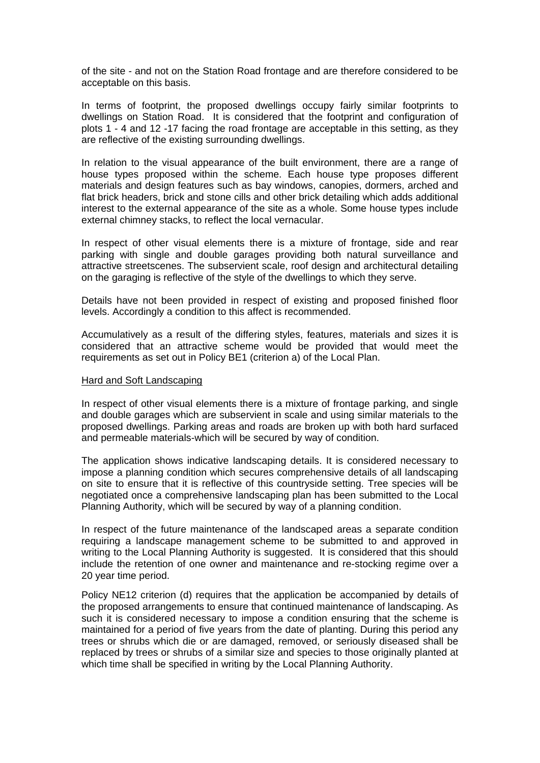of the site - and not on the Station Road frontage and are therefore considered to be acceptable on this basis.

In terms of footprint, the proposed dwellings occupy fairly similar footprints to dwellings on Station Road. It is considered that the footprint and configuration of plots 1 - 4 and 12 -17 facing the road frontage are acceptable in this setting, as they are reflective of the existing surrounding dwellings.

In relation to the visual appearance of the built environment, there are a range of house types proposed within the scheme. Each house type proposes different materials and design features such as bay windows, canopies, dormers, arched and flat brick headers, brick and stone cills and other brick detailing which adds additional interest to the external appearance of the site as a whole. Some house types include external chimney stacks, to reflect the local vernacular.

In respect of other visual elements there is a mixture of frontage, side and rear parking with single and double garages providing both natural surveillance and attractive streetscenes. The subservient scale, roof design and architectural detailing on the garaging is reflective of the style of the dwellings to which they serve.

Details have not been provided in respect of existing and proposed finished floor levels. Accordingly a condition to this affect is recommended.

Accumulatively as a result of the differing styles, features, materials and sizes it is considered that an attractive scheme would be provided that would meet the requirements as set out in Policy BE1 (criterion a) of the Local Plan.

<u>Hard and Soft Landscaping</u>

In respect of other visual elements there is a mixture of frontage parking, and single and double garages which are subservient in scale and using similar materials to the proposed dwellings. Parking areas and roads are broken up with both hard surfaced and permeable materials-which will be secured by way of condition.

The application shows indicative landscaping details. It is considered necessary to impose a planning condition which secures comprehensive details of all landscaping on site to ensure that it is reflective of this countryside setting. Tree species will be negotiated once a comprehensive landscaping plan has been submitted to the Local Planning Authority, which will be secured by way of a planning condition.

In respect of the future maintenance of the landscaped areas a separate condition requiring a landscape management scheme to be submitted to and approved in writing to the Local Planning Authority is suggested. It is considered that this should include the retention of one owner and maintenance and re-stocking regime over a 20 year time period.

Policy NE12 criterion (d) requires that the application be accompanied by details of the proposed arrangements to ensure that continued maintenance of landscaping. As such it is considered necessary to impose a condition ensuring that the scheme is maintained for a period of five years from the date of planting. During this period any trees or shrubs which die or are damaged, removed, or seriously diseased shall be replaced by trees or shrubs of a similar size and species to those originally planted at which time shall be specified in writing by the Local Planning Authority.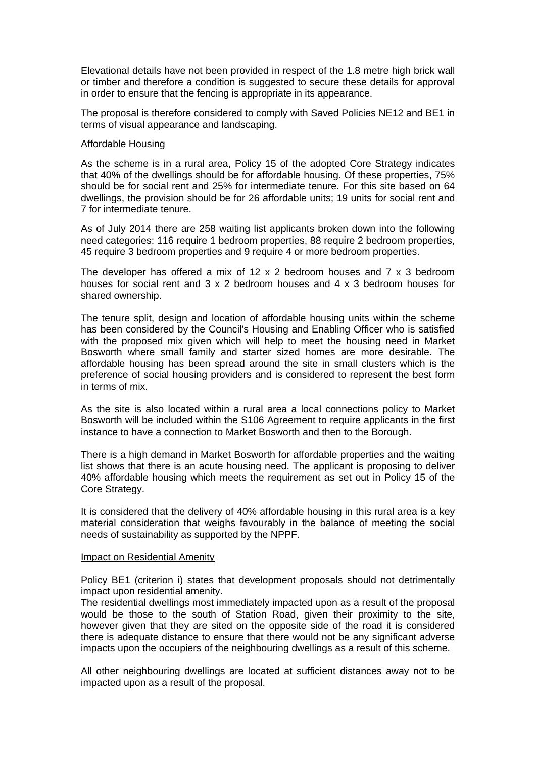Elevational details have not been provided in respect of the 1.8 metre high brick wall or timber and therefore a condition is suggested to secure these details for approval in order to ensure that the fencing is appropriate in its appearance.

The proposal is therefore considered to comply with Saved Policies NE12 and BE1 in terms of visual appearance and landscaping.

Affordable Housing

As the scheme is in a rural area, Policy 15 of the adopted Core Strategy indicates that 40% of the dwellings should be for affordable housing. Of these properties, 75% should be for social rent and 25% for intermediate tenure. For this site based on 64 dwellings, the provision should be for 26 affordable units; 19 units for social rent and 7 for intermediate tenure.

As of July 2014 there are 258 waiting list applicants broken down into the following need categories: 116 require 1 bedroom properties, 88 require 2 bedroom properties, 45 require 3 bedroom properties and 9 require 4 or more bedroom properties.

The developer has offered a mix of 12 x 2 bedroom houses and 7 x 3 bedroom houses for social rent and 3 x 2 bedroom houses and 4 x 3 bedroom houses for shared ownership.

The tenure split, design and location of affordable housing units within the scheme has been considered by the Council's Housing and Enabling Officer who is satisfied with the proposed mix given which will help to meet the housing need in Market Bosworth where small family and starter sized homes are more desirable. The affordable housing has been spread around the site in small clusters which is the preference of social housing providers and is considered to represent the best form in terms of mix.

As the site is also located within a rural area a local connections policy to Market Bosworth will be included within the S106 Agreement to require applicants in the first instance to have a connection to Market Bosworth and then to the Borough.

There is a high demand in Market Bosworth for affordable properties and the waiting list shows that there is an acute housing need. The applicant is proposing to deliver 40% affordable housing which meets the requirement as set out in Policy 15 of the Core Strategy.

It is considered that the delivery of 40% affordable housing in this rural area is a key material consideration that weighs favourably in the balance of meeting the social needs of sustainability as supported by the NPPF.

Impact on Residential Amenity

Policy BE1 (criterion i) states that development proposals should not detrimentally impact upon residential amenity.
The residential dwellings most immediately impacted upon as a result of the proposal would be those to the south of Station Road, given their proximity to the site, however given that they are sited on the opposite side of the road it is considered there is adequate distance to ensure that there would not be any significant adverse impacts upon the occupiers of the neighbouring dwellings as a result of this scheme.

All other neighbouring dwellings are located at sufficient distances away not to be impacted upon as a result of the proposal.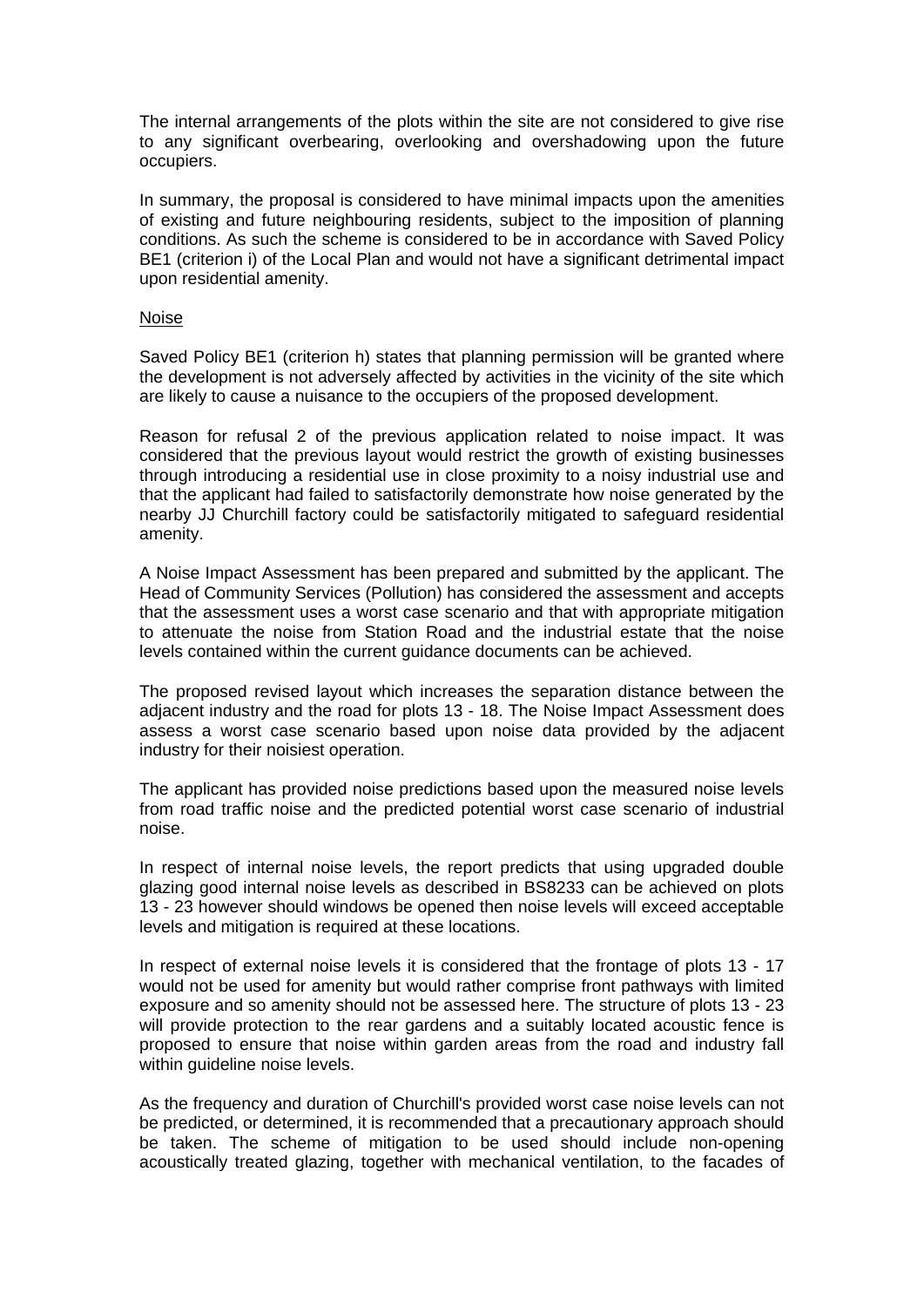The internal arrangements of the plots within the site are not considered to give rise to any significant overbearing, overlooking and overshadowing upon the future occupiers.

In summary, the proposal is considered to have minimal impacts upon the amenities of existing and future neighbouring residents, subject to the imposition of planning conditions. As such the scheme is considered to be in accordance with Saved Policy BE1 (criterion i) of the Local Plan and would not have a significant detrimental impact upon residential amenity.

Noise

Saved Policy BE1 (criterion h) states that planning permission will be granted where the development is not adversely affected by activities in the vicinity of the site which are likely to cause a nuisance to the occupiers of the proposed development.

Reason for refusal 2 of the previous application related to noise impact. It was considered that the previous layout would restrict the growth of existing businesses through introducing a residential use in close proximity to a noisy industrial use and that the applicant had failed to satisfactorily demonstrate how noise generated by the nearby JJ Churchill factory could be satisfactorily mitigated to safeguard residential amenity.

A Noise Impact Assessment has been prepared and submitted by the applicant. The Head of Community Services (Pollution) has considered the assessment and accepts that the assessment uses a worst case scenario and that with appropriate mitigation to attenuate the noise from Station Road and the industrial estate that the noise levels contained within the current guidance documents can be achieved.

The proposed revised layout which increases the separation distance between the adjacent industry and the road for plots 13 - 18. The Noise Impact Assessment does assess a worst case scenario based upon noise data provided by the adjacent industry for their noisiest operation.

The applicant has provided noise predictions based upon the measured noise levels from road traffic noise and the predicted potential worst case scenario of industrial noise.

In respect of internal noise levels, the report predicts that using upgraded double glazing good internal noise levels as described in BS8233 can be achieved on plots 13 - 23 however should windows be opened then noise levels will exceed acceptable levels and mitigation is required at these locations.

In respect of external noise levels it is considered that the frontage of plots 13 - 17 would not be used for amenity but would rather comprise front pathways with limited exposure and so amenity should not be assessed here. The structure of plots 13 - 23 will provide protection to the rear gardens and a suitably located acoustic fence is proposed to ensure that noise within garden areas from the road and industry fall within guideline noise levels.

As the frequency and duration of Churchill's provided worst case noise levels can not be predicted, or determined, it is recommended that a precautionary approach should be taken. The scheme of mitigation to be used should include non-opening acoustically treated glazing, together with mechanical ventilation, to the facades of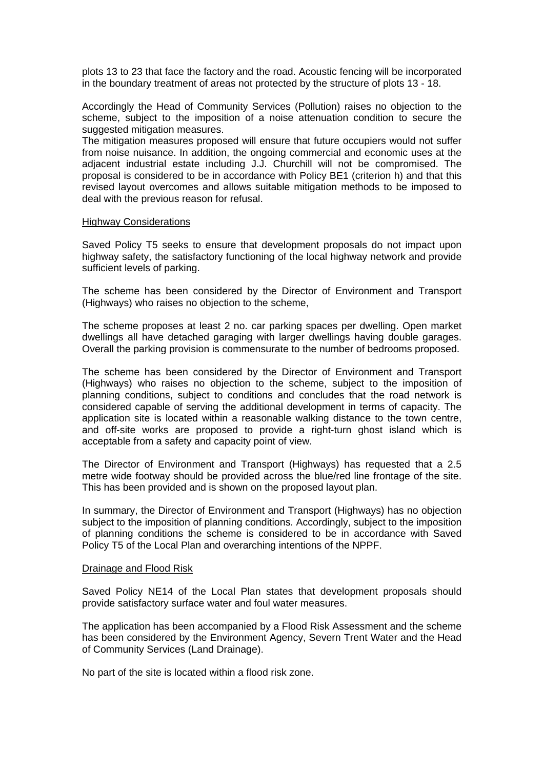plots 13 to 23 that face the factory and the road. Acoustic fencing will be incorporated in the boundary treatment of areas not protected by the structure of plots 13 - 18.

Accordingly the Head of Community Services (Pollution) raises no objection to the scheme, subject to the imposition of a noise attenuation condition to secure the suggested mitigation measures.
The mitigation measures proposed will ensure that future occupiers would not suffer from noise nuisance. In addition, the ongoing commercial and economic uses at the adjacent industrial estate including J.J. Churchill will not be compromised. The proposal is considered to be in accordance with Policy BE1 (criterion h) and that this revised layout overcomes and allows suitable mitigation methods to be imposed to deal with the previous reason for refusal.

### Highway Considerations

Saved Policy T5 seeks to ensure that development proposals do not impact upon highway safety, the satisfactory functioning of the local highway network and provide sufficient levels of parking.

The scheme has been considered by the Director of Environment and Transport (Highways) who raises no objection to the scheme,

The scheme proposes at least 2 no. car parking spaces per dwelling. Open market dwellings all have detached garaging with larger dwellings having double garages. Overall the parking provision is commensurate to the number of bedrooms proposed.

The scheme has been considered by the Director of Environment and Transport (Highways) who raises no objection to the scheme, subject to the imposition of planning conditions, subject to conditions and concludes that the road network is considered capable of serving the additional development in terms of capacity. The application site is located within a reasonable walking distance to the town centre, and off-site works are proposed to provide a right-turn ghost island which is acceptable from a safety and capacity point of view.

The Director of Environment and Transport (Highways) has requested that a 2.5 metre wide footway should be provided across the blue/red line frontage of the site. This has been provided and is shown on the proposed layout plan.

In summary, the Director of Environment and Transport (Highways) has no objection subject to the imposition of planning conditions. Accordingly, subject to the imposition of planning conditions the scheme is considered to be in accordance with Saved Policy T5 of the Local Plan and overarching intentions of the NPPF.

### Drainage and Flood Risk

Saved Policy NE14 of the Local Plan states that development proposals should provide satisfactory surface water and foul water measures.

The application has been accompanied by a Flood Risk Assessment and the scheme has been considered by the Environment Agency, Severn Trent Water and the Head of Community Services (Land Drainage).

No part of the site is located within a flood risk zone.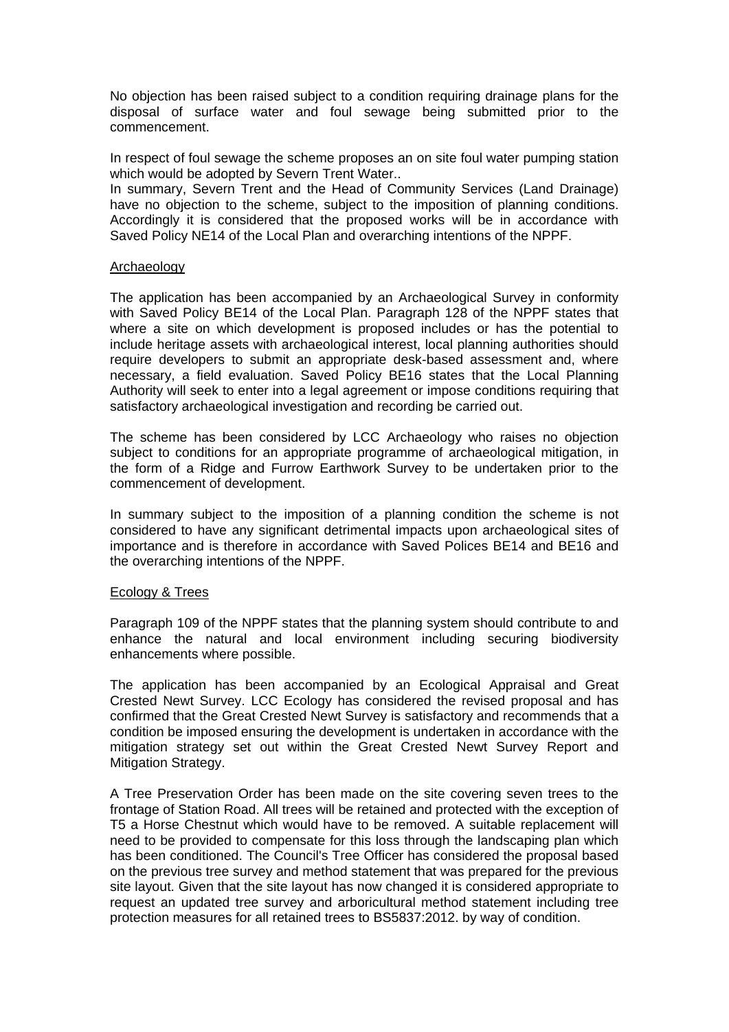No objection has been raised subject to a condition requiring drainage plans for the disposal of surface water and foul sewage being submitted prior to the commencement.

In respect of foul sewage the scheme proposes an on site foul water pumping station which would be adopted by Severn Trent Water..
In summary, Severn Trent and the Head of Community Services (Land Drainage) have no objection to the scheme, subject to the imposition of planning conditions. Accordingly it is considered that the proposed works will be in accordance with Saved Policy NE14 of the Local Plan and overarching intentions of the NPPF.

Archaeology

The application has been accompanied by an Archaeological Survey in conformity with Saved Policy BE14 of the Local Plan. Paragraph 128 of the NPPF states that where a site on which development is proposed includes or has the potential to include heritage assets with archaeological interest, local planning authorities should require developers to submit an appropriate desk-based assessment and, where necessary, a field evaluation. Saved Policy BE16 states that the Local Planning Authority will seek to enter into a legal agreement or impose conditions requiring that satisfactory archaeological investigation and recording be carried out.

The scheme has been considered by LCC Archaeology who raises no objection subject to conditions for an appropriate programme of archaeological mitigation, in the form of a Ridge and Furrow Earthwork Survey to be undertaken prior to the commencement of development.

In summary subject to the imposition of a planning condition the scheme is not considered to have any significant detrimental impacts upon archaeological sites of importance and is therefore in accordance with Saved Polices BE14 and BE16 and the overarching intentions of the NPPF.

Ecology & Trees

Paragraph 109 of the NPPF states that the planning system should contribute to and enhance the natural and local environment including securing biodiversity enhancements where possible.

The application has been accompanied by an Ecological Appraisal and Great Crested Newt Survey. LCC Ecology has considered the revised proposal and has confirmed that the Great Crested Newt Survey is satisfactory and recommends that a condition be imposed ensuring the development is undertaken in accordance with the mitigation strategy set out within the Great Crested Newt Survey Report and Mitigation Strategy.

A Tree Preservation Order has been made on the site covering seven trees to the frontage of Station Road. All trees will be retained and protected with the exception of T5 a Horse Chestnut which would have to be removed. A suitable replacement will need to be provided to compensate for this loss through the landscaping plan which has been conditioned. The Council's Tree Officer has considered the proposal based on the previous tree survey and method statement that was prepared for the previous site layout. Given that the site layout has now changed it is considered appropriate to request an updated tree survey and arboricultural method statement including tree protection measures for all retained trees to BS5837:2012. by way of condition.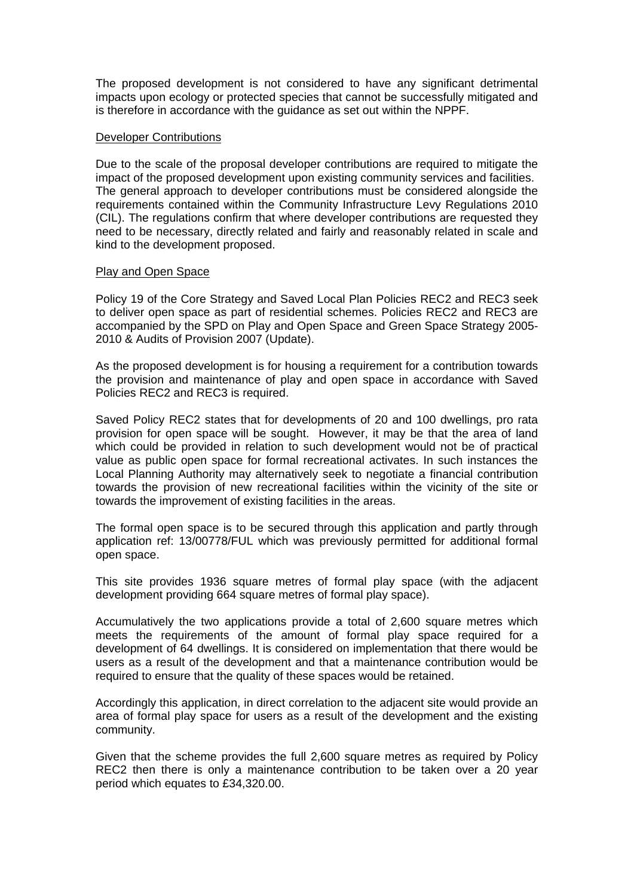The proposed development is not considered to have any significant detrimental impacts upon ecology or protected species that cannot be successfully mitigated and is therefore in accordance with the guidance as set out within the NPPF.

Developer Contributions

Due to the scale of the proposal developer contributions are required to mitigate the impact of the proposed development upon existing community services and facilities. The general approach to developer contributions must be considered alongside the requirements contained within the Community Infrastructure Levy Regulations 2010 (CIL). The regulations confirm that where developer contributions are requested they need to be necessary, directly related and fairly and reasonably related in scale and kind to the development proposed.

Play and Open Space

Policy 19 of the Core Strategy and Saved Local Plan Policies REC2 and REC3 seek to deliver open space as part of residential schemes. Policies REC2 and REC3 are accompanied by the SPD on Play and Open Space and Green Space Strategy 2005-2010 & Audits of Provision 2007 (Update).

As the proposed development is for housing a requirement for a contribution towards the provision and maintenance of play and open space in accordance with Saved Policies REC2 and REC3 is required.

Saved Policy REC2 states that for developments of 20 and 100 dwellings, pro rata provision for open space will be sought. However, it may be that the area of land which could be provided in relation to such development would not be of practical value as public open space for formal recreational activates. In such instances the Local Planning Authority may alternatively seek to negotiate a financial contribution towards the provision of new recreational facilities within the vicinity of the site or towards the improvement of existing facilities in the areas.

The formal open space is to be secured through this application and partly through application ref: 13/00778/FUL which was previously permitted for additional formal open space.

This site provides 1936 square metres of formal play space (with the adjacent development providing 664 square metres of formal play space).

Accumulatively the two applications provide a total of 2,600 square metres which meets the requirements of the amount of formal play space required for a development of 64 dwellings. It is considered on implementation that there would be users as a result of the development and that a maintenance contribution would be required to ensure that the quality of these spaces would be retained.

Accordingly this application, in direct correlation to the adjacent site would provide an area of formal play space for users as a result of the development and the existing community.

Given that the scheme provides the full 2,600 square metres as required by Policy REC2 then there is only a maintenance contribution to be taken over a 20 year period which equates to £34,320.00.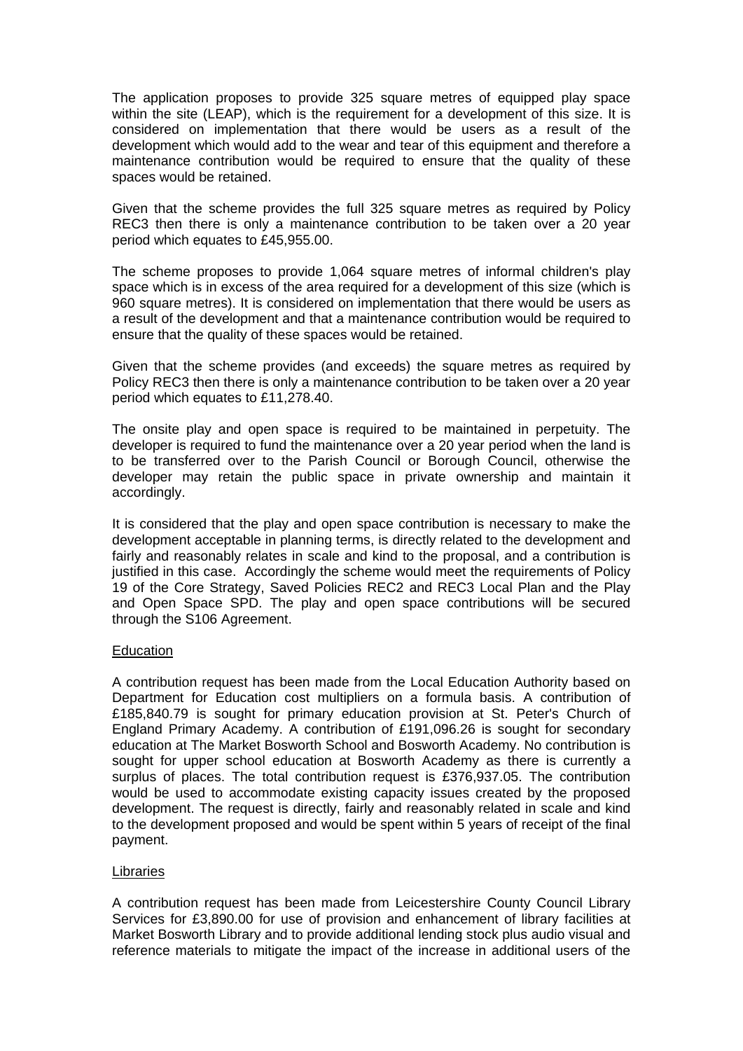The application proposes to provide 325 square metres of equipped play space within the site (LEAP), which is the requirement for a development of this size. It is considered on implementation that there would be users as a result of the development which would add to the wear and tear of this equipment and therefore a maintenance contribution would be required to ensure that the quality of these spaces would be retained.

Given that the scheme provides the full 325 square metres as required by Policy REC3 then there is only a maintenance contribution to be taken over a 20 year period which equates to £45,955.00.

The scheme proposes to provide 1,064 square metres of informal children's play space which is in excess of the area required for a development of this size (which is 960 square metres). It is considered on implementation that there would be users as a result of the development and that a maintenance contribution would be required to ensure that the quality of these spaces would be retained.

Given that the scheme provides (and exceeds) the square metres as required by Policy REC3 then there is only a maintenance contribution to be taken over a 20 year period which equates to £11,278.40.

The onsite play and open space is required to be maintained in perpetuity. The developer is required to fund the maintenance over a 20 year period when the land is to be transferred over to the Parish Council or Borough Council, otherwise the developer may retain the public space in private ownership and maintain it accordingly.

It is considered that the play and open space contribution is necessary to make the development acceptable in planning terms, is directly related to the development and fairly and reasonably relates in scale and kind to the proposal, and a contribution is justified in this case. Accordingly the scheme would meet the requirements of Policy 19 of the Core Strategy, Saved Policies REC2 and REC3 Local Plan and the Play and Open Space SPD. The play and open space contributions will be secured through the S106 Agreement.

Education

A contribution request has been made from the Local Education Authority based on Department for Education cost multipliers on a formula basis. A contribution of £185,840.79 is sought for primary education provision at St. Peter's Church of England Primary Academy. A contribution of £191,096.26 is sought for secondary education at The Market Bosworth School and Bosworth Academy. No contribution is sought for upper school education at Bosworth Academy as there is currently a surplus of places. The total contribution request is £376,937.05. The contribution would be used to accommodate existing capacity issues created by the proposed development. The request is directly, fairly and reasonably related in scale and kind to the development proposed and would be spent within 5 years of receipt of the final payment.

Libraries

A contribution request has been made from Leicestershire County Council Library Services for £3,890.00 for use of provision and enhancement of library facilities at Market Bosworth Library and to provide additional lending stock plus audio visual and reference materials to mitigate the impact of the increase in additional users of the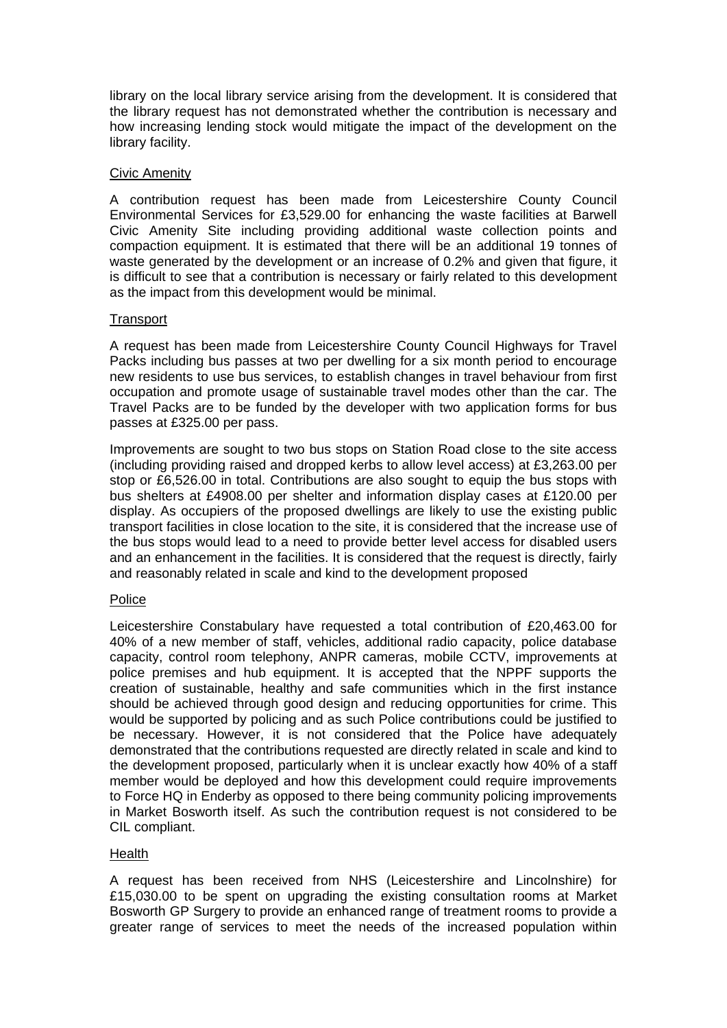library on the local library service arising from the development. It is considered that the library request has not demonstrated whether the contribution is necessary and how increasing lending stock would mitigate the impact of the development on the library facility.

Civic Amenity

A contribution request has been made from Leicestershire County Council Environmental Services for £3,529.00 for enhancing the waste facilities at Barwell Civic Amenity Site including providing additional waste collection points and compaction equipment. It is estimated that there will be an additional 19 tonnes of waste generated by the development or an increase of 0.2% and given that figure, it is difficult to see that a contribution is necessary or fairly related to this development as the impact from this development would be minimal.

Transport

A request has been made from Leicestershire County Council Highways for Travel Packs including bus passes at two per dwelling for a six month period to encourage new residents to use bus services, to establish changes in travel behaviour from first occupation and promote usage of sustainable travel modes other than the car. The Travel Packs are to be funded by the developer with two application forms for bus passes at £325.00 per pass.

Improvements are sought to two bus stops on Station Road close to the site access (including providing raised and dropped kerbs to allow level access) at £3,263.00 per stop or £6,526.00 in total. Contributions are also sought to equip the bus stops with bus shelters at £4908.00 per shelter and information display cases at £120.00 per display. As occupiers of the proposed dwellings are likely to use the existing public transport facilities in close location to the site, it is considered that the increase use of the bus stops would lead to a need to provide better level access for disabled users and an enhancement in the facilities. It is considered that the request is directly, fairly and reasonably related in scale and kind to the development proposed

Police

Leicestershire Constabulary have requested a total contribution of £20,463.00 for 40% of a new member of staff, vehicles, additional radio capacity, police database capacity, control room telephony, ANPR cameras, mobile CCTV, improvements at police premises and hub equipment. It is accepted that the NPPF supports the creation of sustainable, healthy and safe communities which in the first instance should be achieved through good design and reducing opportunities for crime. This would be supported by policing and as such Police contributions could be justified to be necessary. However, it is not considered that the Police have adequately demonstrated that the contributions requested are directly related in scale and kind to the development proposed, particularly when it is unclear exactly how 40% of a staff member would be deployed and how this development could require improvements to Force HQ in Enderby as opposed to there being community policing improvements in Market Bosworth itself. As such the contribution request is not considered to be CIL compliant.

Health

A request has been received from NHS (Leicestershire and Lincolnshire) for £15,030.00 to be spent on upgrading the existing consultation rooms at Market Bosworth GP Surgery to provide an enhanced range of treatment rooms to provide a greater range of services to meet the needs of the increased population within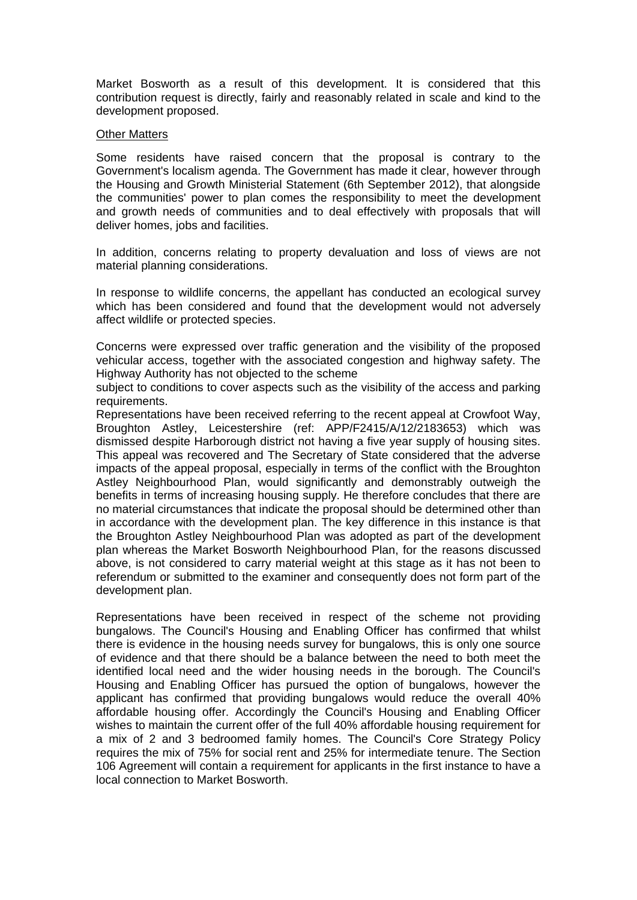Market Bosworth as a result of this development. It is considered that this contribution request is directly, fairly and reasonably related in scale and kind to the development proposed.

Other Matters

Some residents have raised concern that the proposal is contrary to the Government's localism agenda. The Government has made it clear, however through the Housing and Growth Ministerial Statement (6th September 2012), that alongside the communities' power to plan comes the responsibility to meet the development and growth needs of communities and to deal effectively with proposals that will deliver homes, jobs and facilities.

In addition, concerns relating to property devaluation and loss of views are not material planning considerations.

In response to wildlife concerns, the appellant has conducted an ecological survey which has been considered and found that the development would not adversely affect wildlife or protected species.

Concerns were expressed over traffic generation and the visibility of the proposed vehicular access, together with the associated congestion and highway safety. The Highway Authority has not objected to the scheme subject to conditions to cover aspects such as the visibility of the access and parking requirements.

Representations have been received referring to the recent appeal at Crowfoot Way, Broughton Astley, Leicestershire (ref: APP/F2415/A/12/2183653) which was dismissed despite Harborough district not having a five year supply of housing sites. This appeal was recovered and The Secretary of State considered that the adverse impacts of the appeal proposal, especially in terms of the conflict with the Broughton Astley Neighbourhood Plan, would significantly and demonstrably outweigh the benefits in terms of increasing housing supply. He therefore concludes that there are no material circumstances that indicate the proposal should be determined other than in accordance with the development plan. The key difference in this instance is that the Broughton Astley Neighbourhood Plan was adopted as part of the development plan whereas the Market Bosworth Neighbourhood Plan, for the reasons discussed above, is not considered to carry material weight at this stage as it has not been to referendum or submitted to the examiner and consequently does not form part of the development plan.

Representations have been received in respect of the scheme not providing bungalows. The Council's Housing and Enabling Officer has confirmed that whilst there is evidence in the housing needs survey for bungalows, this is only one source of evidence and that there should be a balance between the need to both meet the identified local need and the wider housing needs in the borough. The Council's Housing and Enabling Officer has pursued the option of bungalows, however the applicant has confirmed that providing bungalows would reduce the overall 40% affordable housing offer. Accordingly the Council's Housing and Enabling Officer wishes to maintain the current offer of the full 40% affordable housing requirement for a mix of 2 and 3 bedroomed family homes. The Council's Core Strategy Policy requires the mix of 75% for social rent and 25% for intermediate tenure. The Section 106 Agreement will contain a requirement for applicants in the first instance to have a local connection to Market Bosworth.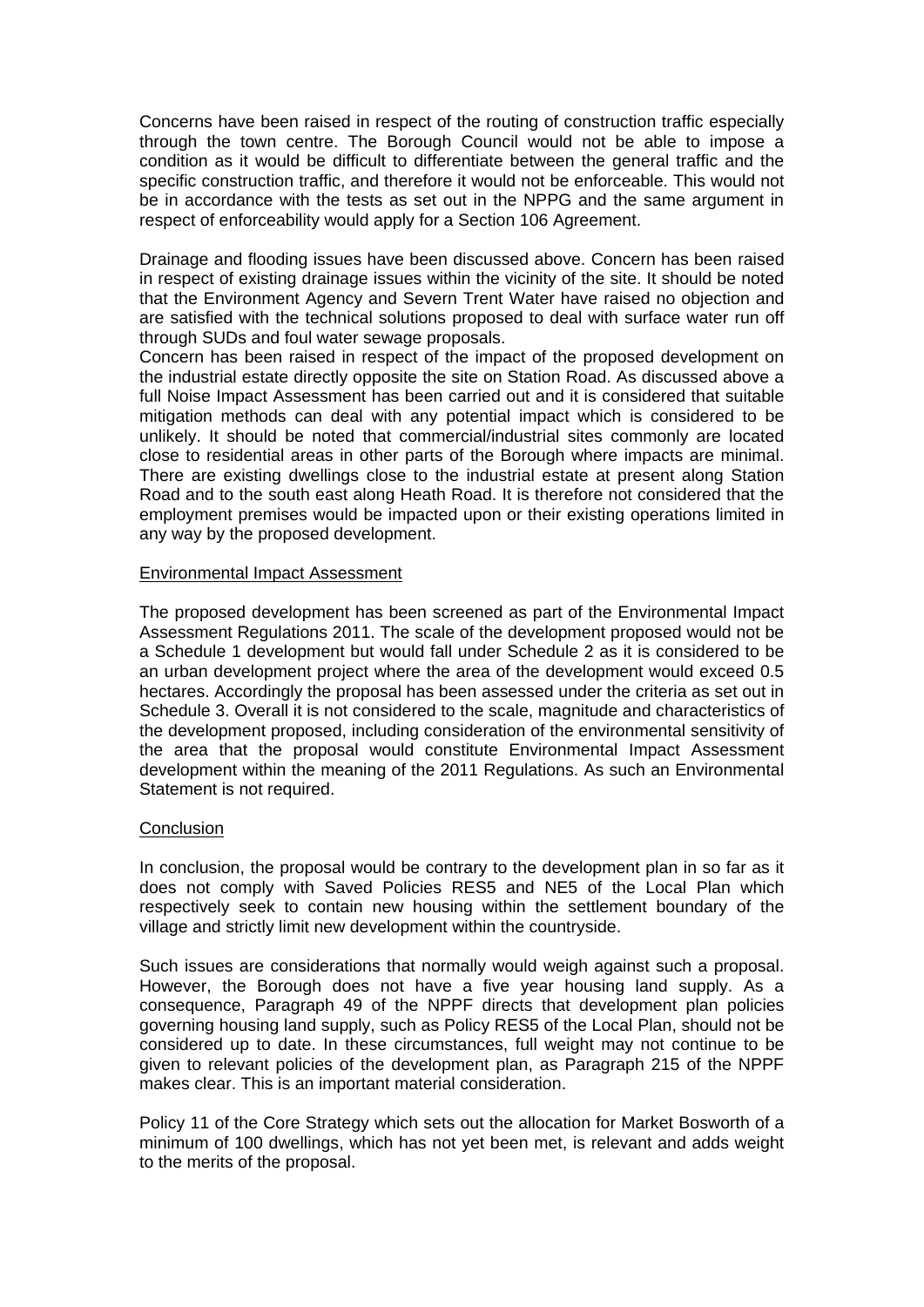Concerns have been raised in respect of the routing of construction traffic especially through the town centre. The Borough Council would not be able to impose a condition as it would be difficult to differentiate between the general traffic and the specific construction traffic, and therefore it would not be enforceable. This would not be in accordance with the tests as set out in the NPPG and the same argument in respect of enforceability would apply for a Section 106 Agreement.

Drainage and flooding issues have been discussed above. Concern has been raised in respect of existing drainage issues within the vicinity of the site. It should be noted that the Environment Agency and Severn Trent Water have raised no objection and are satisfied with the technical solutions proposed to deal with surface water run off through SUDs and foul water sewage proposals.

Concern has been raised in respect of the impact of the proposed development on the industrial estate directly opposite the site on Station Road. As discussed above a full Noise Impact Assessment has been carried out and it is considered that suitable mitigation methods can deal with any potential impact which is considered to be unlikely. It should be noted that commercial/industrial sites commonly are located close to residential areas in other parts of the Borough where impacts are minimal. There are existing dwellings close to the industrial estate at present along Station Road and to the south east along Heath Road. It is therefore not considered that the employment premises would be impacted upon or their existing operations limited in any way by the proposed development.

## Environmental Impact Assessment

The proposed development has been screened as part of the Environmental Impact Assessment Regulations 2011. The scale of the development proposed would not be a Schedule 1 development but would fall under Schedule 2 as it is considered to be an urban development project where the area of the development would exceed 0.5 hectares. Accordingly the proposal has been assessed under the criteria as set out in Schedule 3. Overall it is not considered to the scale, magnitude and characteristics of the development proposed, including consideration of the environmental sensitivity of the area that the proposal would constitute Environmental Impact Assessment development within the meaning of the 2011 Regulations. As such an Environmental Statement is not required.

## Conclusion

In conclusion, the proposal would be contrary to the development plan in so far as it does not comply with Saved Policies RES5 and NE5 of the Local Plan which respectively seek to contain new housing within the settlement boundary of the village and strictly limit new development within the countryside.

Such issues are considerations that normally would weigh against such a proposal. However, the Borough does not have a five year housing land supply. As a consequence, Paragraph 49 of the NPPF directs that development plan policies governing housing land supply, such as Policy RES5 of the Local Plan, should not be considered up to date. In these circumstances, full weight may not continue to be given to relevant policies of the development plan, as Paragraph 215 of the NPPF makes clear. This is an important material consideration.

Policy 11 of the Core Strategy which sets out the allocation for Market Bosworth of a minimum of 100 dwellings, which has not yet been met, is relevant and adds weight to the merits of the proposal.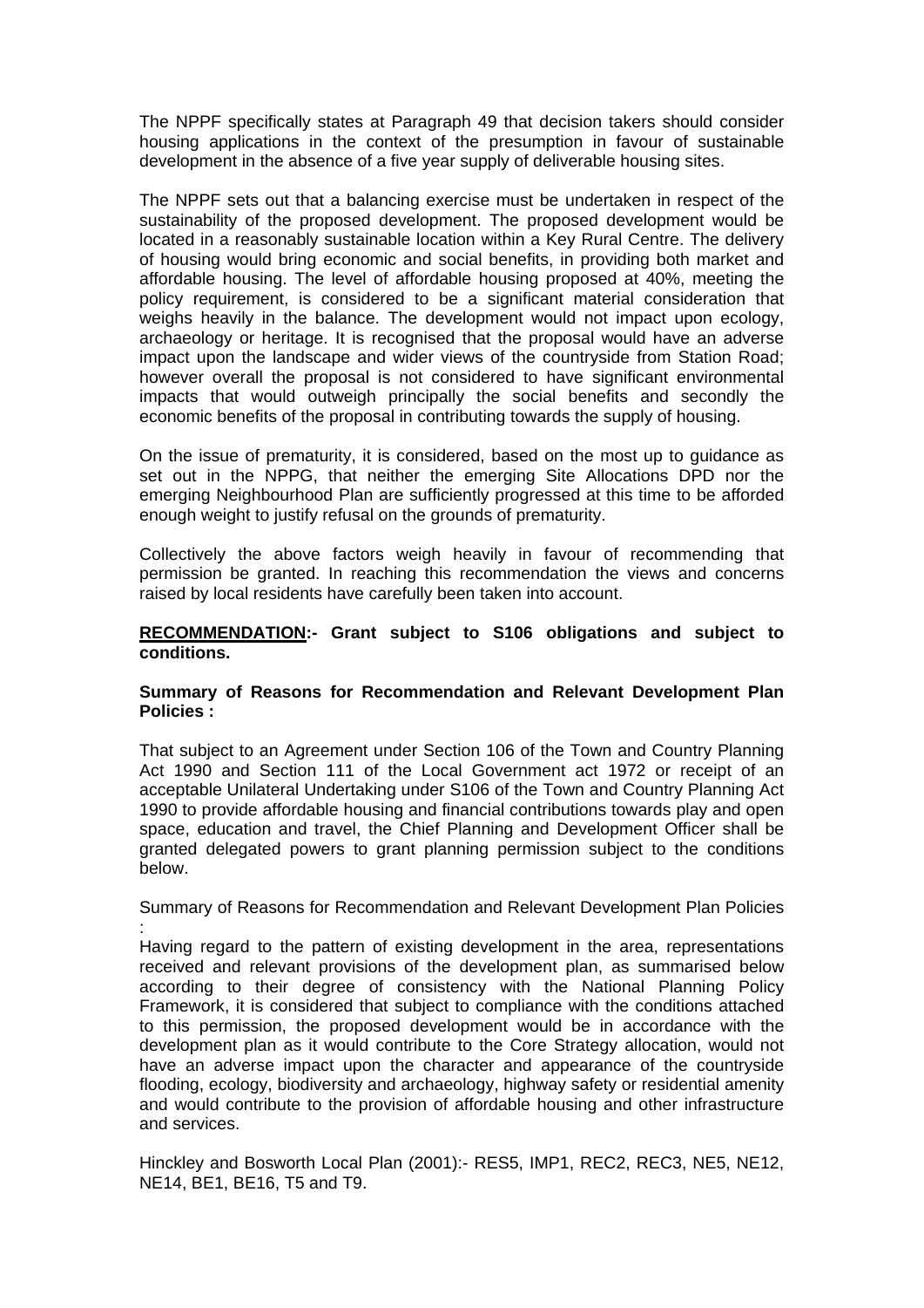The NPPF specifically states at Paragraph 49 that decision takers should consider housing applications in the context of the presumption in favour of sustainable development in the absence of a five year supply of deliverable housing sites.

The NPPF sets out that a balancing exercise must be undertaken in respect of the sustainability of the proposed development. The proposed development would be located in a reasonably sustainable location within a Key Rural Centre. The delivery of housing would bring economic and social benefits, in providing both market and affordable housing. The level of affordable housing proposed at 40%, meeting the policy requirement, is considered to be a significant material consideration that weighs heavily in the balance. The development would not impact upon ecology, archaeology or heritage. It is recognised that the proposal would have an adverse impact upon the landscape and wider views of the countryside from Station Road; however overall the proposal is not considered to have significant environmental impacts that would outweigh principally the social benefits and secondly the economic benefits of the proposal in contributing towards the supply of housing.

On the issue of prematurity, it is considered, based on the most up to guidance as set out in the NPPG, that neither the emerging Site Allocations DPD nor the emerging Neighbourhood Plan are sufficiently progressed at this time to be afforded enough weight to justify refusal on the grounds of prematurity.

Collectively the above factors weigh heavily in favour of recommending that permission be granted. In reaching this recommendation the views and concerns raised by local residents have carefully been taken into account.

**RECOMMENDATION:- Grant subject to S106 obligations and subject to conditions.**

**Summary of Reasons for Recommendation and Relevant Development Plan Policies :**

That subject to an Agreement under Section 106 of the Town and Country Planning Act 1990 and Section 111 of the Local Government act 1972 or receipt of an acceptable Unilateral Undertaking under S106 of the Town and Country Planning Act 1990 to provide affordable housing and financial contributions towards play and open space, education and travel, the Chief Planning and Development Officer shall be granted delegated powers to grant planning permission subject to the conditions below.

Summary of Reasons for Recommendation and Relevant Development Plan Policies :

Having regard to the pattern of existing development in the area, representations received and relevant provisions of the development plan, as summarised below according to their degree of consistency with the National Planning Policy Framework, it is considered that subject to compliance with the conditions attached to this permission, the proposed development would be in accordance with the development plan as it would contribute to the Core Strategy allocation, would not have an adverse impact upon the character and appearance of the countryside flooding, ecology, biodiversity and archaeology, highway safety or residential amenity and would contribute to the provision of affordable housing and other infrastructure and services.

Hinckley and Bosworth Local Plan (2001):- RES5, IMP1, REC2, REC3, NE5, NE12, NE14, BE1, BE16, T5 and T9.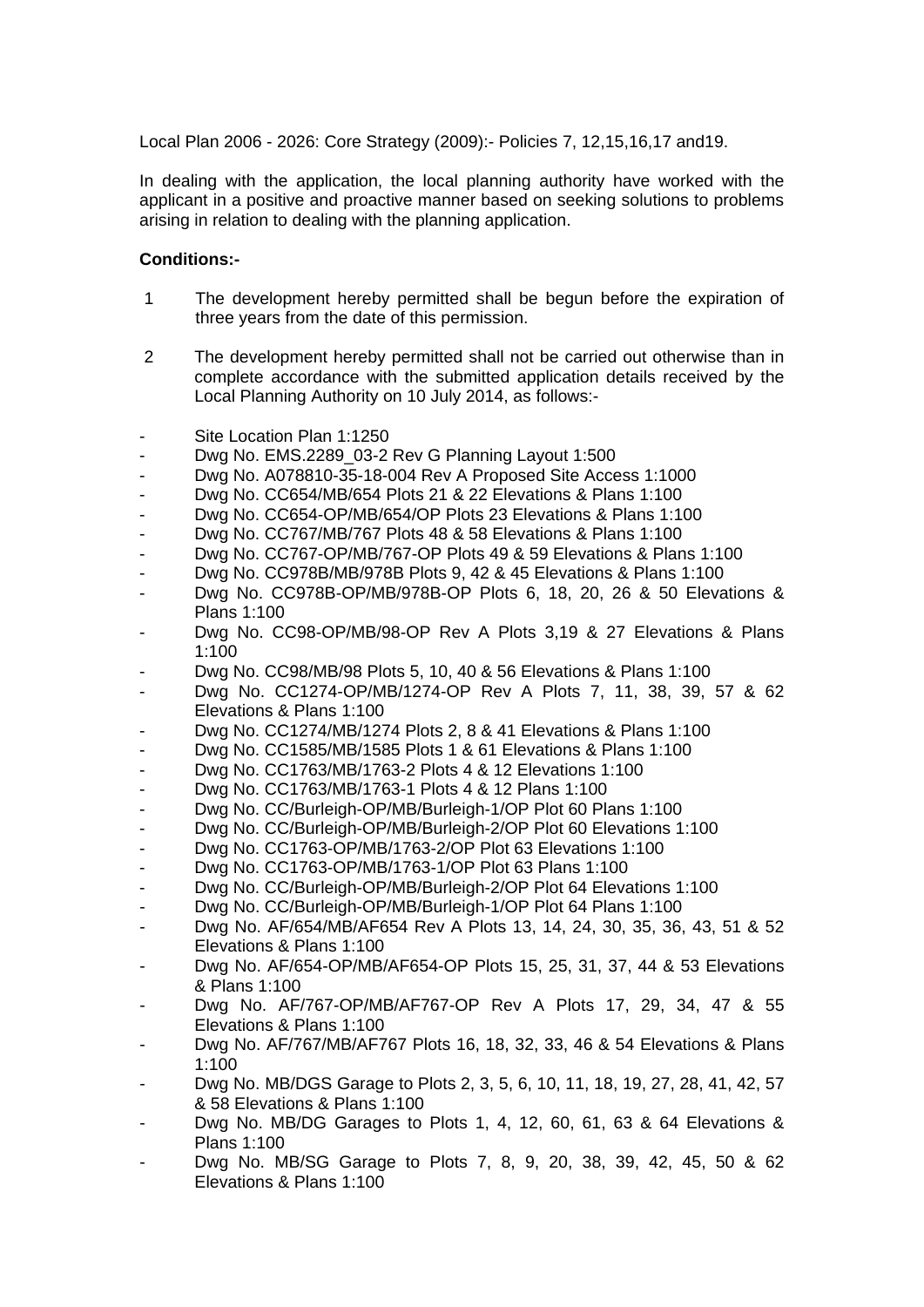Local Plan 2006 - 2026: Core Strategy (2009):- Policies 7, 12,15,16,17 and19.

In dealing with the application, the local planning authority have worked with the applicant in a positive and proactive manner based on seeking solutions to problems arising in relation to dealing with the planning application.

**Conditions:-**

1. The development hereby permitted shall be begun before the expiration of three years from the date of this permission.

2. The development hereby permitted shall not be carried out otherwise than in complete accordance with the submitted application details received by the Local Planning Authority on 10 July 2014, as follows:-

- Site Location Plan 1:1250
- Dwg No. EMS.2289_03-2 Rev G Planning Layout 1:500
- Dwg No. A078810-35-18-004 Rev A Proposed Site Access 1:1000
- Dwg No. CC654/MB/654 Plots 21 & 22 Elevations & Plans 1:100
- Dwg No. CC654-OP/MB/654/OP Plots 23 Elevations & Plans 1:100
- Dwg No. CC767/MB/767 Plots 48 & 58 Elevations & Plans 1:100
- Dwg No. CC767-OP/MB/767-OP Plots 49 & 59 Elevations & Plans 1:100
- Dwg No. CC978B/MB/978B Plots 9, 42 & 45 Elevations & Plans 1:100
- Dwg No. CC978B-OP/MB/978B-OP Plots 6, 18, 20, 26 & 50 Elevations & Plans 1:100
- Dwg No. CC98-OP/MB/98-OP Rev A Plots 3,19 & 27 Elevations & Plans 1:100
- Dwg No. CC98/MB/98 Plots 5, 10, 40 & 56 Elevations & Plans 1:100
- Dwg No. CC1274-OP/MB/1274-OP Rev A Plots 7, 11, 38, 39, 57 & 62 Elevations & Plans 1:100
- Dwg No. CC1274/MB/1274 Plots 2, 8 & 41 Elevations & Plans 1:100
- Dwg No. CC1585/MB/1585 Plots 1 & 61 Elevations & Plans 1:100
- Dwg No. CC1763/MB/1763-2 Plots 4 & 12 Elevations 1:100
- Dwg No. CC1763/MB/1763-1 Plots 4 & 12 Plans 1:100
- Dwg No. CC/Burleigh-OP/MB/Burleigh-1/OP Plot 60 Plans 1:100
- Dwg No. CC/Burleigh-OP/MB/Burleigh-2/OP Plot 60 Elevations 1:100
- Dwg No. CC1763-OP/MB/1763-2/OP Plot 63 Elevations 1:100
- Dwg No. CC1763-OP/MB/1763-1/OP Plot 63 Plans 1:100
- Dwg No. CC/Burleigh-OP/MB/Burleigh-2/OP Plot 64 Elevations 1:100
- Dwg No. CC/Burleigh-OP/MB/Burleigh-1/OP Plot 64 Plans 1:100
- Dwg No. AF/654/MB/AF654 Rev A Plots 13, 14, 24, 30, 35, 36, 43, 51 & 52 Elevations & Plans 1:100
- Dwg No. AF/654-OP/MB/AF654-OP Plots 15, 25, 31, 37, 44 & 53 Elevations & Plans 1:100
- Dwg No. AF/767-OP/MB/AF767-OP Rev A Plots 17, 29, 34, 47 & 55 Elevations & Plans 1:100
- Dwg No. AF/767/MB/AF767 Plots 16, 18, 32, 33, 46 & 54 Elevations & Plans 1:100
- Dwg No. MB/DGS Garage to Plots 2, 3, 5, 6, 10, 11, 18, 19, 27, 28, 41, 42, 57 & 58 Elevations & Plans 1:100
- Dwg No. MB/DG Garages to Plots 1, 4, 12, 60, 61, 63 & 64 Elevations & Plans 1:100
- Dwg No. MB/SG Garage to Plots 7, 8, 9, 20, 38, 39, 42, 45, 50 & 62 Elevations & Plans 1:100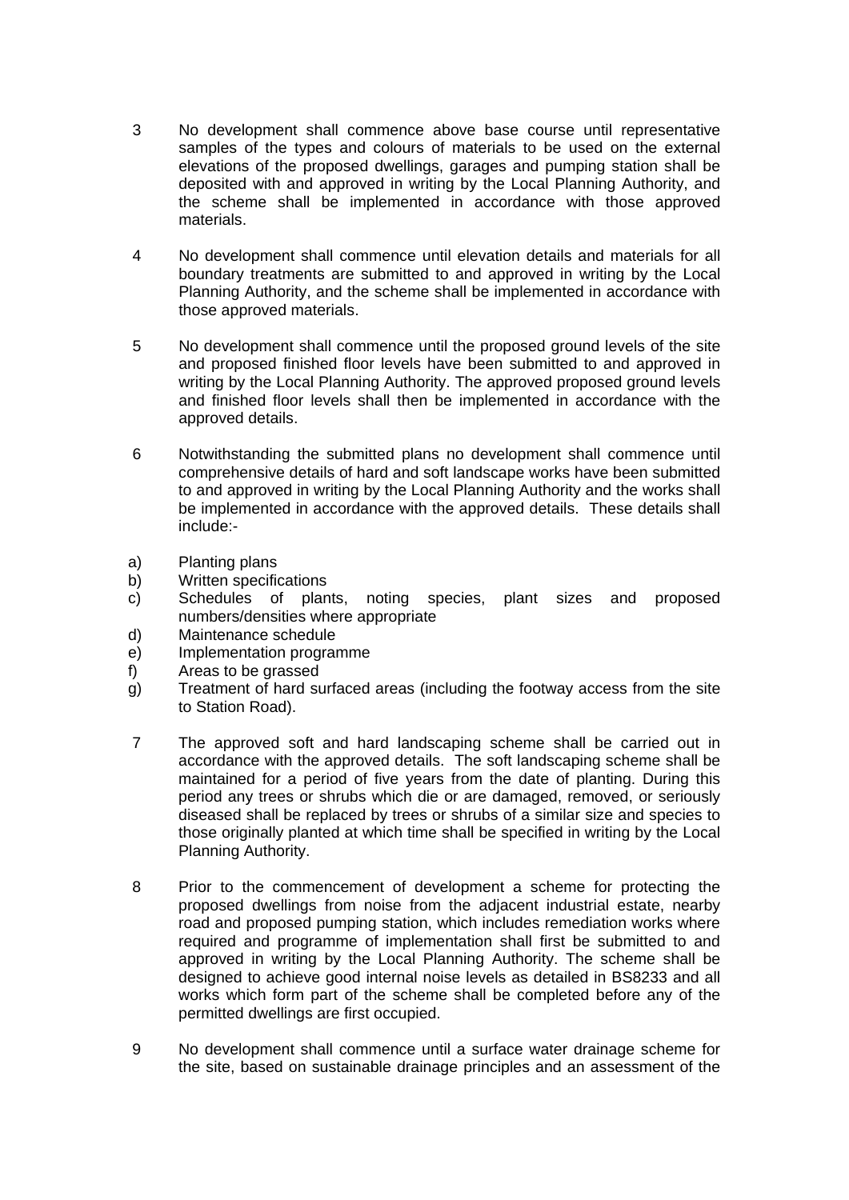3 No development shall commence above base course until representative samples of the types and colours of materials to be used on the external elevations of the proposed dwellings, garages and pumping station shall be deposited with and approved in writing by the Local Planning Authority, and the scheme shall be implemented in accordance with those approved materials.

4 No development shall commence until elevation details and materials for all boundary treatments are submitted to and approved in writing by the Local Planning Authority, and the scheme shall be implemented in accordance with those approved materials.

5 No development shall commence until the proposed ground levels of the site and proposed finished floor levels have been submitted to and approved in writing by the Local Planning Authority. The approved proposed ground levels and finished floor levels shall then be implemented in accordance with the approved details.

6 Notwithstanding the submitted plans no development shall commence until comprehensive details of hard and soft landscape works have been submitted to and approved in writing by the Local Planning Authority and the works shall be implemented in accordance with the approved details. These details shall include:-

a) Planting plans
b) Written specifications
c) Schedules of plants, noting species, plant sizes and proposed numbers/densities where appropriate
d) Maintenance schedule
e) Implementation programme
f) Areas to be grassed
g) Treatment of hard surfaced areas (including the footway access from the site to Station Road).

7 The approved soft and hard landscaping scheme shall be carried out in accordance with the approved details. The soft landscaping scheme shall be maintained for a period of five years from the date of planting. During this period any trees or shrubs which die or are damaged, removed, or seriously diseased shall be replaced by trees or shrubs of a similar size and species to those originally planted at which time shall be specified in writing by the Local Planning Authority.

8 Prior to the commencement of development a scheme for protecting the proposed dwellings from noise from the adjacent industrial estate, nearby road and proposed pumping station, which includes remediation works where required and programme of implementation shall first be submitted to and approved in writing by the Local Planning Authority. The scheme shall be designed to achieve good internal noise levels as detailed in BS8233 and all works which form part of the scheme shall be completed before any of the permitted dwellings are first occupied.

9 No development shall commence until a surface water drainage scheme for the site, based on sustainable drainage principles and an assessment of the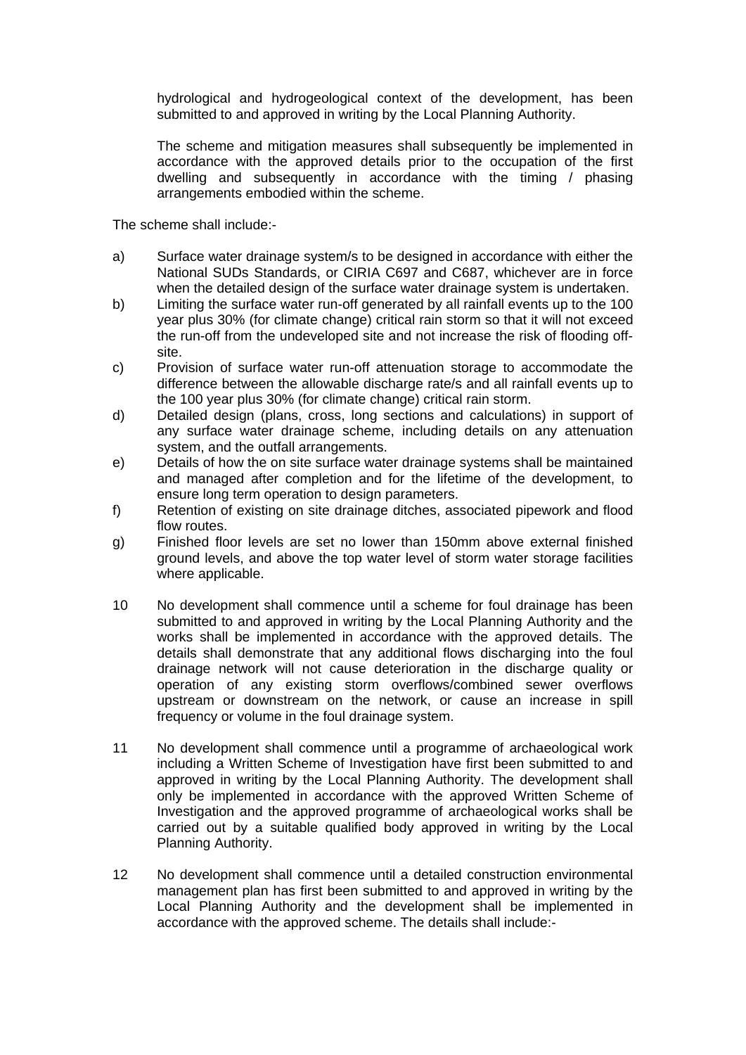hydrological and hydrogeological context of the development, has been submitted to and approved in writing by the Local Planning Authority.

The scheme and mitigation measures shall subsequently be implemented in accordance with the approved details prior to the occupation of the first dwelling and subsequently in accordance with the timing / phasing arrangements embodied within the scheme.

The scheme shall include:-

a) Surface water drainage system/s to be designed in accordance with either the National SUDs Standards, or CIRIA C697 and C687, whichever are in force when the detailed design of the surface water drainage system is undertaken.
b) Limiting the surface water run-off generated by all rainfall events up to the 100 year plus 30% (for climate change) critical rain storm so that it will not exceed the run-off from the undeveloped site and not increase the risk of flooding off-site.
c) Provision of surface water run-off attenuation storage to accommodate the difference between the allowable discharge rate/s and all rainfall events up to the 100 year plus 30% (for climate change) critical rain storm.
d) Detailed design (plans, cross, long sections and calculations) in support of any surface water drainage scheme, including details on any attenuation system, and the outfall arrangements.
e) Details of how the on site surface water drainage systems shall be maintained and managed after completion and for the lifetime of the development, to ensure long term operation to design parameters.
f) Retention of existing on site drainage ditches, associated pipework and flood flow routes.
g) Finished floor levels are set no lower than 150mm above external finished ground levels, and above the top water level of storm water storage facilities where applicable.

10 No development shall commence until a scheme for foul drainage has been submitted to and approved in writing by the Local Planning Authority and the works shall be implemented in accordance with the approved details. The details shall demonstrate that any additional flows discharging into the foul drainage network will not cause deterioration in the discharge quality or operation of any existing storm overflows/combined sewer overflows upstream or downstream on the network, or cause an increase in spill frequency or volume in the foul drainage system.

11 No development shall commence until a programme of archaeological work including a Written Scheme of Investigation have first been submitted to and approved in writing by the Local Planning Authority. The development shall only be implemented in accordance with the approved Written Scheme of Investigation and the approved programme of archaeological works shall be carried out by a suitable qualified body approved in writing by the Local Planning Authority.

12 No development shall commence until a detailed construction environmental management plan has first been submitted to and approved in writing by the Local Planning Authority and the development shall be implemented in accordance with the approved scheme. The details shall include:-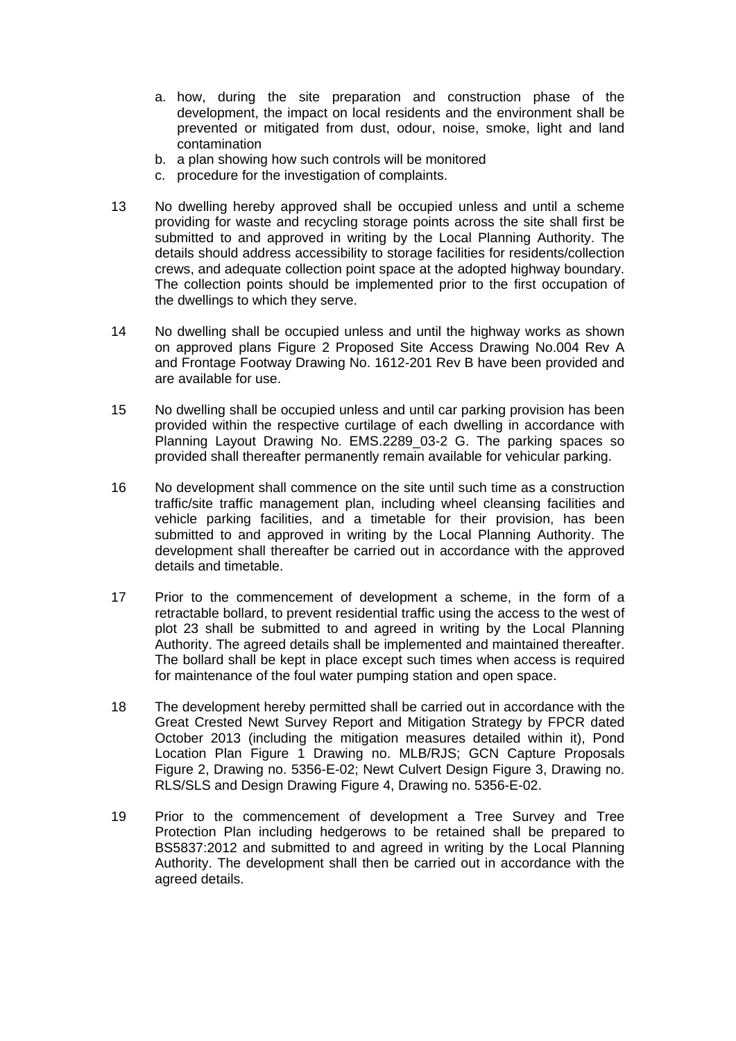a. how, during the site preparation and construction phase of the development, the impact on local residents and the environment shall be prevented or mitigated from dust, odour, noise, smoke, light and land contamination
b. a plan showing how such controls will be monitored
c. procedure for the investigation of complaints.

13 No dwelling hereby approved shall be occupied unless and until a scheme providing for waste and recycling storage points across the site shall first be submitted to and approved in writing by the Local Planning Authority. The details should address accessibility to storage facilities for residents/collection crews, and adequate collection point space at the adopted highway boundary. The collection points should be implemented prior to the first occupation of the dwellings to which they serve.

14 No dwelling shall be occupied unless and until the highway works as shown on approved plans Figure 2 Proposed Site Access Drawing No.004 Rev A and Frontage Footway Drawing No. 1612-201 Rev B have been provided and are available for use.

15 No dwelling shall be occupied unless and until car parking provision has been provided within the respective curtilage of each dwelling in accordance with Planning Layout Drawing No. EMS.2289_03-2 G. The parking spaces so provided shall thereafter permanently remain available for vehicular parking.

16 No development shall commence on the site until such time as a construction traffic/site traffic management plan, including wheel cleansing facilities and vehicle parking facilities, and a timetable for their provision, has been submitted to and approved in writing by the Local Planning Authority. The development shall thereafter be carried out in accordance with the approved details and timetable.

17 Prior to the commencement of development a scheme, in the form of a retractable bollard, to prevent residential traffic using the access to the west of plot 23 shall be submitted to and agreed in writing by the Local Planning Authority. The agreed details shall be implemented and maintained thereafter. The bollard shall be kept in place except such times when access is required for maintenance of the foul water pumping station and open space.

18 The development hereby permitted shall be carried out in accordance with the Great Crested Newt Survey Report and Mitigation Strategy by FPCR dated October 2013 (including the mitigation measures detailed within it), Pond Location Plan Figure 1 Drawing no. MLB/RJS; GCN Capture Proposals Figure 2, Drawing no. 5356-E-02; Newt Culvert Design Figure 3, Drawing no. RLS/SLS and Design Drawing Figure 4, Drawing no. 5356-E-02.

19 Prior to the commencement of development a Tree Survey and Tree Protection Plan including hedgerows to be retained shall be prepared to BS5837:2012 and submitted to and agreed in writing by the Local Planning Authority. The development shall then be carried out in accordance with the agreed details.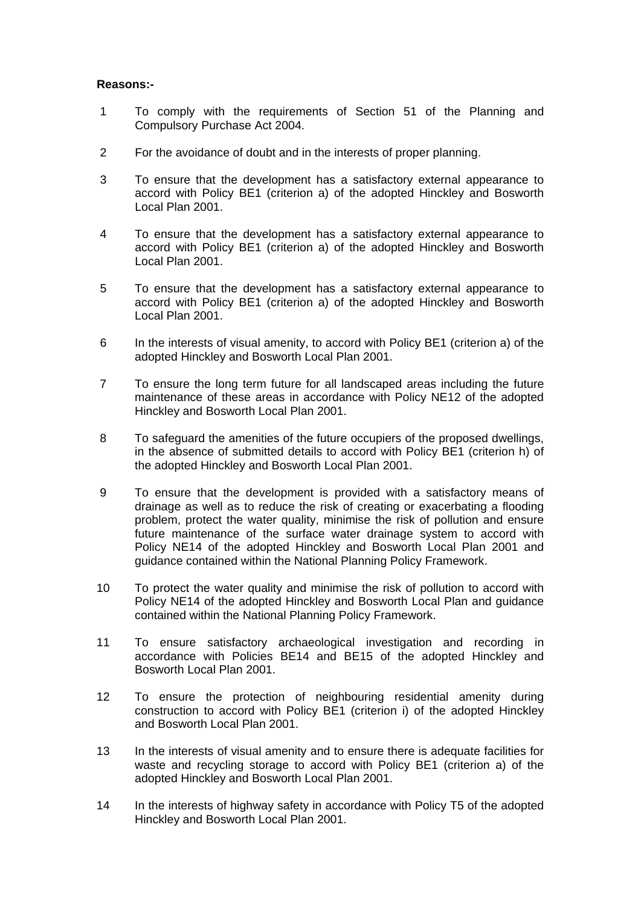**Reasons:-**

1. To comply with the requirements of Section 51 of the Planning and Compulsory Purchase Act 2004.

2. For the avoidance of doubt and in the interests of proper planning.

3. To ensure that the development has a satisfactory external appearance to accord with Policy BE1 (criterion a) of the adopted Hinckley and Bosworth Local Plan 2001.

4. To ensure that the development has a satisfactory external appearance to accord with Policy BE1 (criterion a) of the adopted Hinckley and Bosworth Local Plan 2001.

5. To ensure that the development has a satisfactory external appearance to accord with Policy BE1 (criterion a) of the adopted Hinckley and Bosworth Local Plan 2001.

6. In the interests of visual amenity, to accord with Policy BE1 (criterion a) of the adopted Hinckley and Bosworth Local Plan 2001.

7. To ensure the long term future for all landscaped areas including the future maintenance of these areas in accordance with Policy NE12 of the adopted Hinckley and Bosworth Local Plan 2001.

8. To safeguard the amenities of the future occupiers of the proposed dwellings, in the absence of submitted details to accord with Policy BE1 (criterion h) of the adopted Hinckley and Bosworth Local Plan 2001.

9. To ensure that the development is provided with a satisfactory means of drainage as well as to reduce the risk of creating or exacerbating a flooding problem, protect the water quality, minimise the risk of pollution and ensure future maintenance of the surface water drainage system to accord with Policy NE14 of the adopted Hinckley and Bosworth Local Plan 2001 and guidance contained within the National Planning Policy Framework.

10. To protect the water quality and minimise the risk of pollution to accord with Policy NE14 of the adopted Hinckley and Bosworth Local Plan and guidance contained within the National Planning Policy Framework.

11. To ensure satisfactory archaeological investigation and recording in accordance with Policies BE14 and BE15 of the adopted Hinckley and Bosworth Local Plan 2001.

12. To ensure the protection of neighbouring residential amenity during construction to accord with Policy BE1 (criterion i) of the adopted Hinckley and Bosworth Local Plan 2001.

13. In the interests of visual amenity and to ensure there is adequate facilities for waste and recycling storage to accord with Policy BE1 (criterion a) of the adopted Hinckley and Bosworth Local Plan 2001.

14. In the interests of highway safety in accordance with Policy T5 of the adopted Hinckley and Bosworth Local Plan 2001.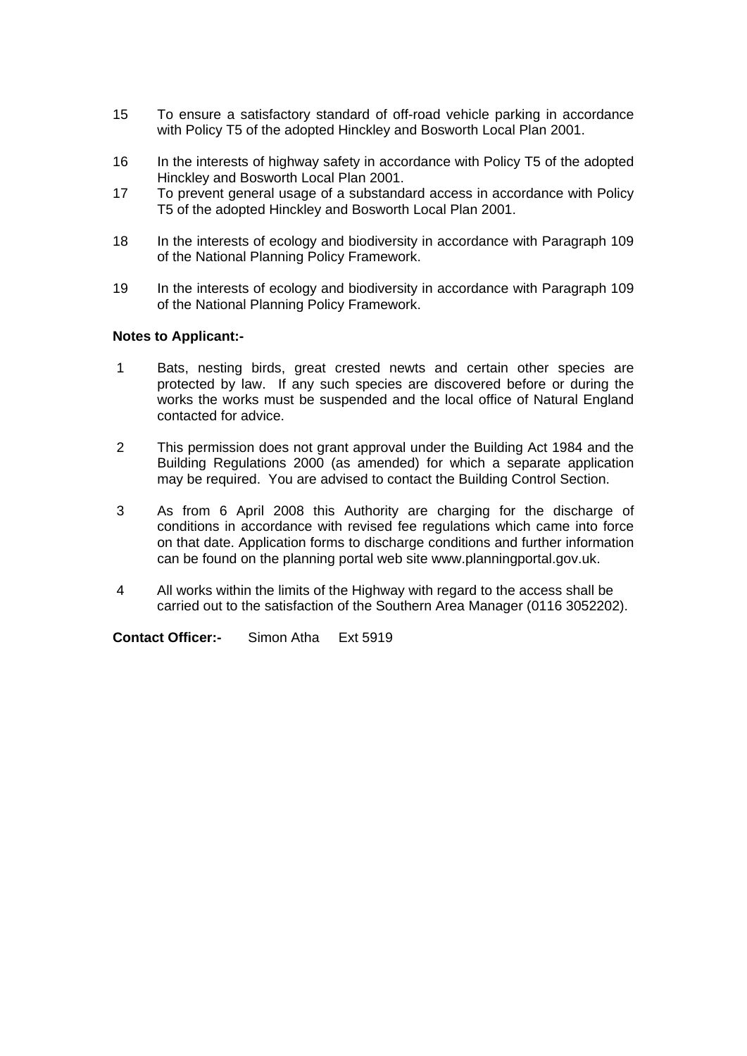15 To ensure a satisfactory standard of off-road vehicle parking in accordance with Policy T5 of the adopted Hinckley and Bosworth Local Plan 2001.

16 In the interests of highway safety in accordance with Policy T5 of the adopted Hinckley and Bosworth Local Plan 2001.

17 To prevent general usage of a substandard access in accordance with Policy T5 of the adopted Hinckley and Bosworth Local Plan 2001.

18 In the interests of ecology and biodiversity in accordance with Paragraph 109 of the National Planning Policy Framework.

19 In the interests of ecology and biodiversity in accordance with Paragraph 109 of the National Planning Policy Framework.

**Notes to Applicant:-**

1 Bats, nesting birds, great crested newts and certain other species are protected by law. If any such species are discovered before or during the works the works must be suspended and the local office of Natural England contacted for advice.

2 This permission does not grant approval under the Building Act 1984 and the Building Regulations 2000 (as amended) for which a separate application may be required. You are advised to contact the Building Control Section.

3 As from 6 April 2008 this Authority are charging for the discharge of conditions in accordance with revised fee regulations which came into force on that date. Application forms to discharge conditions and further information can be found on the planning portal web site www.planningportal.gov.uk.

4 All works within the limits of the Highway with regard to the access shall be carried out to the satisfaction of the Southern Area Manager (0116 3052202).

**Contact Officer:-** Simon Atha Ext 5919